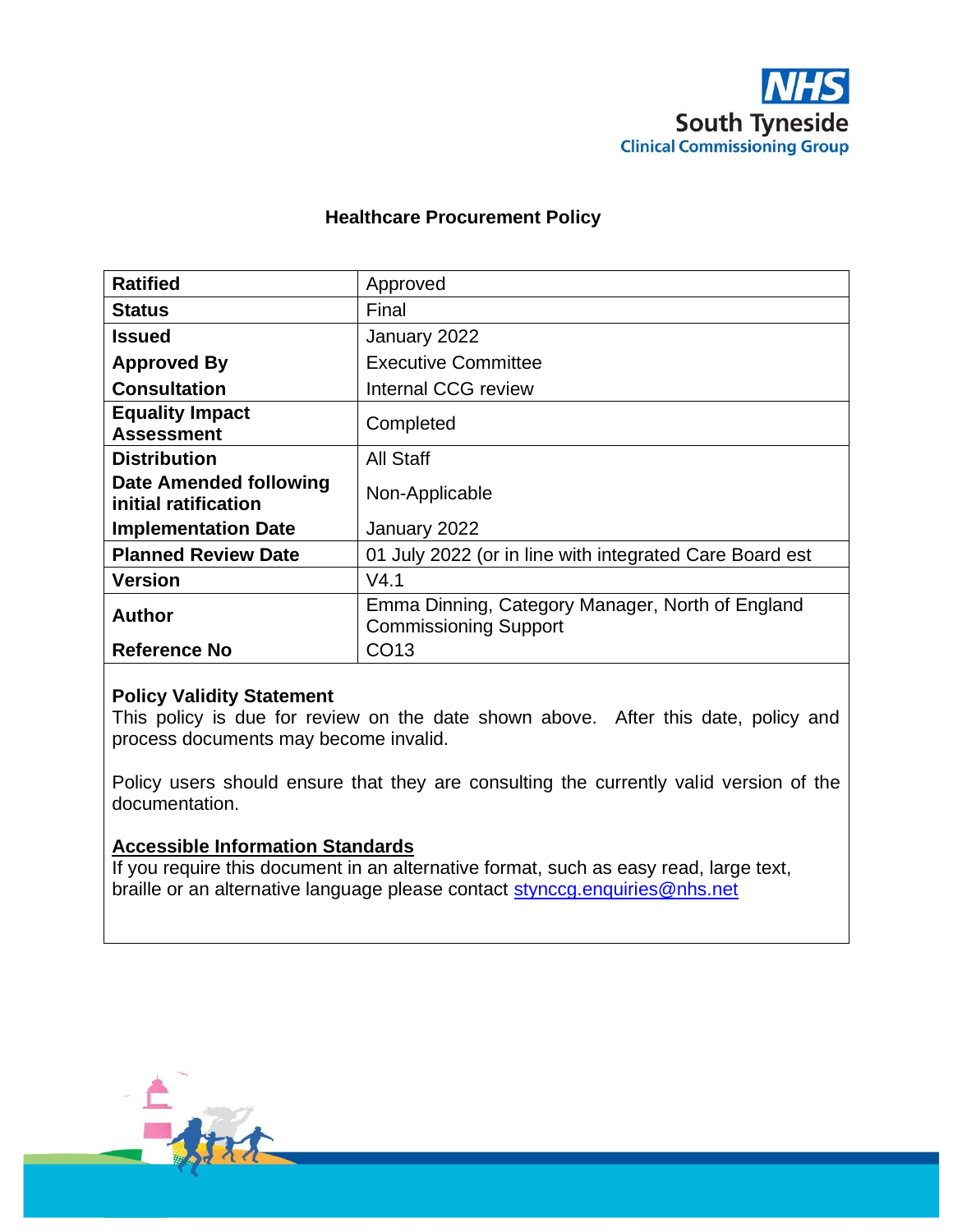NHS
South Tyneside
Clinical Commissioning Group

# Healthcare Procurement Policy

| | |
|---|---|
| **Ratified** | Approved |
| **Status** | Final |
| **Issued** | January 2022 |
| **Approved By** | Executive Committee |
| **Consultation** | Internal CCG review |
| **Equality Impact Assessment** | Completed |
| **Distribution** | All Staff |
| **Date Amended following initial ratification** | Non-Applicable |
| **Implementation Date** | January 2022 |
| **Planned Review Date** | 01 July 2022 (or in line with integrated Care Board est |
| **Version** | V4.1 |
| **Author** | Emma Dinning, Category Manager, North of England Commissioning Support |
| **Reference No** | CO13 |

**Policy Validity Statement**
This policy is due for review on the date shown above. After this date, policy and process documents may become invalid.

Policy users should ensure that they are consulting the currently valid version of the documentation.

**Accessible Information Standards**
If you require this document in an alternative format, such as easy read, large text, braille or an alternative language please contact stynccg.enquiries@nhs.net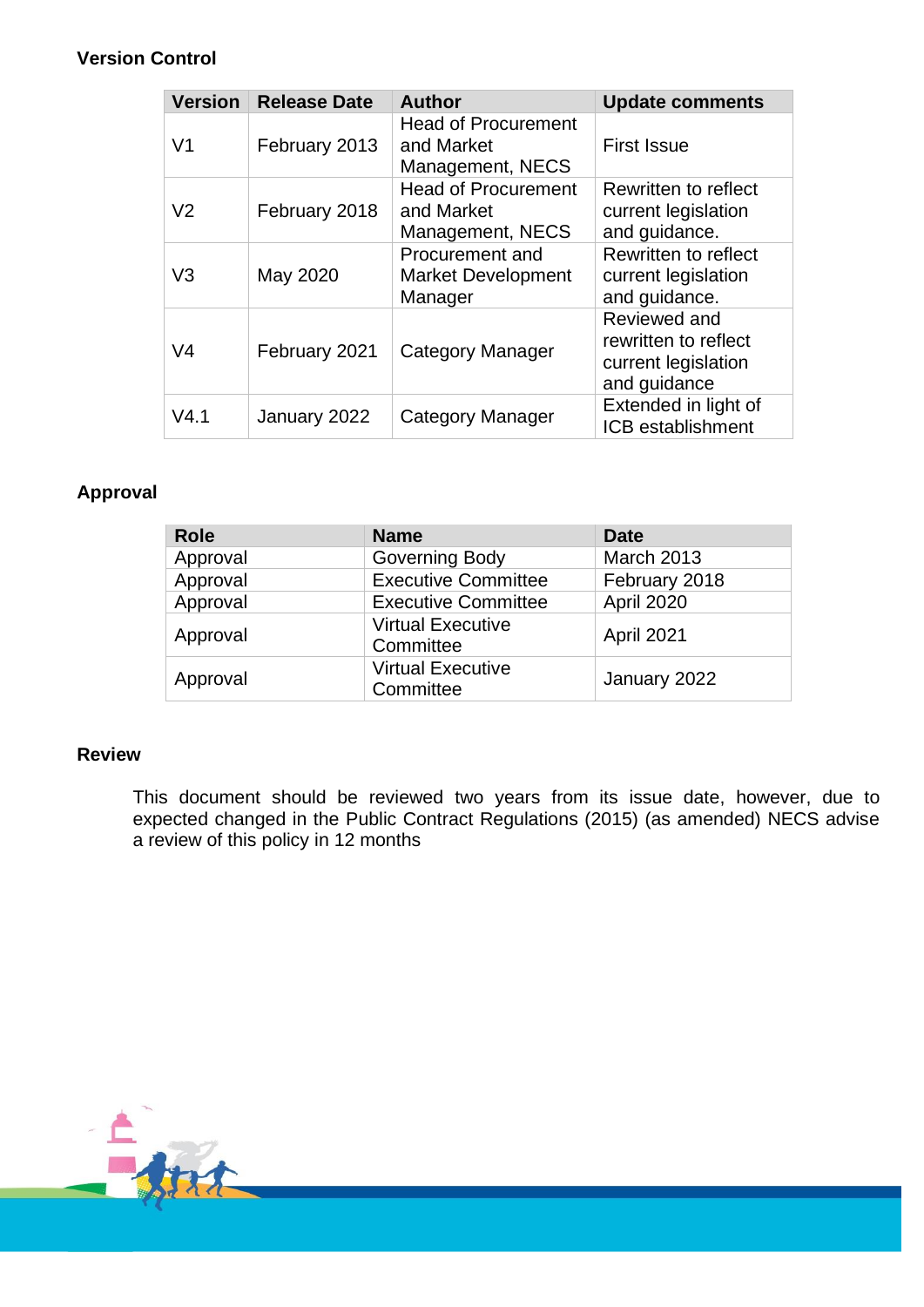**Version Control**

| Version | Release Date | Author | Update comments |
|---|---|---|---|
| V1 | February 2013 | Head of Procurement and Market Management, NECS | First Issue |
| V2 | February 2018 | Head of Procurement and Market Management, NECS | Rewritten to reflect current legislation and guidance. |
| V3 | May 2020 | Procurement and Market Development Manager | Rewritten to reflect current legislation and guidance. |
| V4 | February 2021 | Category Manager | Reviewed and rewritten to reflect current legislation and guidance |
| V4.1 | January 2022 | Category Manager | Extended in light of ICB establishment |

**Approval**

| Role | Name | Date |
|---|---|---|
| Approval | Governing Body | March 2013 |
| Approval | Executive Committee | February 2018 |
| Approval | Executive Committee | April 2020 |
| Approval | Virtual Executive Committee | April 2021 |
| Approval | Virtual Executive Committee | January 2022 |

**Review**

This document should be reviewed two years from its issue date, however, due to expected changed in the Public Contract Regulations (2015) (as amended) NECS advise a review of this policy in 12 months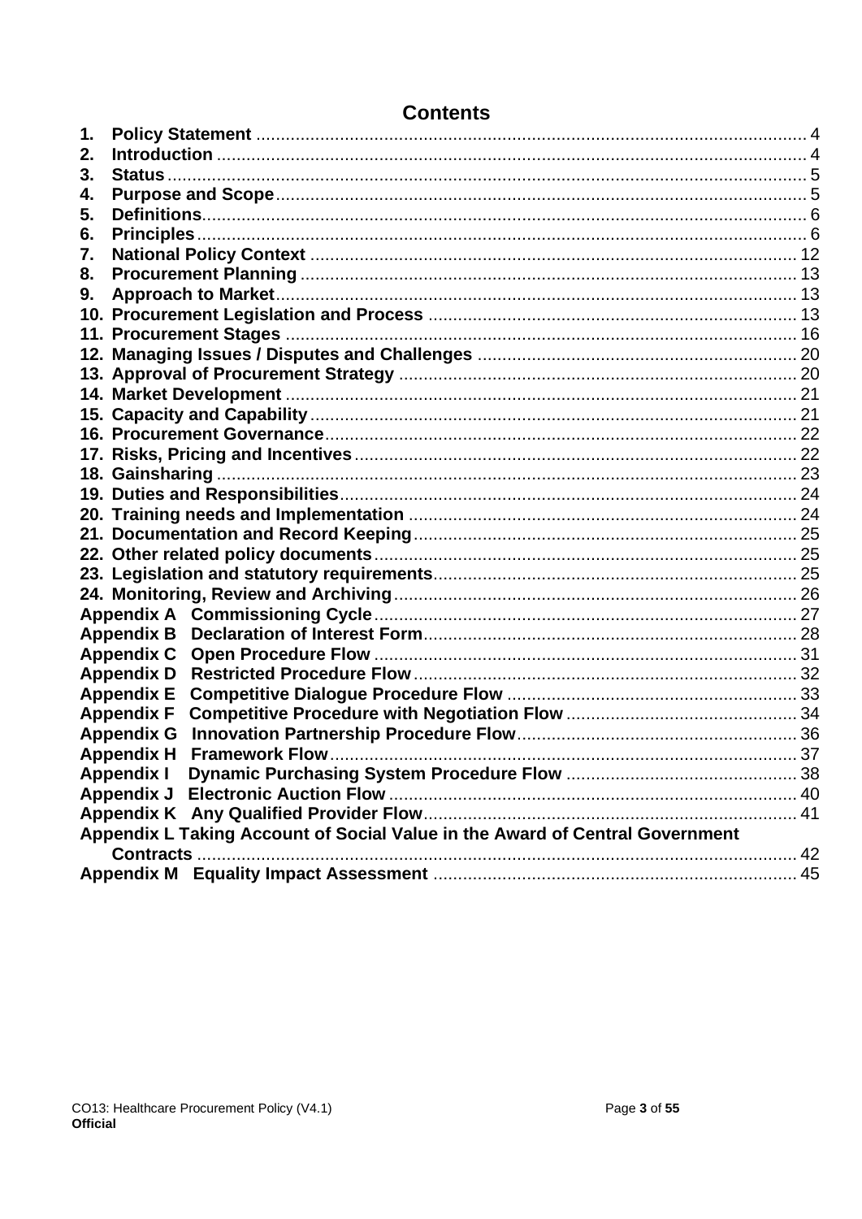# Contents

1. **Policy Statement** ............................................................ 4
2. **Introduction** ............................................................ 4
3. **Status** ............................................................ 5
4. **Purpose and Scope** ............................................................ 5
5. **Definitions** ............................................................ 6
6. **Principles** ............................................................ 6
7. **National Policy Context** ............................................................ 12
8. **Procurement Planning** ............................................................ 13
9. **Approach to Market** ............................................................ 13
10. **Procurement Legislation and Process** ............................................................ 13
11. **Procurement Stages** ............................................................ 16
12. **Managing Issues / Disputes and Challenges** ............................................................ 20
13. **Approval of Procurement Strategy** ............................................................ 20
14. **Market Development** ............................................................ 21
15. **Capacity and Capability** ............................................................ 21
16. **Procurement Governance** ............................................................ 22
17. **Risks, Pricing and Incentives** ............................................................ 22
18. **Gainsharing** ............................................................ 23
19. **Duties and Responsibilities** ............................................................ 24
20. **Training needs and Implementation** ............................................................ 24
21. **Documentation and Record Keeping** ............................................................ 25
22. **Other related policy documents** ............................................................ 25
23. **Legislation and statutory requirements** ............................................................ 25
24. **Monitoring, Review and Archiving** ............................................................ 26

**Appendix A Commissioning Cycle** ............................................................ 27
**Appendix B Declaration of Interest Form** ............................................................ 28
**Appendix C Open Procedure Flow** ............................................................ 31
**Appendix D Restricted Procedure Flow** ............................................................ 32
**Appendix E Competitive Dialogue Procedure Flow** ............................................................ 33
**Appendix F Competitive Procedure with Negotiation Flow** ............................................................ 34
**Appendix G Innovation Partnership Procedure Flow** ............................................................ 36
**Appendix H Framework Flow** ............................................................ 37
**Appendix I Dynamic Purchasing System Procedure Flow** ............................................................ 38
**Appendix J Electronic Auction Flow** ............................................................ 40
**Appendix K Any Qualified Provider Flow** ............................................................ 41
**Appendix L Taking Account of Social Value in the Award of Central Government Contracts** ............................................................ 42
**Appendix M Equality Impact Assessment** ............................................................ 45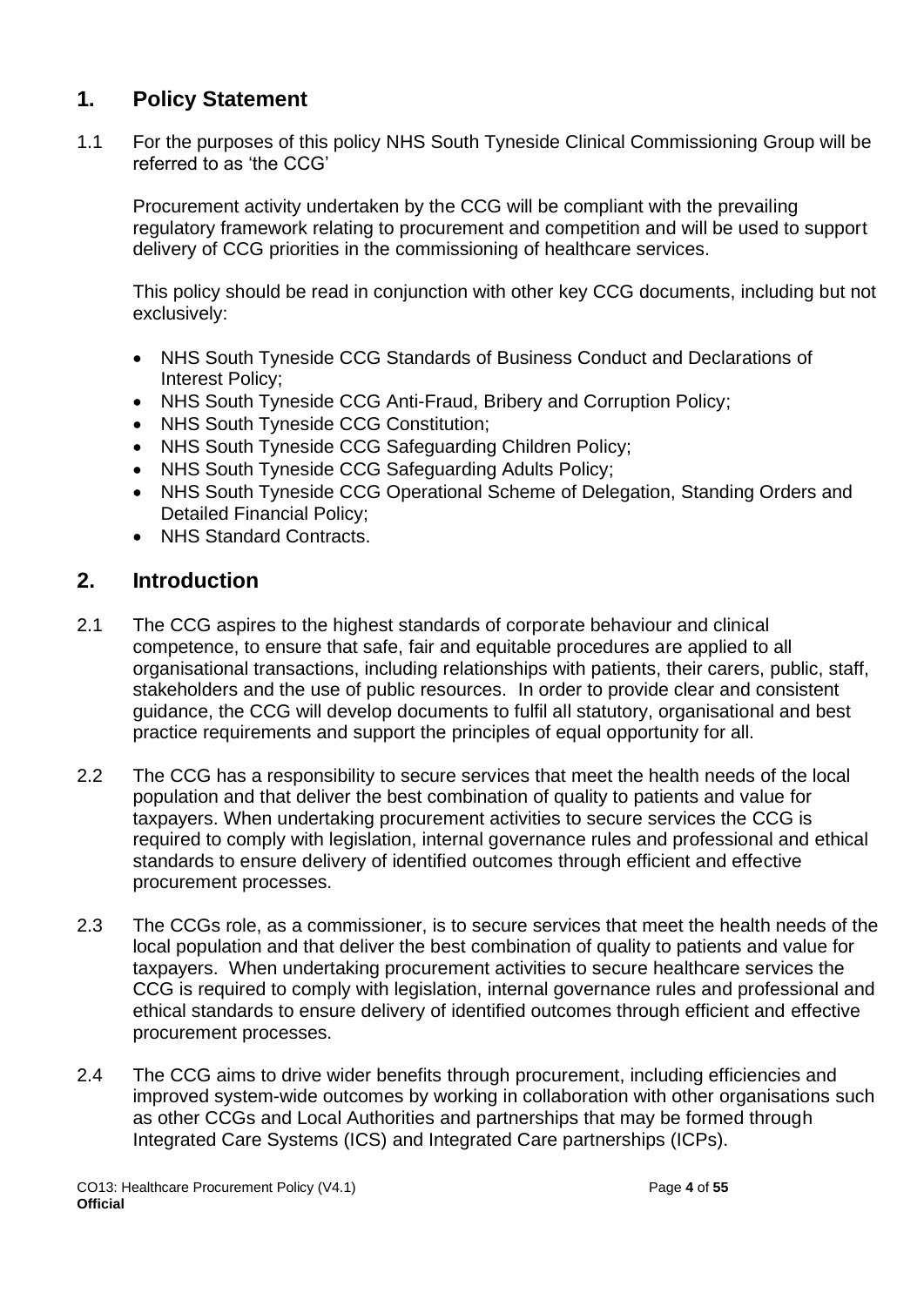## 1. Policy Statement

1.1 For the purposes of this policy NHS South Tyneside Clinical Commissioning Group will be referred to as 'the CCG'

Procurement activity undertaken by the CCG will be compliant with the prevailing regulatory framework relating to procurement and competition and will be used to support delivery of CCG priorities in the commissioning of healthcare services.

This policy should be read in conjunction with other key CCG documents, including but not exclusively:

- NHS South Tyneside CCG Standards of Business Conduct and Declarations of Interest Policy;
- NHS South Tyneside CCG Anti-Fraud, Bribery and Corruption Policy;
- NHS South Tyneside CCG Constitution;
- NHS South Tyneside CCG Safeguarding Children Policy;
- NHS South Tyneside CCG Safeguarding Adults Policy;
- NHS South Tyneside CCG Operational Scheme of Delegation, Standing Orders and Detailed Financial Policy;
- NHS Standard Contracts.

## 2. Introduction

2.1 The CCG aspires to the highest standards of corporate behaviour and clinical competence, to ensure that safe, fair and equitable procedures are applied to all organisational transactions, including relationships with patients, their carers, public, staff, stakeholders and the use of public resources. In order to provide clear and consistent guidance, the CCG will develop documents to fulfil all statutory, organisational and best practice requirements and support the principles of equal opportunity for all.

2.2 The CCG has a responsibility to secure services that meet the health needs of the local population and that deliver the best combination of quality to patients and value for taxpayers. When undertaking procurement activities to secure services the CCG is required to comply with legislation, internal governance rules and professional and ethical standards to ensure delivery of identified outcomes through efficient and effective procurement processes.

2.3 The CCGs role, as a commissioner, is to secure services that meet the health needs of the local population and that deliver the best combination of quality to patients and value for taxpayers. When undertaking procurement activities to secure healthcare services the CCG is required to comply with legislation, internal governance rules and professional and ethical standards to ensure delivery of identified outcomes through efficient and effective procurement processes.

2.4 The CCG aims to drive wider benefits through procurement, including efficiencies and improved system-wide outcomes by working in collaboration with other organisations such as other CCGs and Local Authorities and partnerships that may be formed through Integrated Care Systems (ICS) and Integrated Care partnerships (ICPs).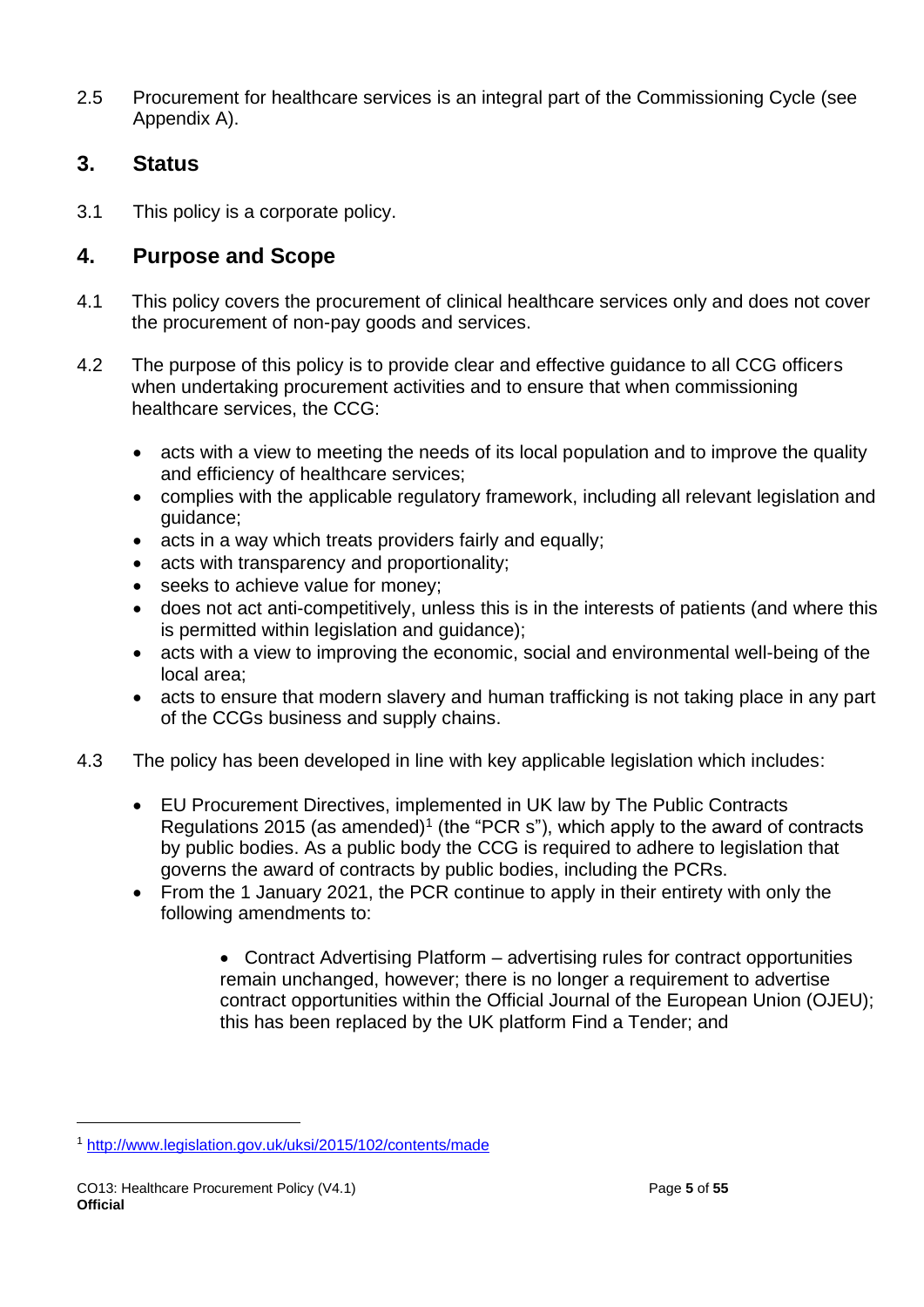2.5 Procurement for healthcare services is an integral part of the Commissioning Cycle (see Appendix A).

## 3. Status

3.1 This policy is a corporate policy.

## 4. Purpose and Scope

4.1 This policy covers the procurement of clinical healthcare services only and does not cover the procurement of non-pay goods and services.

4.2 The purpose of this policy is to provide clear and effective guidance to all CCG officers when undertaking procurement activities and to ensure that when commissioning healthcare services, the CCG:

- acts with a view to meeting the needs of its local population and to improve the quality and efficiency of healthcare services;
- complies with the applicable regulatory framework, including all relevant legislation and guidance;
- acts in a way which treats providers fairly and equally;
- acts with transparency and proportionality;
- seeks to achieve value for money;
- does not act anti-competitively, unless this is in the interests of patients (and where this is permitted within legislation and guidance);
- acts with a view to improving the economic, social and environmental well-being of the local area;
- acts to ensure that modern slavery and human trafficking is not taking place in any part of the CCGs business and supply chains.

4.3 The policy has been developed in line with key applicable legislation which includes:

- EU Procurement Directives, implemented in UK law by The Public Contracts Regulations 2015 (as amended)[1] (the "PCR s"), which apply to the award of contracts by public bodies. As a public body the CCG is required to adhere to legislation that governs the award of contracts by public bodies, including the PCRs.
- From the 1 January 2021, the PCR continue to apply in their entirety with only the following amendments to:
    - Contract Advertising Platform – advertising rules for contract opportunities remain unchanged, however; there is no longer a requirement to advertise contract opportunities within the Official Journal of the European Union (OJEU); this has been replaced by the UK platform Find a Tender; and

[1] http://www.legislation.gov.uk/uksi/2015/102/contents/made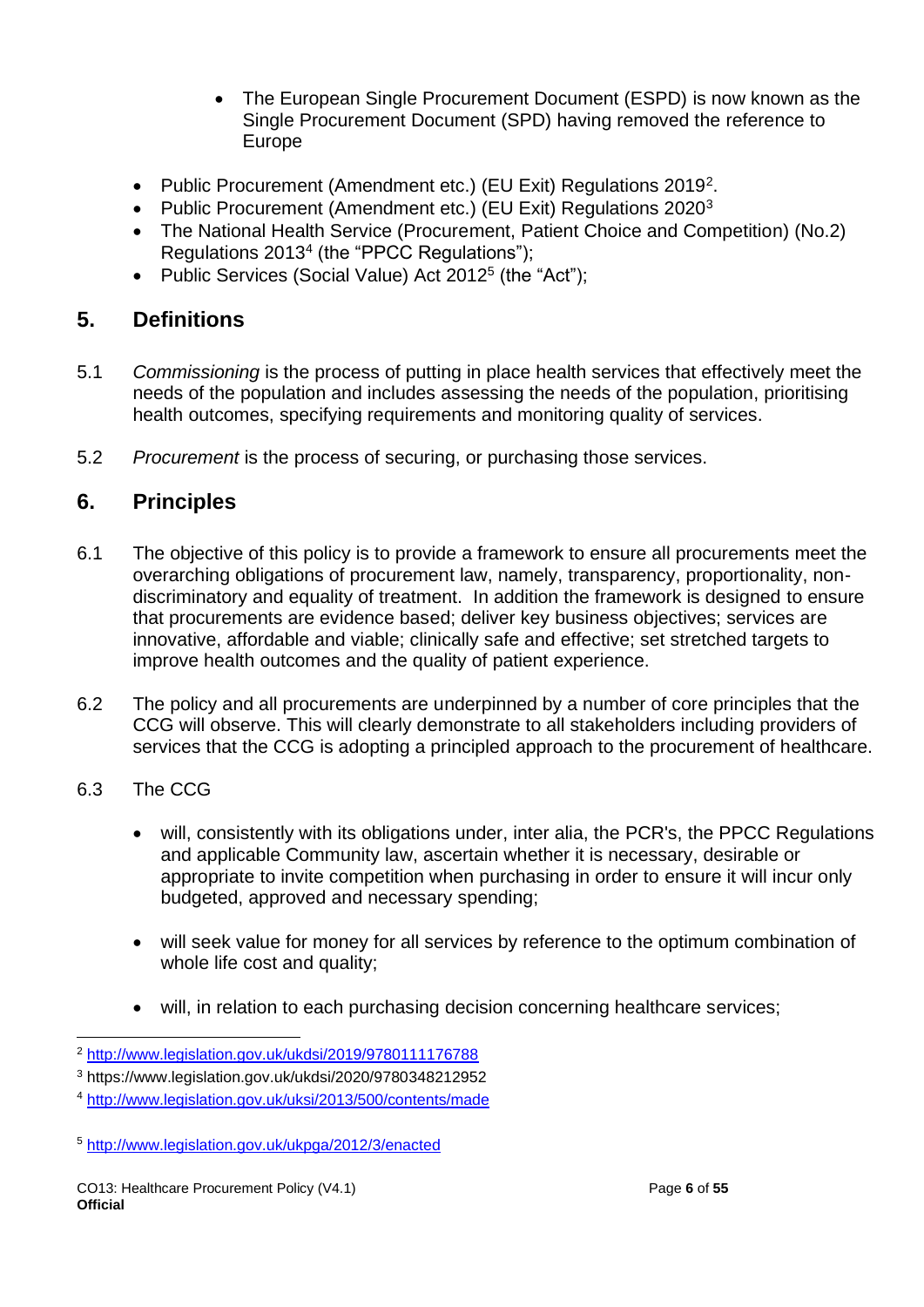- The European Single Procurement Document (ESPD) is now known as the Single Procurement Document (SPD) having removed the reference to Europe

- Public Procurement (Amendment etc.) (EU Exit) Regulations 2019[2].
- Public Procurement (Amendment etc.) (EU Exit) Regulations 2020[3]
- The National Health Service (Procurement, Patient Choice and Competition) (No.2) Regulations 2013[4] (the “PPCC Regulations”);
- Public Services (Social Value) Act 2012[5] (the “Act”);

## 5. Definitions

5.1 *Commissioning* is the process of putting in place health services that effectively meet the needs of the population and includes assessing the needs of the population, prioritising health outcomes, specifying requirements and monitoring quality of services.

5.2 *Procurement* is the process of securing, or purchasing those services.

## 6. Principles

6.1 The objective of this policy is to provide a framework to ensure all procurements meet the overarching obligations of procurement law, namely, transparency, proportionality, non-discriminatory and equality of treatment. In addition the framework is designed to ensure that procurements are evidence based; deliver key business objectives; services are innovative, affordable and viable; clinically safe and effective; set stretched targets to improve health outcomes and the quality of patient experience.

6.2 The policy and all procurements are underpinned by a number of core principles that the CCG will observe. This will clearly demonstrate to all stakeholders including providers of services that the CCG is adopting a principled approach to the procurement of healthcare.

6.3 The CCG

- will, consistently with its obligations under, inter alia, the PCR's, the PPCC Regulations and applicable Community law, ascertain whether it is necessary, desirable or appropriate to invite competition when purchasing in order to ensure it will incur only budgeted, approved and necessary spending;

- will seek value for money for all services by reference to the optimum combination of whole life cost and quality;

- will, in relation to each purchasing decision concerning healthcare services;

---

[2] http://www.legislation.gov.uk/ukdsi/2019/9780111176788

[3] https://www.legislation.gov.uk/ukdsi/2020/9780348212952

[4] http://www.legislation.gov.uk/uksi/2013/500/contents/made

[5] http://www.legislation.gov.uk/ukpga/2012/3/enacted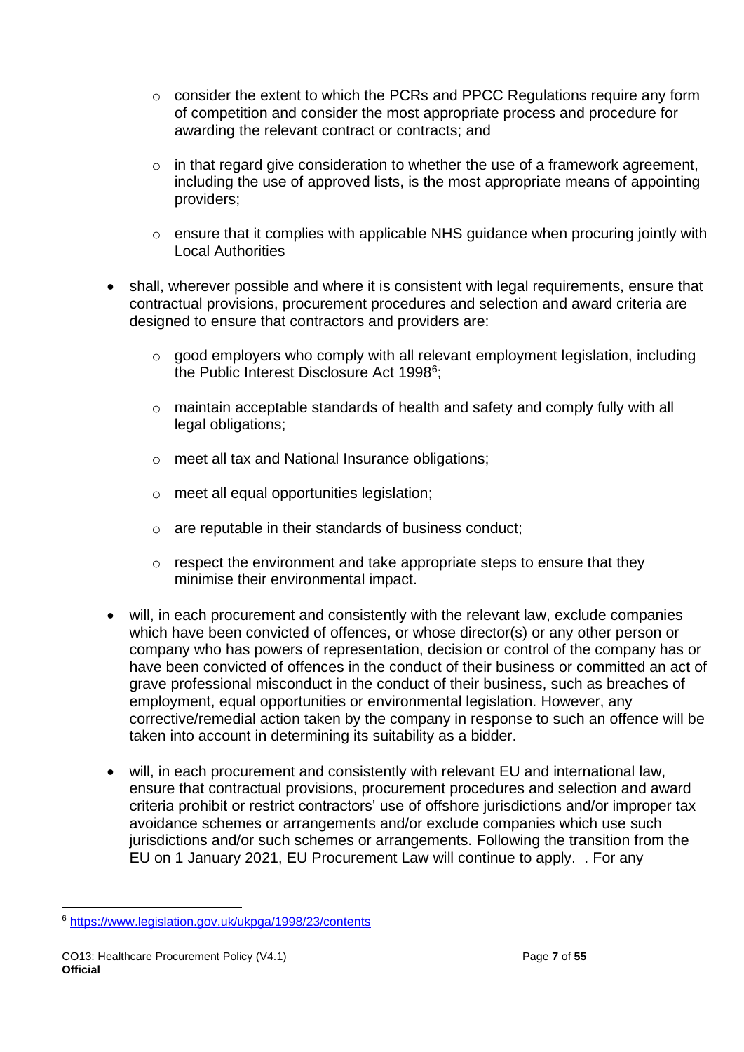- consider the extent to which the PCRs and PPCC Regulations require any form of competition and consider the most appropriate process and procedure for awarding the relevant contract or contracts; and
  - in that regard give consideration to whether the use of a framework agreement, including the use of approved lists, is the most appropriate means of appointing providers;
  - ensure that it complies with applicable NHS guidance when procuring jointly with Local Authorities

- shall, wherever possible and where it is consistent with legal requirements, ensure that contractual provisions, procurement procedures and selection and award criteria are designed to ensure that contractors and providers are:
  - good employers who comply with all relevant employment legislation, including the Public Interest Disclosure Act 1998[6];
  - maintain acceptable standards of health and safety and comply fully with all legal obligations;
  - meet all tax and National Insurance obligations;
  - meet all equal opportunities legislation;
  - are reputable in their standards of business conduct;
  - respect the environment and take appropriate steps to ensure that they minimise their environmental impact.

- will, in each procurement and consistently with the relevant law, exclude companies which have been convicted of offences, or whose director(s) or any other person or company who has powers of representation, decision or control of the company has or have been convicted of offences in the conduct of their business or committed an act of grave professional misconduct in the conduct of their business, such as breaches of employment, equal opportunities or environmental legislation. However, any corrective/remedial action taken by the company in response to such an offence will be taken into account in determining its suitability as a bidder.

- will, in each procurement and consistently with relevant EU and international law, ensure that contractual provisions, procurement procedures and selection and award criteria prohibit or restrict contractors' use of offshore jurisdictions and/or improper tax avoidance schemes or arrangements and/or exclude companies which use such jurisdictions and/or such schemes or arrangements. Following the transition from the EU on 1 January 2021, EU Procurement Law will continue to apply. . For any

---

[6] https://www.legislation.gov.uk/ukpga/1998/23/contents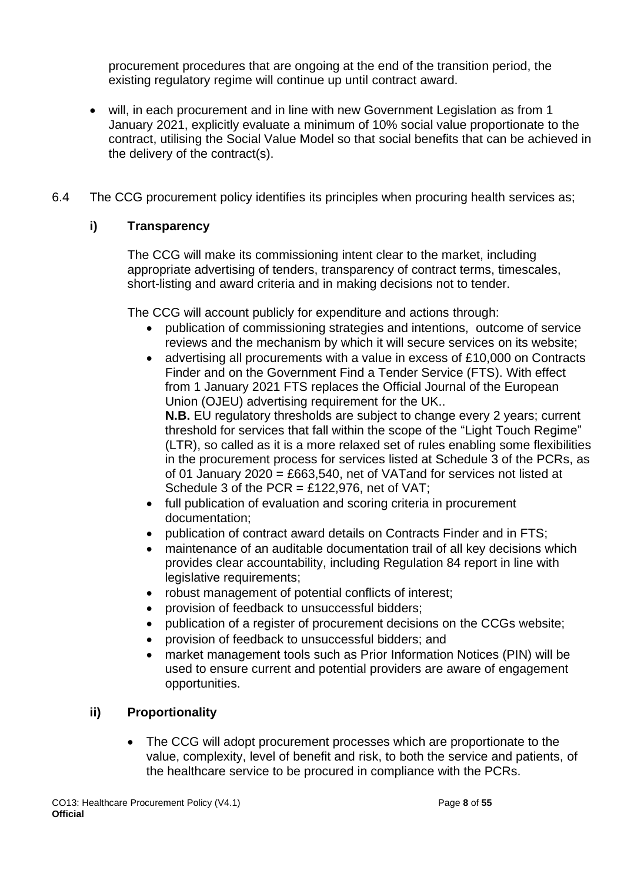procurement procedures that are ongoing at the end of the transition period, the existing regulatory regime will continue up until contract award.

- will, in each procurement and in line with new Government Legislation as from 1 January 2021, explicitly evaluate a minimum of 10% social value proportionate to the contract, utilising the Social Value Model so that social benefits that can be achieved in the delivery of the contract(s).

6.4 The CCG procurement policy identifies its principles when procuring health services as;

### i) Transparency

The CCG will make its commissioning intent clear to the market, including appropriate advertising of tenders, transparency of contract terms, timescales, short-listing and award criteria and in making decisions not to tender.

The CCG will account publicly for expenditure and actions through:

- publication of commissioning strategies and intentions, outcome of service reviews and the mechanism by which it will secure services on its website;
- advertising all procurements with a value in excess of £10,000 on Contracts Finder and on the Government Find a Tender Service (FTS). With effect from 1 January 2021 FTS replaces the Official Journal of the European Union (OJEU) advertising requirement for the UK..
  **N.B.** EU regulatory thresholds are subject to change every 2 years; current threshold for services that fall within the scope of the "Light Touch Regime" (LTR), so called as it is a more relaxed set of rules enabling some flexibilities in the procurement process for services listed at Schedule 3 of the PCRs, as of 01 January 2020 = £663,540, net of VATand for services not listed at Schedule 3 of the PCR = £122,976, net of VAT;
- full publication of evaluation and scoring criteria in procurement documentation;
- publication of contract award details on Contracts Finder and in FTS;
- maintenance of an auditable documentation trail of all key decisions which provides clear accountability, including Regulation 84 report in line with legislative requirements;
- robust management of potential conflicts of interest;
- provision of feedback to unsuccessful bidders;
- publication of a register of procurement decisions on the CCGs website;
- provision of feedback to unsuccessful bidders; and
- market management tools such as Prior Information Notices (PIN) will be used to ensure current and potential providers are aware of engagement opportunities.

### ii) Proportionality

- The CCG will adopt procurement processes which are proportionate to the value, complexity, level of benefit and risk, to both the service and patients, of the healthcare service to be procured in compliance with the PCRs.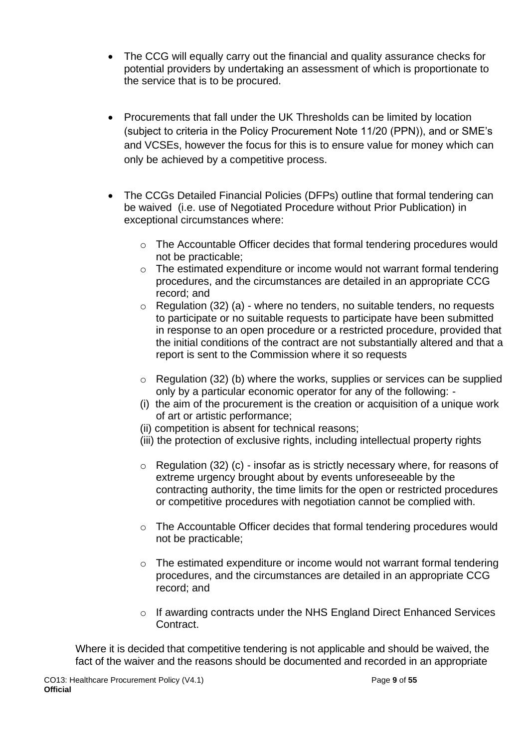- The CCG will equally carry out the financial and quality assurance checks for potential providers by undertaking an assessment of which is proportionate to the service that is to be procured.

- Procurements that fall under the UK Thresholds can be limited by location (subject to criteria in the Policy Procurement Note 11/20 (PPN)), and or SME's and VCSEs, however the focus for this is to ensure value for money which can only be achieved by a competitive process.

- The CCGs Detailed Financial Policies (DFPs) outline that formal tendering can be waived (i.e. use of Negotiated Procedure without Prior Publication) in exceptional circumstances where:

  - The Accountable Officer decides that formal tendering procedures would not be practicable;
  - The estimated expenditure or income would not warrant formal tendering procedures, and the circumstances are detailed in an appropriate CCG record; and
  - Regulation (32) (a) - where no tenders, no suitable tenders, no requests to participate or no suitable requests to participate have been submitted in response to an open procedure or a restricted procedure, provided that the initial conditions of the contract are not substantially altered and that a report is sent to the Commission where it so requests

  - Regulation (32) (b) where the works, supplies or services can be supplied only by a particular economic operator for any of the following: -

  (i) the aim of the procurement is the creation or acquisition of a unique work of art or artistic performance;
  (ii) competition is absent for technical reasons;
  (iii) the protection of exclusive rights, including intellectual property rights

  - Regulation (32) (c) - insofar as is strictly necessary where, for reasons of extreme urgency brought about by events unforeseeable by the contracting authority, the time limits for the open or restricted procedures or competitive procedures with negotiation cannot be complied with.

  - The Accountable Officer decides that formal tendering procedures would not be practicable;

  - The estimated expenditure or income would not warrant formal tendering procedures, and the circumstances are detailed in an appropriate CCG record; and

  - If awarding contracts under the NHS England Direct Enhanced Services Contract.

Where it is decided that competitive tendering is not applicable and should be waived, the fact of the waiver and the reasons should be documented and recorded in an appropriate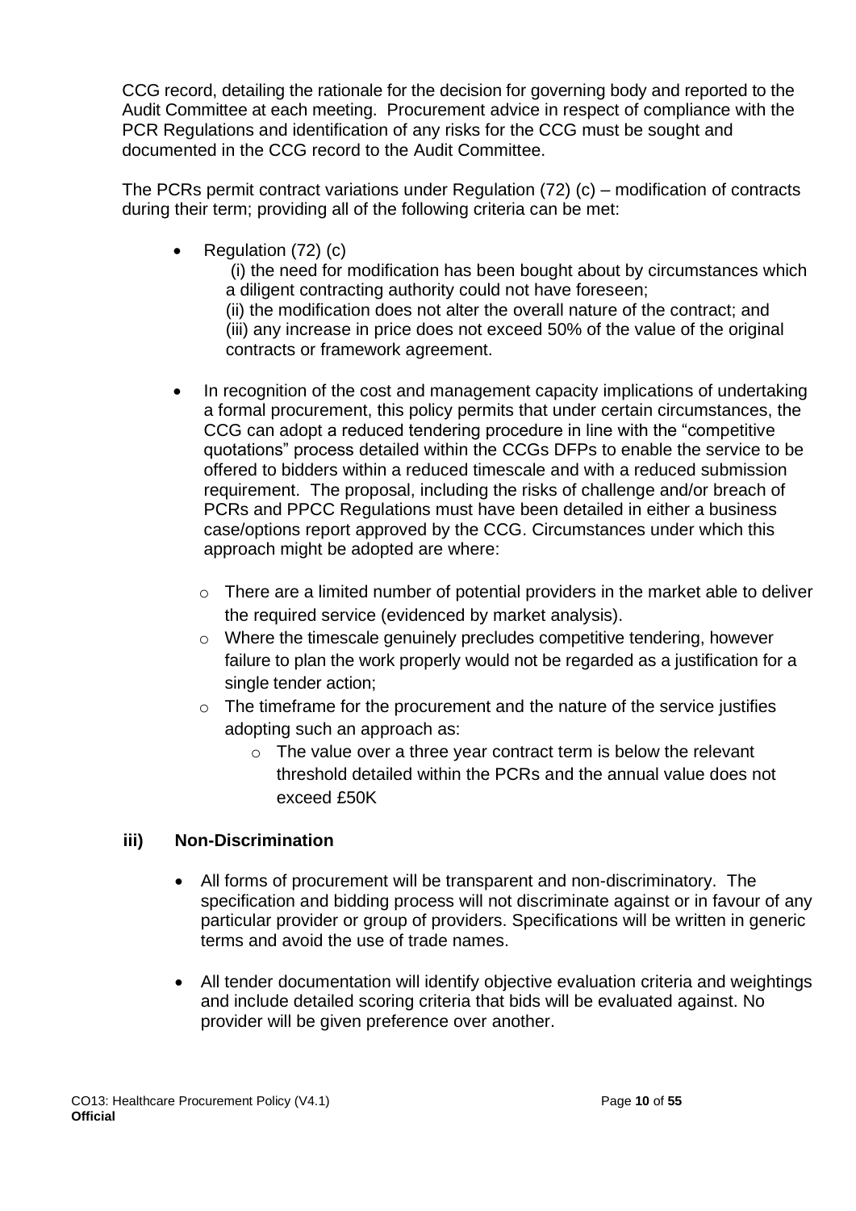CCG record, detailing the rationale for the decision for governing body and reported to the Audit Committee at each meeting. Procurement advice in respect of compliance with the PCR Regulations and identification of any risks for the CCG must be sought and documented in the CCG record to the Audit Committee.

The PCRs permit contract variations under Regulation (72) (c) – modification of contracts during their term; providing all of the following criteria can be met:

- Regulation (72) (c)
  (i) the need for modification has been bought about by circumstances which a diligent contracting authority could not have foreseen;
  (ii) the modification does not alter the overall nature of the contract; and
  (iii) any increase in price does not exceed 50% of the value of the original contracts or framework agreement.

- In recognition of the cost and management capacity implications of undertaking a formal procurement, this policy permits that under certain circumstances, the CCG can adopt a reduced tendering procedure in line with the "competitive quotations" process detailed within the CCGs DFPs to enable the service to be offered to bidders within a reduced timescale and with a reduced submission requirement. The proposal, including the risks of challenge and/or breach of PCRs and PPCC Regulations must have been detailed in either a business case/options report approved by the CCG. Circumstances under which this approach might be adopted are where:
  - There are a limited number of potential providers in the market able to deliver the required service (evidenced by market analysis).
  - Where the timescale genuinely precludes competitive tendering, however failure to plan the work properly would not be regarded as a justification for a single tender action;
  - The timeframe for the procurement and the nature of the service justifies adopting such an approach as:
    - The value over a three year contract term is below the relevant threshold detailed within the PCRs and the annual value does not exceed £50K

### iii) Non-Discrimination

- All forms of procurement will be transparent and non-discriminatory. The specification and bidding process will not discriminate against or in favour of any particular provider or group of providers. Specifications will be written in generic terms and avoid the use of trade names.

- All tender documentation will identify objective evaluation criteria and weightings and include detailed scoring criteria that bids will be evaluated against. No provider will be given preference over another.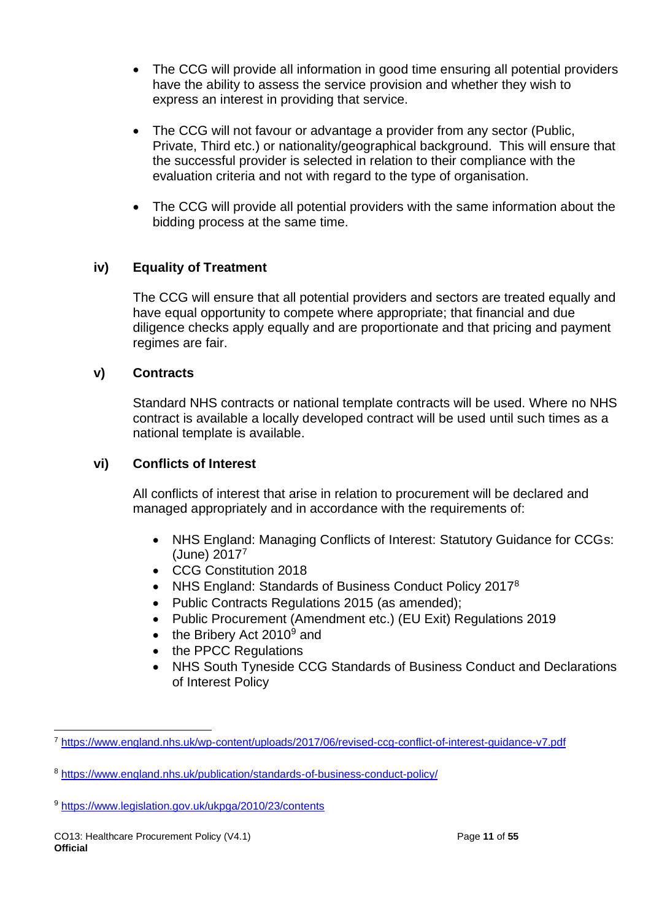- The CCG will provide all information in good time ensuring all potential providers have the ability to assess the service provision and whether they wish to express an interest in providing that service.

- The CCG will not favour or advantage a provider from any sector (Public, Private, Third etc.) or nationality/geographical background. This will ensure that the successful provider is selected in relation to their compliance with the evaluation criteria and not with regard to the type of organisation.

- The CCG will provide all potential providers with the same information about the bidding process at the same time.

### iv) Equality of Treatment

The CCG will ensure that all potential providers and sectors are treated equally and have equal opportunity to compete where appropriate; that financial and due diligence checks apply equally and are proportionate and that pricing and payment regimes are fair.

### v) Contracts

Standard NHS contracts or national template contracts will be used. Where no NHS contract is available a locally developed contract will be used until such times as a national template is available.

### vi) Conflicts of Interest

All conflicts of interest that arise in relation to procurement will be declared and managed appropriately and in accordance with the requirements of:

- NHS England: Managing Conflicts of Interest: Statutory Guidance for CCGs: (June) 2017[7]
- CCG Constitution 2018
- NHS England: Standards of Business Conduct Policy 2017[8]
- Public Contracts Regulations 2015 (as amended);
- Public Procurement (Amendment etc.) (EU Exit) Regulations 2019
- the Bribery Act 2010[9] and
- the PPCC Regulations
- NHS South Tyneside CCG Standards of Business Conduct and Declarations of Interest Policy

---

[7] https://www.england.nhs.uk/wp-content/uploads/2017/06/revised-ccg-conflict-of-interest-guidance-v7.pdf

[8] https://www.england.nhs.uk/publication/standards-of-business-conduct-policy/

[9] https://www.legislation.gov.uk/ukpga/2010/23/contents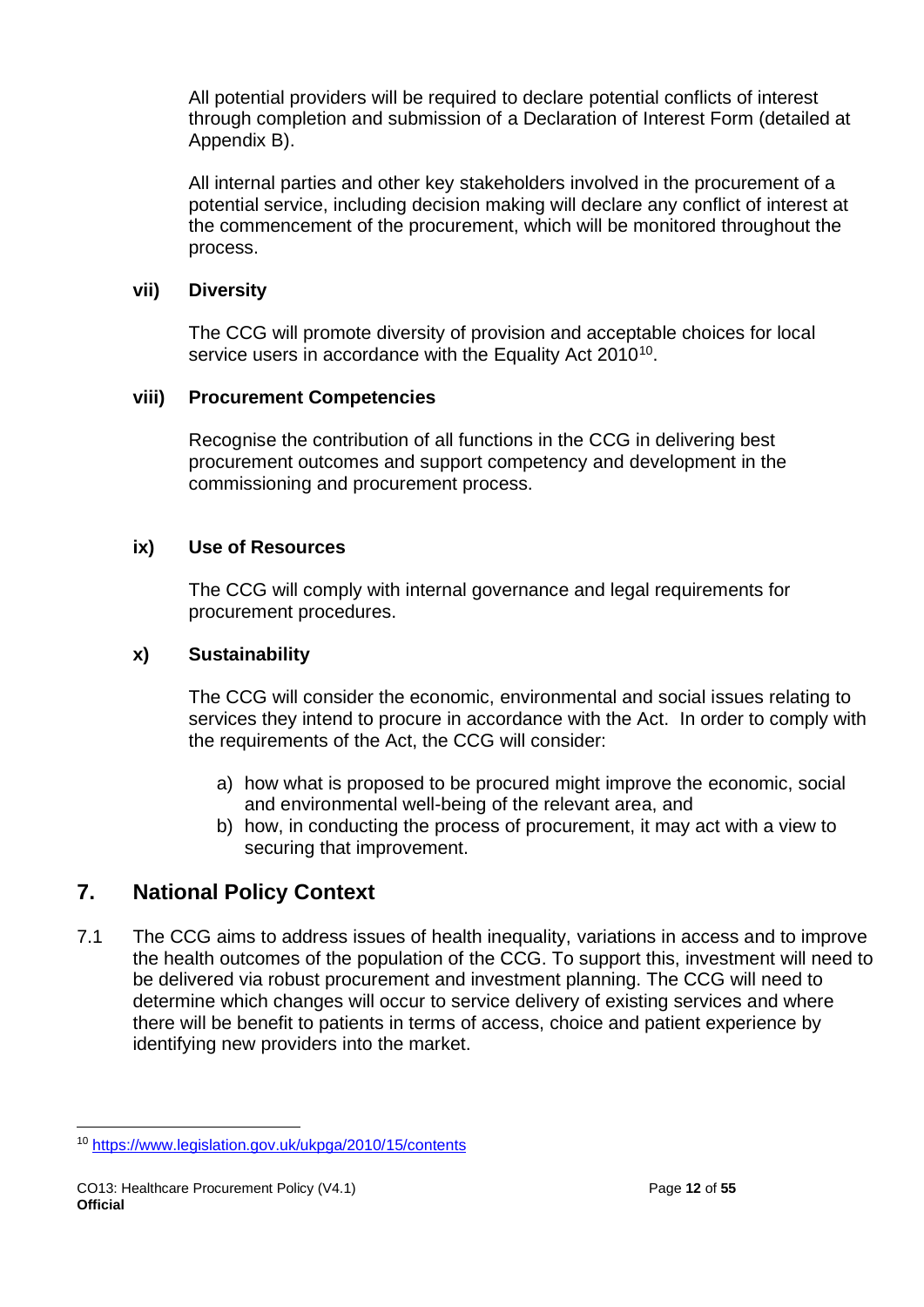All potential providers will be required to declare potential conflicts of interest through completion and submission of a Declaration of Interest Form (detailed at Appendix B).

All internal parties and other key stakeholders involved in the procurement of a potential service, including decision making will declare any conflict of interest at the commencement of the procurement, which will be monitored throughout the process.

**vii) Diversity**

The CCG will promote diversity of provision and acceptable choices for local service users in accordance with the Equality Act 2010[10].

**viii) Procurement Competencies**

Recognise the contribution of all functions in the CCG in delivering best procurement outcomes and support competency and development in the commissioning and procurement process.

**ix) Use of Resources**

The CCG will comply with internal governance and legal requirements for procurement procedures.

**x) Sustainability**

The CCG will consider the economic, environmental and social issues relating to services they intend to procure in accordance with the Act. In order to comply with the requirements of the Act, the CCG will consider:

a) how what is proposed to be procured might improve the economic, social and environmental well-being of the relevant area, and
b) how, in conducting the process of procurement, it may act with a view to securing that improvement.

## 7. National Policy Context

7.1 The CCG aims to address issues of health inequality, variations in access and to improve the health outcomes of the population of the CCG. To support this, investment will need to be delivered via robust procurement and investment planning. The CCG will need to determine which changes will occur to service delivery of existing services and where there will be benefit to patients in terms of access, choice and patient experience by identifying new providers into the market.

[10] https://www.legislation.gov.uk/ukpga/2010/15/contents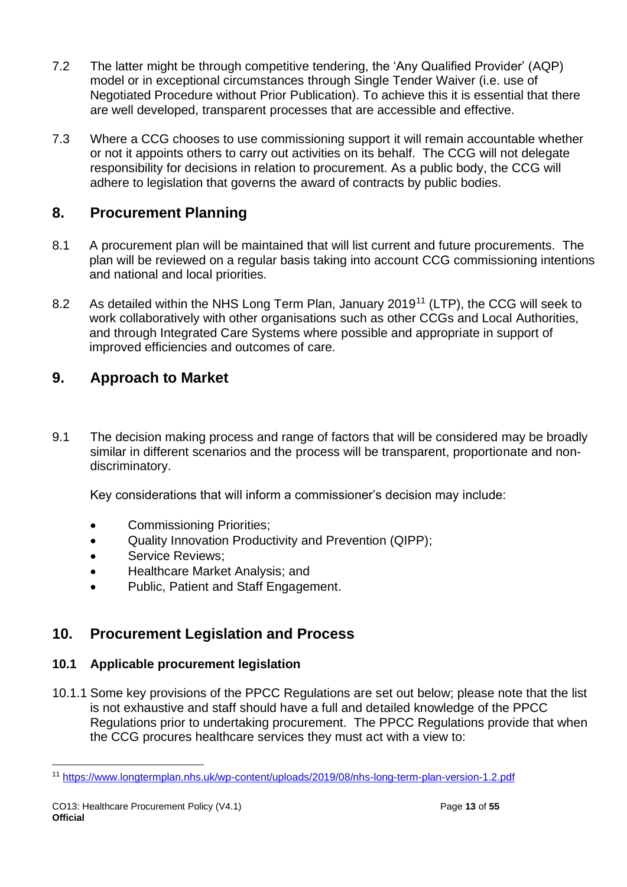7.2 The latter might be through competitive tendering, the 'Any Qualified Provider' (AQP) model or in exceptional circumstances through Single Tender Waiver (i.e. use of Negotiated Procedure without Prior Publication). To achieve this it is essential that there are well developed, transparent processes that are accessible and effective.

7.3 Where a CCG chooses to use commissioning support it will remain accountable whether or not it appoints others to carry out activities on its behalf. The CCG will not delegate responsibility for decisions in relation to procurement. As a public body, the CCG will adhere to legislation that governs the award of contracts by public bodies.

## 8. Procurement Planning

8.1 A procurement plan will be maintained that will list current and future procurements. The plan will be reviewed on a regular basis taking into account CCG commissioning intentions and national and local priorities.

8.2 As detailed within the NHS Long Term Plan, January 2019[11] (LTP), the CCG will seek to work collaboratively with other organisations such as other CCGs and Local Authorities, and through Integrated Care Systems where possible and appropriate in support of improved efficiencies and outcomes of care.

## 9. Approach to Market

9.1 The decision making process and range of factors that will be considered may be broadly similar in different scenarios and the process will be transparent, proportionate and non-discriminatory.

Key considerations that will inform a commissioner's decision may include:

- Commissioning Priorities;
- Quality Innovation Productivity and Prevention (QIPP);
- Service Reviews;
- Healthcare Market Analysis; and
- Public, Patient and Staff Engagement.

## 10. Procurement Legislation and Process

### 10.1 Applicable procurement legislation

10.1.1 Some key provisions of the PPCC Regulations are set out below; please note that the list is not exhaustive and staff should have a full and detailed knowledge of the PPCC Regulations prior to undertaking procurement. The PPCC Regulations provide that when the CCG procures healthcare services they must act with a view to:

[11] https://www.longtermplan.nhs.uk/wp-content/uploads/2019/08/nhs-long-term-plan-version-1.2.pdf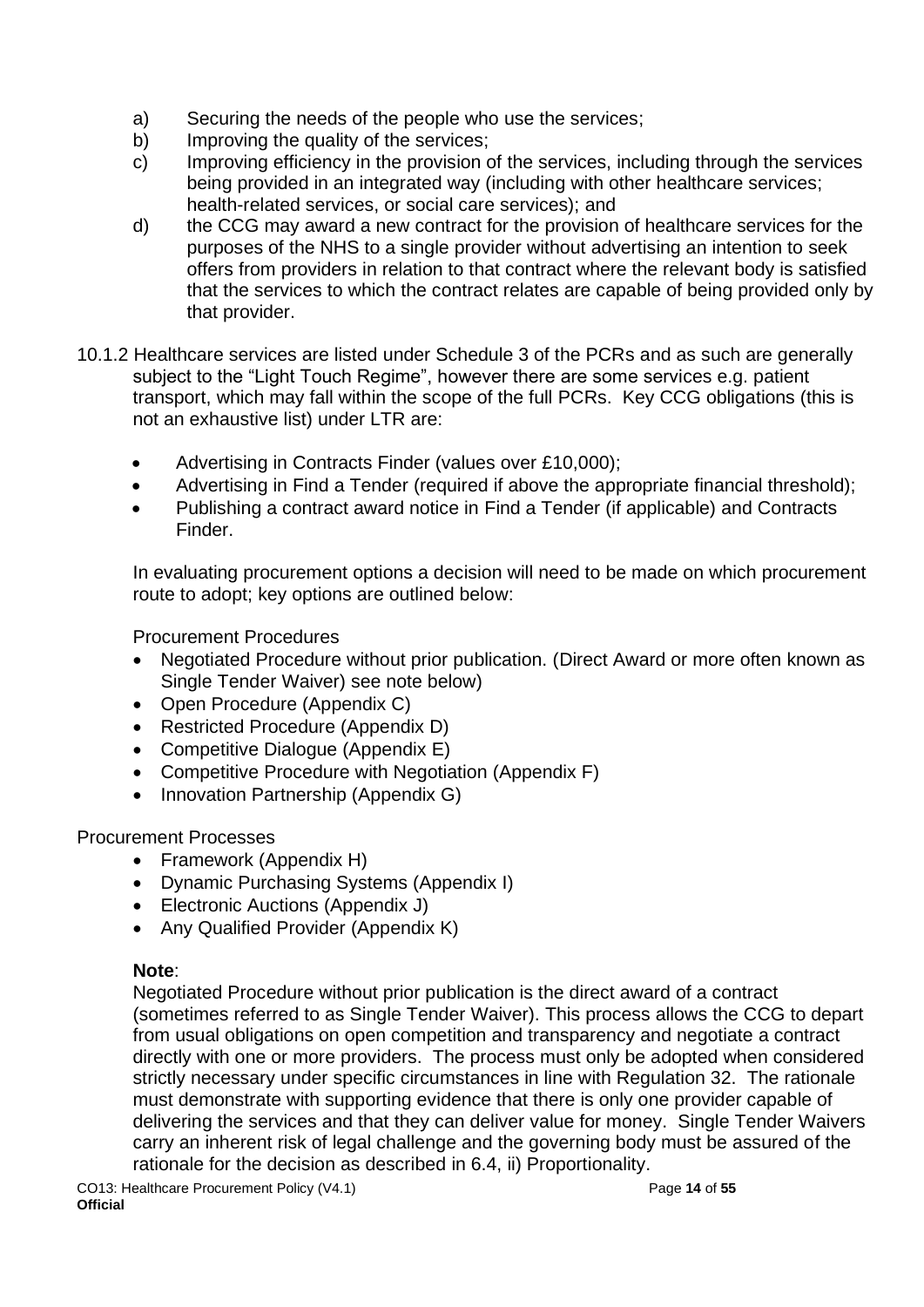a) Securing the needs of the people who use the services;
b) Improving the quality of the services;
c) Improving efficiency in the provision of the services, including through the services being provided in an integrated way (including with other healthcare services; health-related services, or social care services); and
d) the CCG may award a new contract for the provision of healthcare services for the purposes of the NHS to a single provider without advertising an intention to seek offers from providers in relation to that contract where the relevant body is satisfied that the services to which the contract relates are capable of being provided only by that provider.

10.1.2 Healthcare services are listed under Schedule 3 of the PCRs and as such are generally subject to the "Light Touch Regime", however there are some services e.g. patient transport, which may fall within the scope of the full PCRs. Key CCG obligations (this is not an exhaustive list) under LTR are:

- Advertising in Contracts Finder (values over £10,000);
- Advertising in Find a Tender (required if above the appropriate financial threshold);
- Publishing a contract award notice in Find a Tender (if applicable) and Contracts Finder.

In evaluating procurement options a decision will need to be made on which procurement route to adopt; key options are outlined below:

Procurement Procedures

- Negotiated Procedure without prior publication. (Direct Award or more often known as Single Tender Waiver) see note below)
- Open Procedure (Appendix C)
- Restricted Procedure (Appendix D)
- Competitive Dialogue (Appendix E)
- Competitive Procedure with Negotiation (Appendix F)
- Innovation Partnership (Appendix G)

Procurement Processes

- Framework (Appendix H)
- Dynamic Purchasing Systems (Appendix I)
- Electronic Auctions (Appendix J)
- Any Qualified Provider (Appendix K)

**Note**:
Negotiated Procedure without prior publication is the direct award of a contract (sometimes referred to as Single Tender Waiver). This process allows the CCG to depart from usual obligations on open competition and transparency and negotiate a contract directly with one or more providers. The process must only be adopted when considered strictly necessary under specific circumstances in line with Regulation 32. The rationale must demonstrate with supporting evidence that there is only one provider capable of delivering the services and that they can deliver value for money. Single Tender Waivers carry an inherent risk of legal challenge and the governing body must be assured of the rationale for the decision as described in 6.4, ii) Proportionality.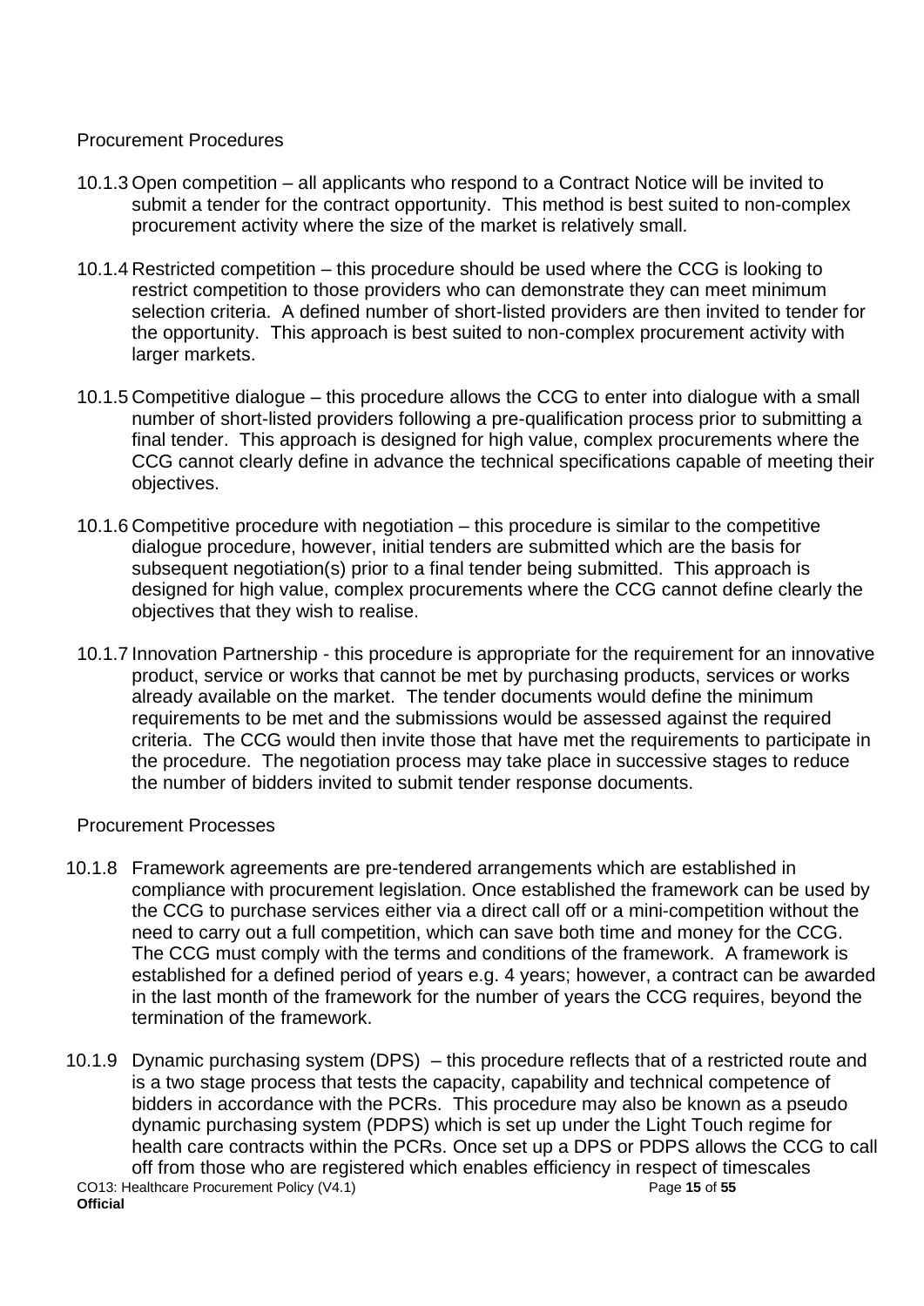### Procurement Procedures

10.1.3 Open competition – all applicants who respond to a Contract Notice will be invited to submit a tender for the contract opportunity. This method is best suited to non-complex procurement activity where the size of the market is relatively small.

10.1.4 Restricted competition – this procedure should be used where the CCG is looking to restrict competition to those providers who can demonstrate they can meet minimum selection criteria. A defined number of short-listed providers are then invited to tender for the opportunity. This approach is best suited to non-complex procurement activity with larger markets.

10.1.5 Competitive dialogue – this procedure allows the CCG to enter into dialogue with a small number of short-listed providers following a pre-qualification process prior to submitting a final tender. This approach is designed for high value, complex procurements where the CCG cannot clearly define in advance the technical specifications capable of meeting their objectives.

10.1.6 Competitive procedure with negotiation – this procedure is similar to the competitive dialogue procedure, however, initial tenders are submitted which are the basis for subsequent negotiation(s) prior to a final tender being submitted. This approach is designed for high value, complex procurements where the CCG cannot define clearly the objectives that they wish to realise.

10.1.7 Innovation Partnership - this procedure is appropriate for the requirement for an innovative product, service or works that cannot be met by purchasing products, services or works already available on the market. The tender documents would define the minimum requirements to be met and the submissions would be assessed against the required criteria. The CCG would then invite those that have met the requirements to participate in the procedure. The negotiation process may take place in successive stages to reduce the number of bidders invited to submit tender response documents.

### Procurement Processes

10.1.8 Framework agreements are pre-tendered arrangements which are established in compliance with procurement legislation. Once established the framework can be used by the CCG to purchase services either via a direct call off or a mini-competition without the need to carry out a full competition, which can save both time and money for the CCG. The CCG must comply with the terms and conditions of the framework. A framework is established for a defined period of years e.g. 4 years; however, a contract can be awarded in the last month of the framework for the number of years the CCG requires, beyond the termination of the framework.

10.1.9 Dynamic purchasing system (DPS) – this procedure reflects that of a restricted route and is a two stage process that tests the capacity, capability and technical competence of bidders in accordance with the PCRs. This procedure may also be known as a pseudo dynamic purchasing system (PDPS) which is set up under the Light Touch regime for health care contracts within the PCRs. Once set up a DPS or PDPS allows the CCG to call off from those who are registered which enables efficiency in respect of timescales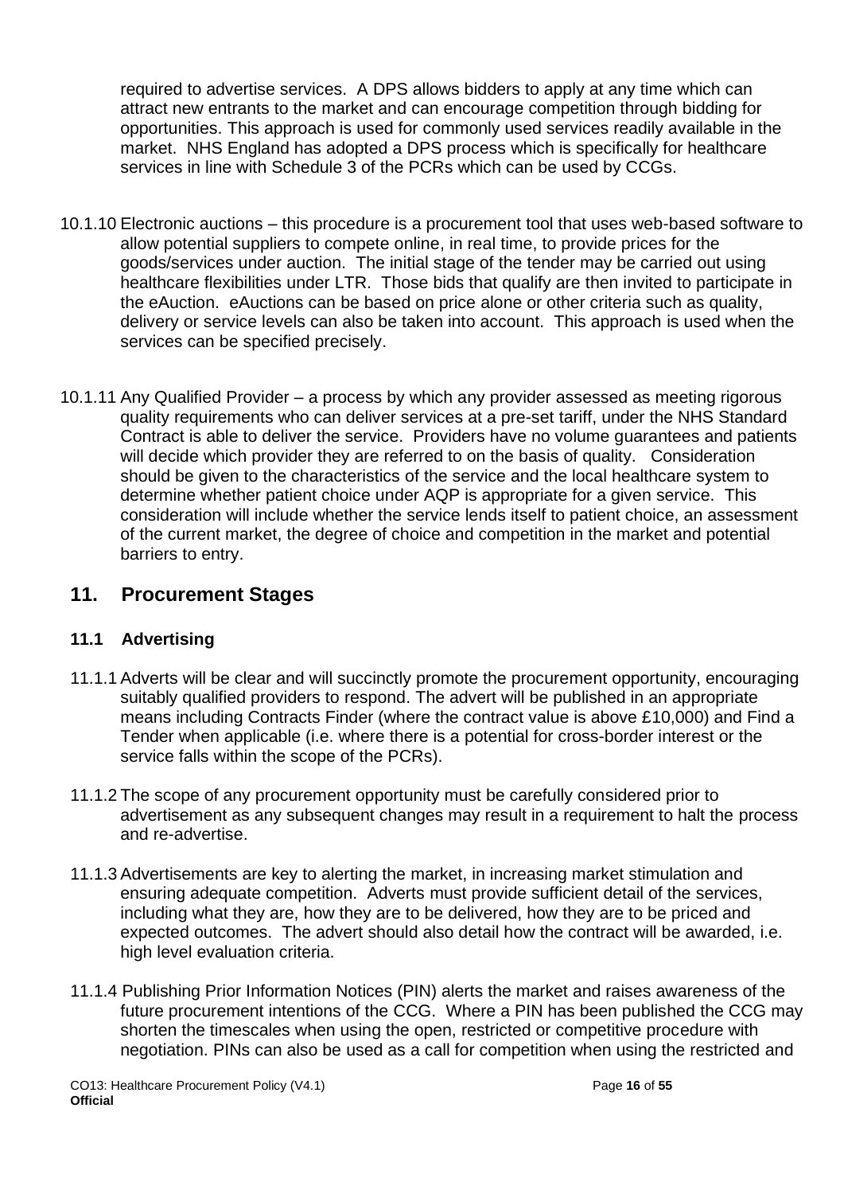required to advertise services. A DPS allows bidders to apply at any time which can attract new entrants to the market and can encourage competition through bidding for opportunities. This approach is used for commonly used services readily available in the market. NHS England has adopted a DPS process which is specifically for healthcare services in line with Schedule 3 of the PCRs which can be used by CCGs.

10.1.10 Electronic auctions – this procedure is a procurement tool that uses web-based software to allow potential suppliers to compete online, in real time, to provide prices for the goods/services under auction. The initial stage of the tender may be carried out using healthcare flexibilities under LTR. Those bids that qualify are then invited to participate in the eAuction. eAuctions can be based on price alone or other criteria such as quality, delivery or service levels can also be taken into account. This approach is used when the services can be specified precisely.

10.1.11 Any Qualified Provider – a process by which any provider assessed as meeting rigorous quality requirements who can deliver services at a pre-set tariff, under the NHS Standard Contract is able to deliver the service. Providers have no volume guarantees and patients will decide which provider they are referred to on the basis of quality. Consideration should be given to the characteristics of the service and the local healthcare system to determine whether patient choice under AQP is appropriate for a given service. This consideration will include whether the service lends itself to patient choice, an assessment of the current market, the degree of choice and competition in the market and potential barriers to entry.

## 11. Procurement Stages

### 11.1 Advertising

11.1.1 Adverts will be clear and will succinctly promote the procurement opportunity, encouraging suitably qualified providers to respond. The advert will be published in an appropriate means including Contracts Finder (where the contract value is above £10,000) and Find a Tender when applicable (i.e. where there is a potential for cross-border interest or the service falls within the scope of the PCRs).

11.1.2 The scope of any procurement opportunity must be carefully considered prior to advertisement as any subsequent changes may result in a requirement to halt the process and re-advertise.

11.1.3 Advertisements are key to alerting the market, in increasing market stimulation and ensuring adequate competition. Adverts must provide sufficient detail of the services, including what they are, how they are to be delivered, how they are to be priced and expected outcomes. The advert should also detail how the contract will be awarded, i.e. high level evaluation criteria.

11.1.4 Publishing Prior Information Notices (PIN) alerts the market and raises awareness of the future procurement intentions of the CCG. Where a PIN has been published the CCG may shorten the timescales when using the open, restricted or competitive procedure with negotiation. PINs can also be used as a call for competition when using the restricted and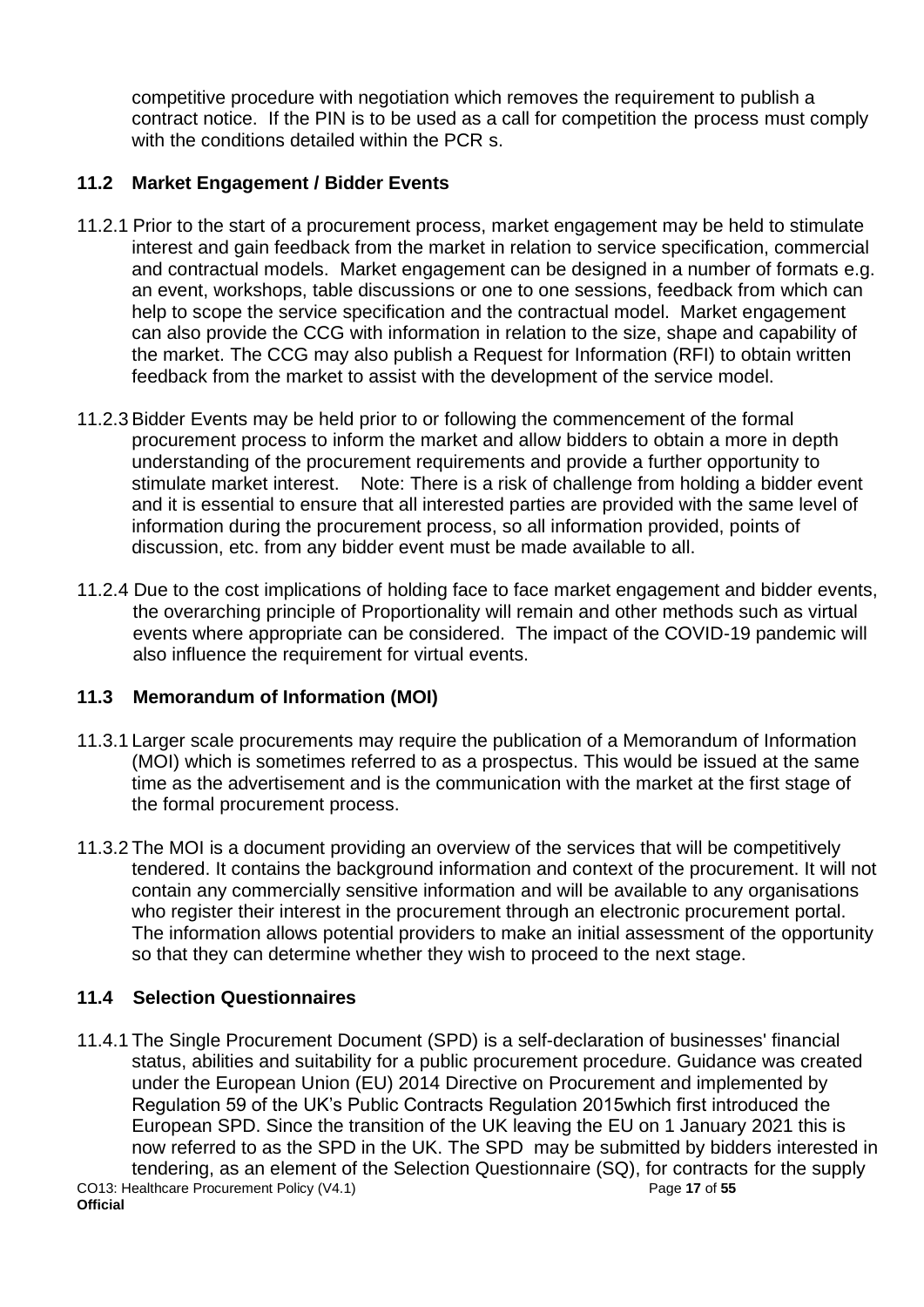competitive procedure with negotiation which removes the requirement to publish a contract notice. If the PIN is to be used as a call for competition the process must comply with the conditions detailed within the PCR s.

### 11.2 Market Engagement / Bidder Events

11.2.1 Prior to the start of a procurement process, market engagement may be held to stimulate interest and gain feedback from the market in relation to service specification, commercial and contractual models. Market engagement can be designed in a number of formats e.g. an event, workshops, table discussions or one to one sessions, feedback from which can help to scope the service specification and the contractual model. Market engagement can also provide the CCG with information in relation to the size, shape and capability of the market. The CCG may also publish a Request for Information (RFI) to obtain written feedback from the market to assist with the development of the service model.

11.2.3 Bidder Events may be held prior to or following the commencement of the formal procurement process to inform the market and allow bidders to obtain a more in depth understanding of the procurement requirements and provide a further opportunity to stimulate market interest. Note: There is a risk of challenge from holding a bidder event and it is essential to ensure that all interested parties are provided with the same level of information during the procurement process, so all information provided, points of discussion, etc. from any bidder event must be made available to all.

11.2.4 Due to the cost implications of holding face to face market engagement and bidder events, the overarching principle of Proportionality will remain and other methods such as virtual events where appropriate can be considered. The impact of the COVID-19 pandemic will also influence the requirement for virtual events.

### 11.3 Memorandum of Information (MOI)

11.3.1 Larger scale procurements may require the publication of a Memorandum of Information (MOI) which is sometimes referred to as a prospectus. This would be issued at the same time as the advertisement and is the communication with the market at the first stage of the formal procurement process.

11.3.2 The MOI is a document providing an overview of the services that will be competitively tendered. It contains the background information and context of the procurement. It will not contain any commercially sensitive information and will be available to any organisations who register their interest in the procurement through an electronic procurement portal. The information allows potential providers to make an initial assessment of the opportunity so that they can determine whether they wish to proceed to the next stage.

### 11.4 Selection Questionnaires

11.4.1 The Single Procurement Document (SPD) is a self-declaration of businesses' financial status, abilities and suitability for a public procurement procedure. Guidance was created under the European Union (EU) 2014 Directive on Procurement and implemented by Regulation 59 of the UK's Public Contracts Regulation 2015which first introduced the European SPD. Since the transition of the UK leaving the EU on 1 January 2021 this is now referred to as the SPD in the UK. The SPD may be submitted by bidders interested in tendering, as an element of the Selection Questionnaire (SQ), for contracts for the supply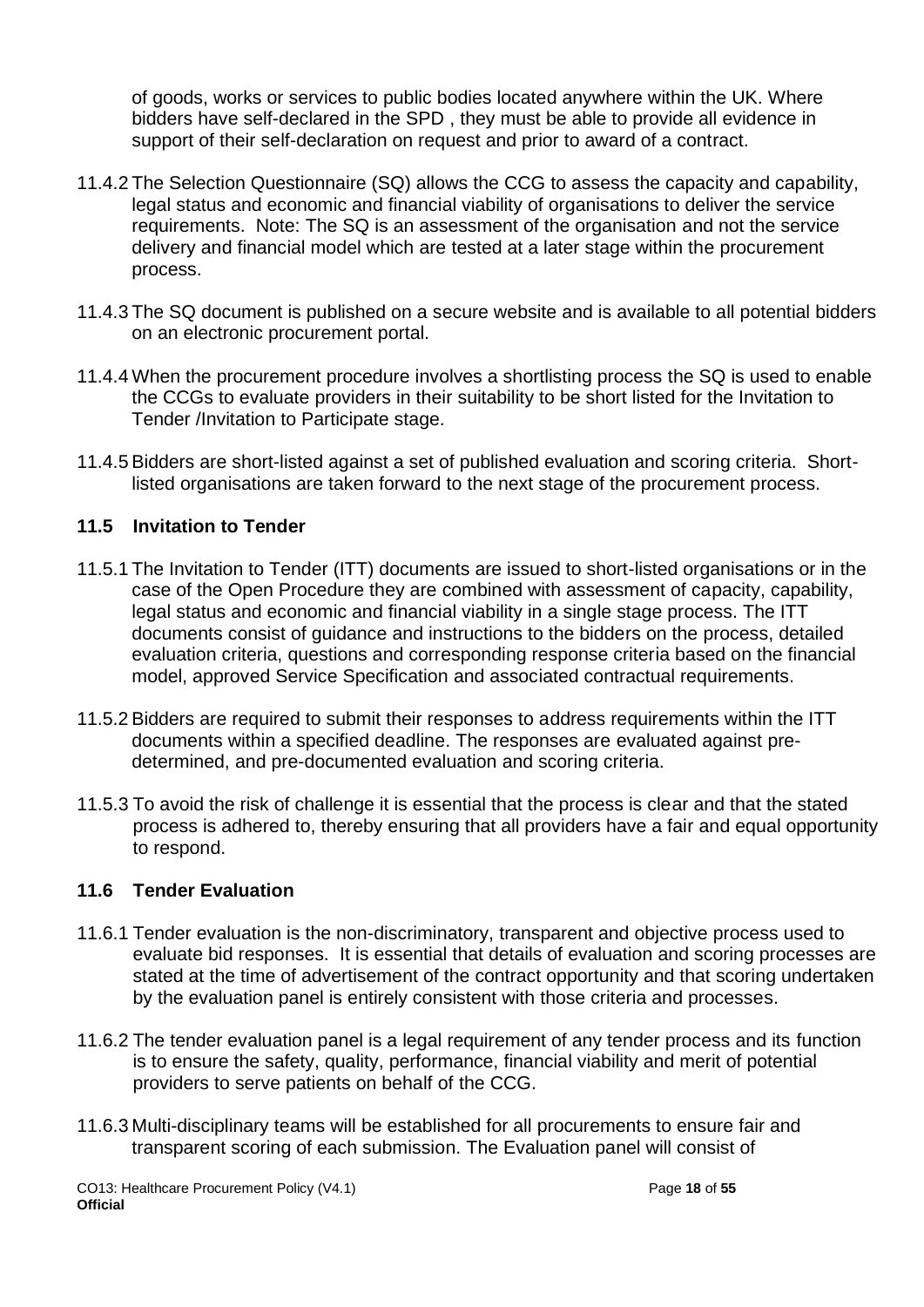of goods, works or services to public bodies located anywhere within the UK. Where bidders have self-declared in the SPD , they must be able to provide all evidence in support of their self-declaration on request and prior to award of a contract.

11.4.2 The Selection Questionnaire (SQ) allows the CCG to assess the capacity and capability, legal status and economic and financial viability of organisations to deliver the service requirements. Note: The SQ is an assessment of the organisation and not the service delivery and financial model which are tested at a later stage within the procurement process.

11.4.3 The SQ document is published on a secure website and is available to all potential bidders on an electronic procurement portal.

11.4.4 When the procurement procedure involves a shortlisting process the SQ is used to enable the CCGs to evaluate providers in their suitability to be short listed for the Invitation to Tender /Invitation to Participate stage.

11.4.5 Bidders are short-listed against a set of published evaluation and scoring criteria. Short-listed organisations are taken forward to the next stage of the procurement process.

### 11.5 Invitation to Tender

11.5.1 The Invitation to Tender (ITT) documents are issued to short-listed organisations or in the case of the Open Procedure they are combined with assessment of capacity, capability, legal status and economic and financial viability in a single stage process. The ITT documents consist of guidance and instructions to the bidders on the process, detailed evaluation criteria, questions and corresponding response criteria based on the financial model, approved Service Specification and associated contractual requirements.

11.5.2 Bidders are required to submit their responses to address requirements within the ITT documents within a specified deadline. The responses are evaluated against pre-determined, and pre-documented evaluation and scoring criteria.

11.5.3 To avoid the risk of challenge it is essential that the process is clear and that the stated process is adhered to, thereby ensuring that all providers have a fair and equal opportunity to respond.

### 11.6 Tender Evaluation

11.6.1 Tender evaluation is the non-discriminatory, transparent and objective process used to evaluate bid responses. It is essential that details of evaluation and scoring processes are stated at the time of advertisement of the contract opportunity and that scoring undertaken by the evaluation panel is entirely consistent with those criteria and processes.

11.6.2 The tender evaluation panel is a legal requirement of any tender process and its function is to ensure the safety, quality, performance, financial viability and merit of potential providers to serve patients on behalf of the CCG.

11.6.3 Multi-disciplinary teams will be established for all procurements to ensure fair and transparent scoring of each submission. The Evaluation panel will consist of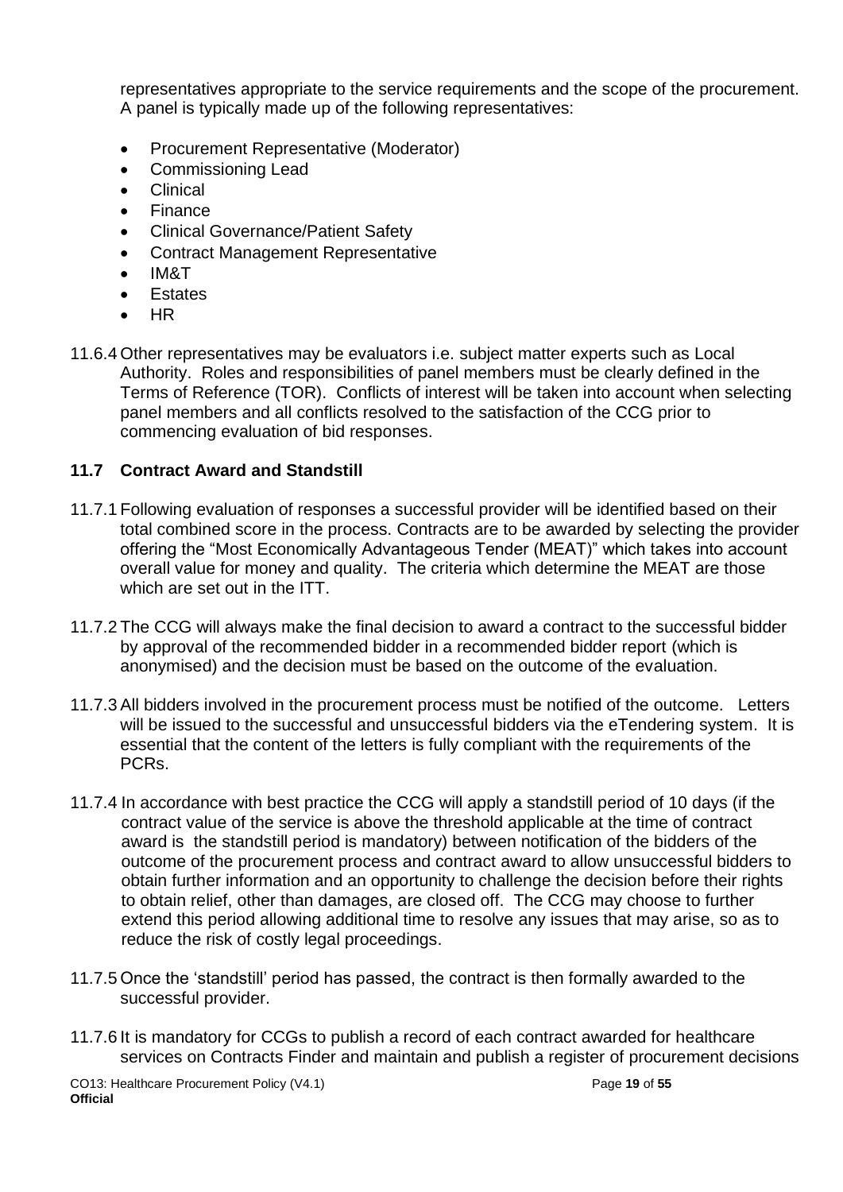representatives appropriate to the service requirements and the scope of the procurement. A panel is typically made up of the following representatives:

- Procurement Representative (Moderator)
- Commissioning Lead
- Clinical
- Finance
- Clinical Governance/Patient Safety
- Contract Management Representative
- IM&T
- Estates
- HR

11.6.4 Other representatives may be evaluators i.e. subject matter experts such as Local Authority. Roles and responsibilities of panel members must be clearly defined in the Terms of Reference (TOR). Conflicts of interest will be taken into account when selecting panel members and all conflicts resolved to the satisfaction of the CCG prior to commencing evaluation of bid responses.

### 11.7 Contract Award and Standstill

11.7.1 Following evaluation of responses a successful provider will be identified based on their total combined score in the process. Contracts are to be awarded by selecting the provider offering the "Most Economically Advantageous Tender (MEAT)" which takes into account overall value for money and quality. The criteria which determine the MEAT are those which are set out in the ITT.

11.7.2 The CCG will always make the final decision to award a contract to the successful bidder by approval of the recommended bidder in a recommended bidder report (which is anonymised) and the decision must be based on the outcome of the evaluation.

11.7.3 All bidders involved in the procurement process must be notified of the outcome. Letters will be issued to the successful and unsuccessful bidders via the eTendering system. It is essential that the content of the letters is fully compliant with the requirements of the PCRs.

11.7.4 In accordance with best practice the CCG will apply a standstill period of 10 days (if the contract value of the service is above the threshold applicable at the time of contract award is the standstill period is mandatory) between notification of the bidders of the outcome of the procurement process and contract award to allow unsuccessful bidders to obtain further information and an opportunity to challenge the decision before their rights to obtain relief, other than damages, are closed off. The CCG may choose to further extend this period allowing additional time to resolve any issues that may arise, so as to reduce the risk of costly legal proceedings.

11.7.5 Once the 'standstill' period has passed, the contract is then formally awarded to the successful provider.

11.7.6 It is mandatory for CCGs to publish a record of each contract awarded for healthcare services on Contracts Finder and maintain and publish a register of procurement decisions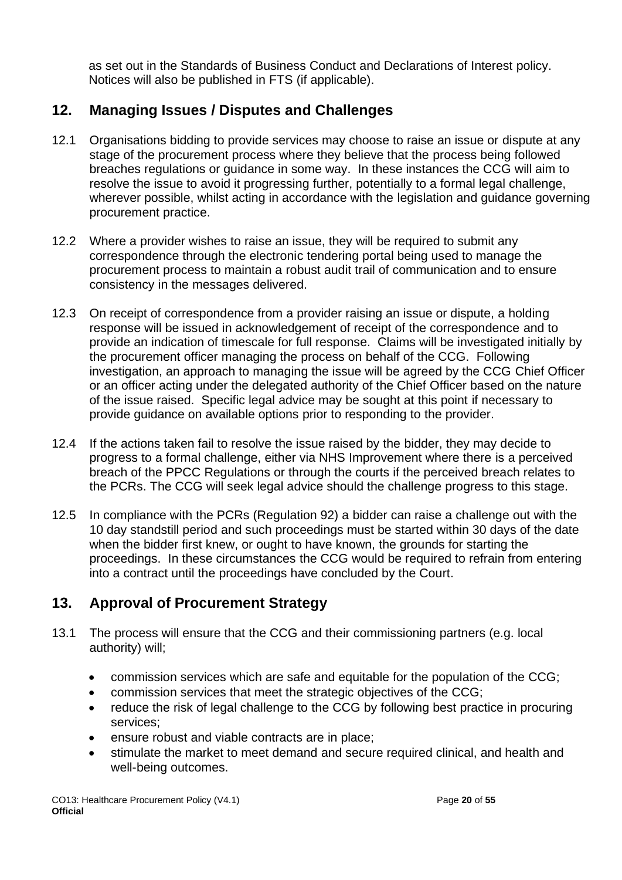as set out in the Standards of Business Conduct and Declarations of Interest policy. Notices will also be published in FTS (if applicable).

## 12. Managing Issues / Disputes and Challenges

12.1 Organisations bidding to provide services may choose to raise an issue or dispute at any stage of the procurement process where they believe that the process being followed breaches regulations or guidance in some way. In these instances the CCG will aim to resolve the issue to avoid it progressing further, potentially to a formal legal challenge, wherever possible, whilst acting in accordance with the legislation and guidance governing procurement practice.

12.2 Where a provider wishes to raise an issue, they will be required to submit any correspondence through the electronic tendering portal being used to manage the procurement process to maintain a robust audit trail of communication and to ensure consistency in the messages delivered.

12.3 On receipt of correspondence from a provider raising an issue or dispute, a holding response will be issued in acknowledgement of receipt of the correspondence and to provide an indication of timescale for full response. Claims will be investigated initially by the procurement officer managing the process on behalf of the CCG. Following investigation, an approach to managing the issue will be agreed by the CCG Chief Officer or an officer acting under the delegated authority of the Chief Officer based on the nature of the issue raised. Specific legal advice may be sought at this point if necessary to provide guidance on available options prior to responding to the provider.

12.4 If the actions taken fail to resolve the issue raised by the bidder, they may decide to progress to a formal challenge, either via NHS Improvement where there is a perceived breach of the PPCC Regulations or through the courts if the perceived breach relates to the PCRs. The CCG will seek legal advice should the challenge progress to this stage.

12.5 In compliance with the PCRs (Regulation 92) a bidder can raise a challenge out with the 10 day standstill period and such proceedings must be started within 30 days of the date when the bidder first knew, or ought to have known, the grounds for starting the proceedings. In these circumstances the CCG would be required to refrain from entering into a contract until the proceedings have concluded by the Court.

## 13. Approval of Procurement Strategy

13.1 The process will ensure that the CCG and their commissioning partners (e.g. local authority) will;

- commission services which are safe and equitable for the population of the CCG;
- commission services that meet the strategic objectives of the CCG;
- reduce the risk of legal challenge to the CCG by following best practice in procuring services;
- ensure robust and viable contracts are in place;
- stimulate the market to meet demand and secure required clinical, and health and well-being outcomes.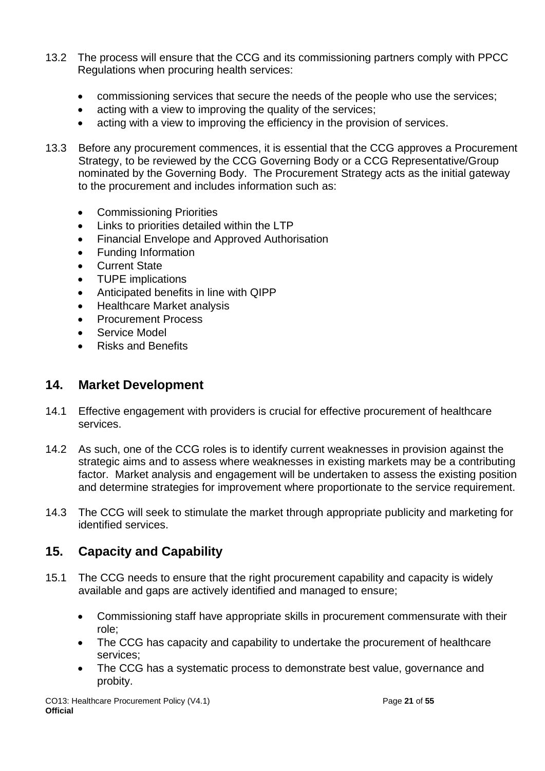13.2 The process will ensure that the CCG and its commissioning partners comply with PPCC Regulations when procuring health services:

- commissioning services that secure the needs of the people who use the services;
- acting with a view to improving the quality of the services;
- acting with a view to improving the efficiency in the provision of services.

13.3 Before any procurement commences, it is essential that the CCG approves a Procurement Strategy, to be reviewed by the CCG Governing Body or a CCG Representative/Group nominated by the Governing Body. The Procurement Strategy acts as the initial gateway to the procurement and includes information such as:

- Commissioning Priorities
- Links to priorities detailed within the LTP
- Financial Envelope and Approved Authorisation
- Funding Information
- Current State
- TUPE implications
- Anticipated benefits in line with QIPP
- Healthcare Market analysis
- Procurement Process
- Service Model
- Risks and Benefits

## 14. Market Development

14.1 Effective engagement with providers is crucial for effective procurement of healthcare services.

14.2 As such, one of the CCG roles is to identify current weaknesses in provision against the strategic aims and to assess where weaknesses in existing markets may be a contributing factor. Market analysis and engagement will be undertaken to assess the existing position and determine strategies for improvement where proportionate to the service requirement.

14.3 The CCG will seek to stimulate the market through appropriate publicity and marketing for identified services.

## 15. Capacity and Capability

15.1 The CCG needs to ensure that the right procurement capability and capacity is widely available and gaps are actively identified and managed to ensure;

- Commissioning staff have appropriate skills in procurement commensurate with their role;
- The CCG has capacity and capability to undertake the procurement of healthcare services;
- The CCG has a systematic process to demonstrate best value, governance and probity.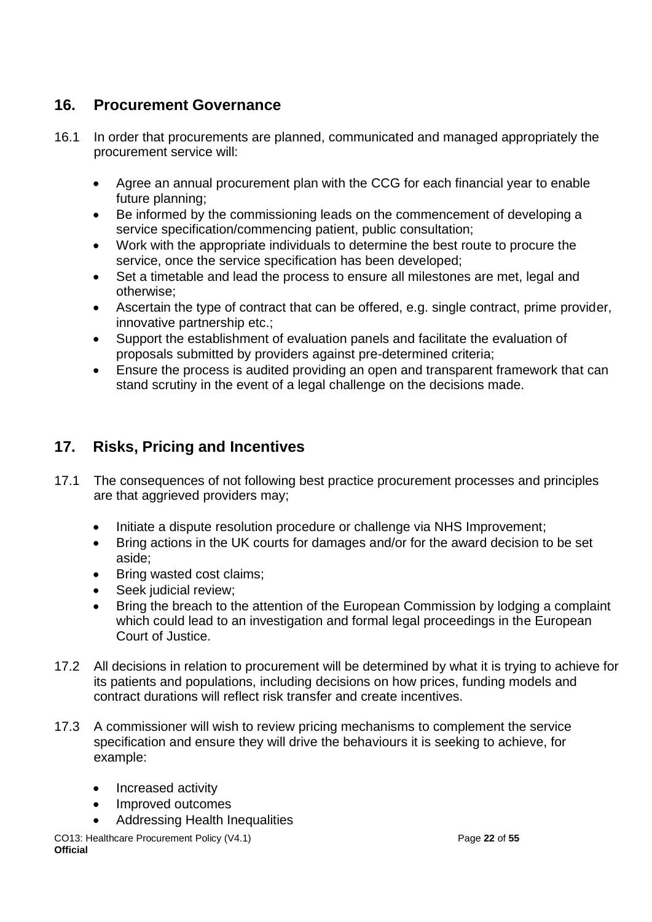## 16. Procurement Governance

16.1 In order that procurements are planned, communicated and managed appropriately the procurement service will:

- Agree an annual procurement plan with the CCG for each financial year to enable future planning;
- Be informed by the commissioning leads on the commencement of developing a service specification/commencing patient, public consultation;
- Work with the appropriate individuals to determine the best route to procure the service, once the service specification has been developed;
- Set a timetable and lead the process to ensure all milestones are met, legal and otherwise;
- Ascertain the type of contract that can be offered, e.g. single contract, prime provider, innovative partnership etc.;
- Support the establishment of evaluation panels and facilitate the evaluation of proposals submitted by providers against pre-determined criteria;
- Ensure the process is audited providing an open and transparent framework that can stand scrutiny in the event of a legal challenge on the decisions made.

## 17. Risks, Pricing and Incentives

17.1 The consequences of not following best practice procurement processes and principles are that aggrieved providers may;

- Initiate a dispute resolution procedure or challenge via NHS Improvement;
- Bring actions in the UK courts for damages and/or for the award decision to be set aside;
- Bring wasted cost claims;
- Seek judicial review;
- Bring the breach to the attention of the European Commission by lodging a complaint which could lead to an investigation and formal legal proceedings in the European Court of Justice.

17.2 All decisions in relation to procurement will be determined by what it is trying to achieve for its patients and populations, including decisions on how prices, funding models and contract durations will reflect risk transfer and create incentives.

17.3 A commissioner will wish to review pricing mechanisms to complement the service specification and ensure they will drive the behaviours it is seeking to achieve, for example:

- Increased activity
- Improved outcomes
- Addressing Health Inequalities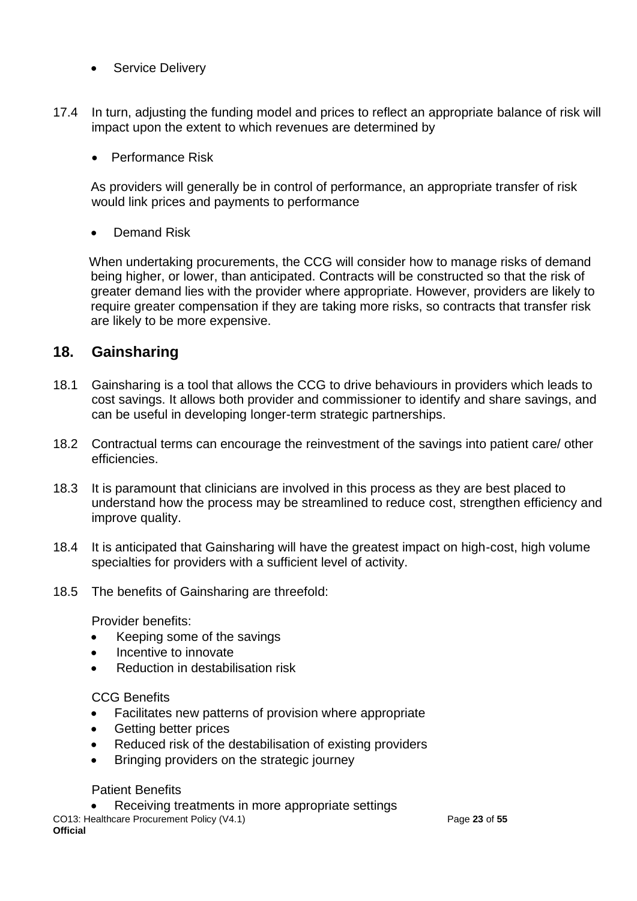- Service Delivery

17.4 In turn, adjusting the funding model and prices to reflect an appropriate balance of risk will impact upon the extent to which revenues are determined by

- Performance Risk

As providers will generally be in control of performance, an appropriate transfer of risk would link prices and payments to performance

- Demand Risk

When undertaking procurements, the CCG will consider how to manage risks of demand being higher, or lower, than anticipated. Contracts will be constructed so that the risk of greater demand lies with the provider where appropriate. However, providers are likely to require greater compensation if they are taking more risks, so contracts that transfer risk are likely to be more expensive.

## 18. Gainsharing

18.1 Gainsharing is a tool that allows the CCG to drive behaviours in providers which leads to cost savings. It allows both provider and commissioner to identify and share savings, and can be useful in developing longer-term strategic partnerships.

18.2 Contractual terms can encourage the reinvestment of the savings into patient care/ other efficiencies.

18.3 It is paramount that clinicians are involved in this process as they are best placed to understand how the process may be streamlined to reduce cost, strengthen efficiency and improve quality.

18.4 It is anticipated that Gainsharing will have the greatest impact on high-cost, high volume specialties for providers with a sufficient level of activity.

18.5 The benefits of Gainsharing are threefold:

Provider benefits:

- Keeping some of the savings
- Incentive to innovate
- Reduction in destabilisation risk

CCG Benefits

- Facilitates new patterns of provision where appropriate
- Getting better prices
- Reduced risk of the destabilisation of existing providers
- Bringing providers on the strategic journey

Patient Benefits

- Receiving treatments in more appropriate settings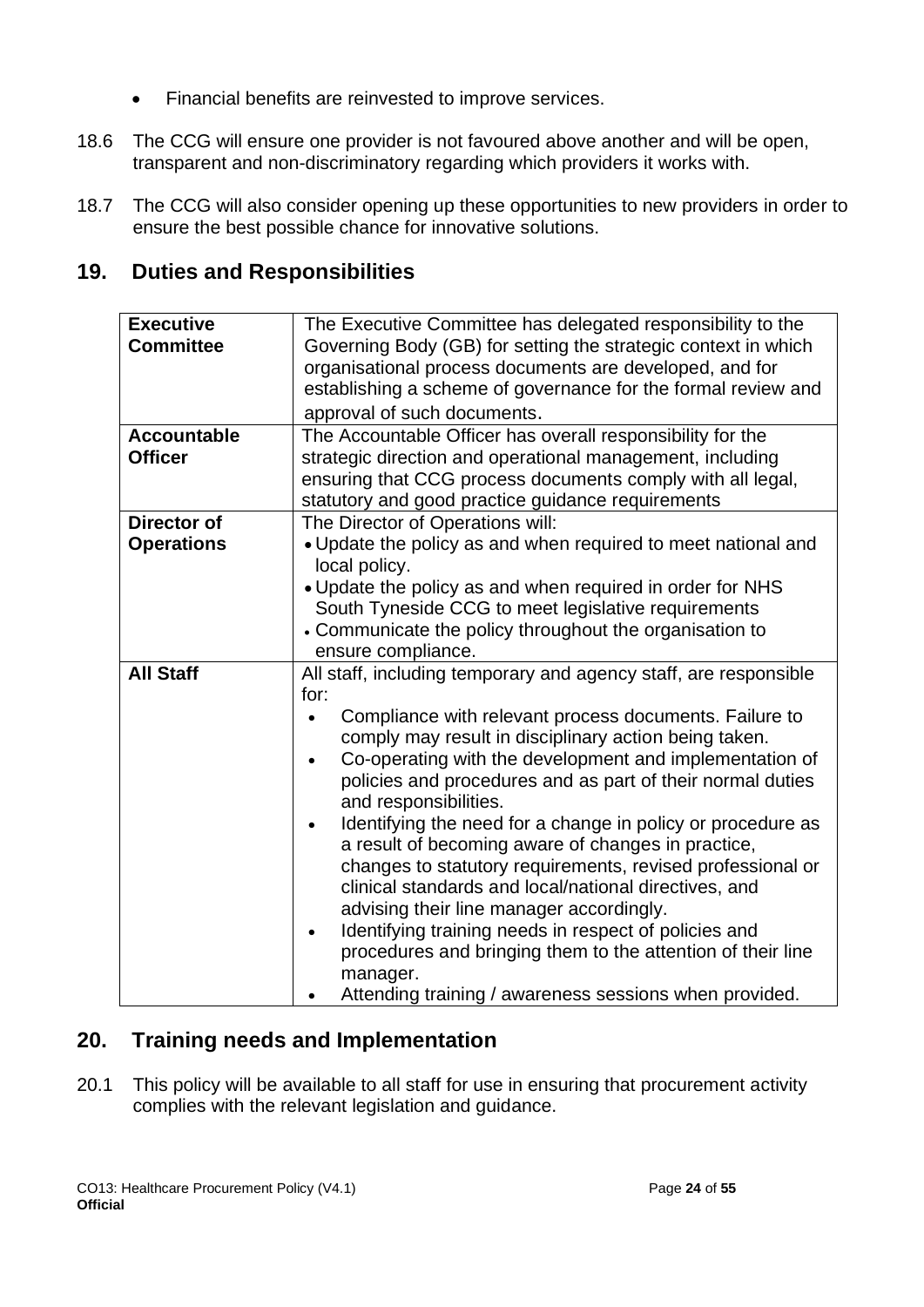- Financial benefits are reinvested to improve services.

18.6 The CCG will ensure one provider is not favoured above another and will be open, transparent and non-discriminatory regarding which providers it works with.

18.7 The CCG will also consider opening up these opportunities to new providers in order to ensure the best possible chance for innovative solutions.

## 19. Duties and Responsibilities

| | |
|---|---|
| **Executive Committee** | The Executive Committee has delegated responsibility to the Governing Body (GB) for setting the strategic context in which organisational process documents are developed, and for establishing a scheme of governance for the formal review and approval of such documents. |
| **Accountable Officer** | The Accountable Officer has overall responsibility for the strategic direction and operational management, including ensuring that CCG process documents comply with all legal, statutory and good practice guidance requirements |
| **Director of Operations** | The Director of Operations will:<br>• Update the policy as and when required to meet national and local policy.<br>• Update the policy as and when required in order for NHS South Tyneside CCG to meet legislative requirements<br>• Communicate the policy throughout the organisation to ensure compliance. |
| **All Staff** | All staff, including temporary and agency staff, are responsible for:<br>• Compliance with relevant process documents. Failure to comply may result in disciplinary action being taken.<br>• Co-operating with the development and implementation of policies and procedures and as part of their normal duties and responsibilities.<br>• Identifying the need for a change in policy or procedure as a result of becoming aware of changes in practice, changes to statutory requirements, revised professional or clinical standards and local/national directives, and advising their line manager accordingly.<br>• Identifying training needs in respect of policies and procedures and bringing them to the attention of their line manager.<br>• Attending training / awareness sessions when provided. |

## 20. Training needs and Implementation

20.1 This policy will be available to all staff for use in ensuring that procurement activity complies with the relevant legislation and guidance.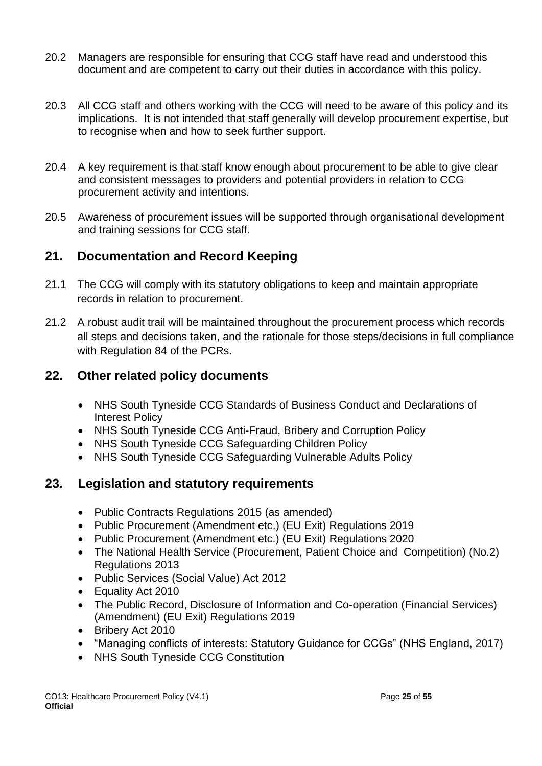20.2 Managers are responsible for ensuring that CCG staff have read and understood this document and are competent to carry out their duties in accordance with this policy.

20.3 All CCG staff and others working with the CCG will need to be aware of this policy and its implications. It is not intended that staff generally will develop procurement expertise, but to recognise when and how to seek further support.

20.4 A key requirement is that staff know enough about procurement to be able to give clear and consistent messages to providers and potential providers in relation to CCG procurement activity and intentions.

20.5 Awareness of procurement issues will be supported through organisational development and training sessions for CCG staff.

## 21. Documentation and Record Keeping

21.1 The CCG will comply with its statutory obligations to keep and maintain appropriate records in relation to procurement.

21.2 A robust audit trail will be maintained throughout the procurement process which records all steps and decisions taken, and the rationale for those steps/decisions in full compliance with Regulation 84 of the PCRs.

## 22. Other related policy documents

- NHS South Tyneside CCG Standards of Business Conduct and Declarations of Interest Policy
- NHS South Tyneside CCG Anti-Fraud, Bribery and Corruption Policy
- NHS South Tyneside CCG Safeguarding Children Policy
- NHS South Tyneside CCG Safeguarding Vulnerable Adults Policy

## 23. Legislation and statutory requirements

- Public Contracts Regulations 2015 (as amended)
- Public Procurement (Amendment etc.) (EU Exit) Regulations 2019
- Public Procurement (Amendment etc.) (EU Exit) Regulations 2020
- The National Health Service (Procurement, Patient Choice and Competition) (No.2) Regulations 2013
- Public Services (Social Value) Act 2012
- Equality Act 2010
- The Public Record, Disclosure of Information and Co-operation (Financial Services) (Amendment) (EU Exit) Regulations 2019
- Bribery Act 2010
- "Managing conflicts of interests: Statutory Guidance for CCGs" (NHS England, 2017)
- NHS South Tyneside CCG Constitution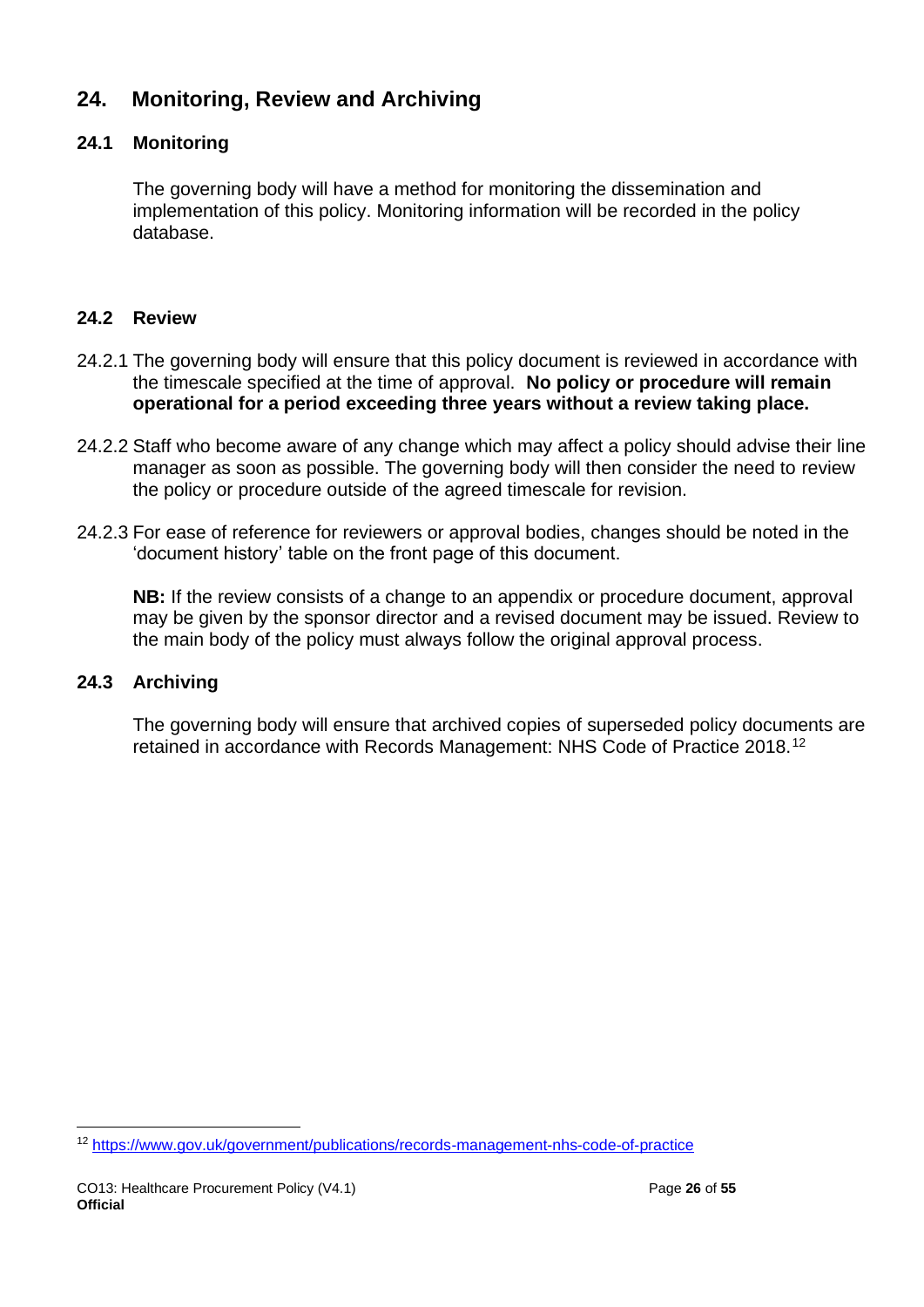## 24. Monitoring, Review and Archiving

### 24.1 Monitoring

The governing body will have a method for monitoring the dissemination and implementation of this policy. Monitoring information will be recorded in the policy database.

### 24.2 Review

24.2.1 The governing body will ensure that this policy document is reviewed in accordance with the timescale specified at the time of approval. **No policy or procedure will remain operational for a period exceeding three years without a review taking place.**

24.2.2 Staff who become aware of any change which may affect a policy should advise their line manager as soon as possible. The governing body will then consider the need to review the policy or procedure outside of the agreed timescale for revision.

24.2.3 For ease of reference for reviewers or approval bodies, changes should be noted in the 'document history' table on the front page of this document.

**NB:** If the review consists of a change to an appendix or procedure document, approval may be given by the sponsor director and a revised document may be issued. Review to the main body of the policy must always follow the original approval process.

### 24.3 Archiving

The governing body will ensure that archived copies of superseded policy documents are retained in accordance with Records Management: NHS Code of Practice 2018.[12]

---

[12] https://www.gov.uk/government/publications/records-management-nhs-code-of-practice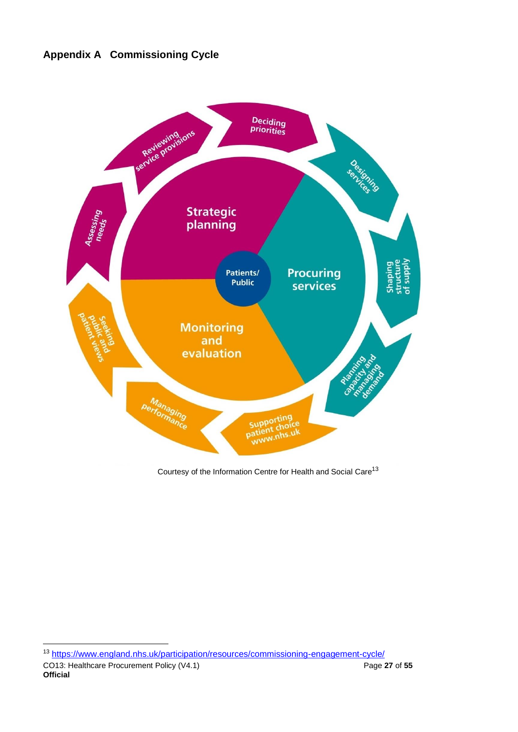## Appendix A Commissioning Cycle

Strategic planning

Procuring services

Monitoring and evaluation

Patients/ Public

Deciding priorities

Designing services

Shaping structure of supply

Planning capacity and managing demand

Supporting patient choice www.nhs.uk

Managing performance

Seeking public and patient views

Assessing needs

Reviewing service provisions

Courtesy of the Information Centre for Health and Social Care[13]

[13] https://www.england.nhs.uk/participation/resources/commissioning-engagement-cycle/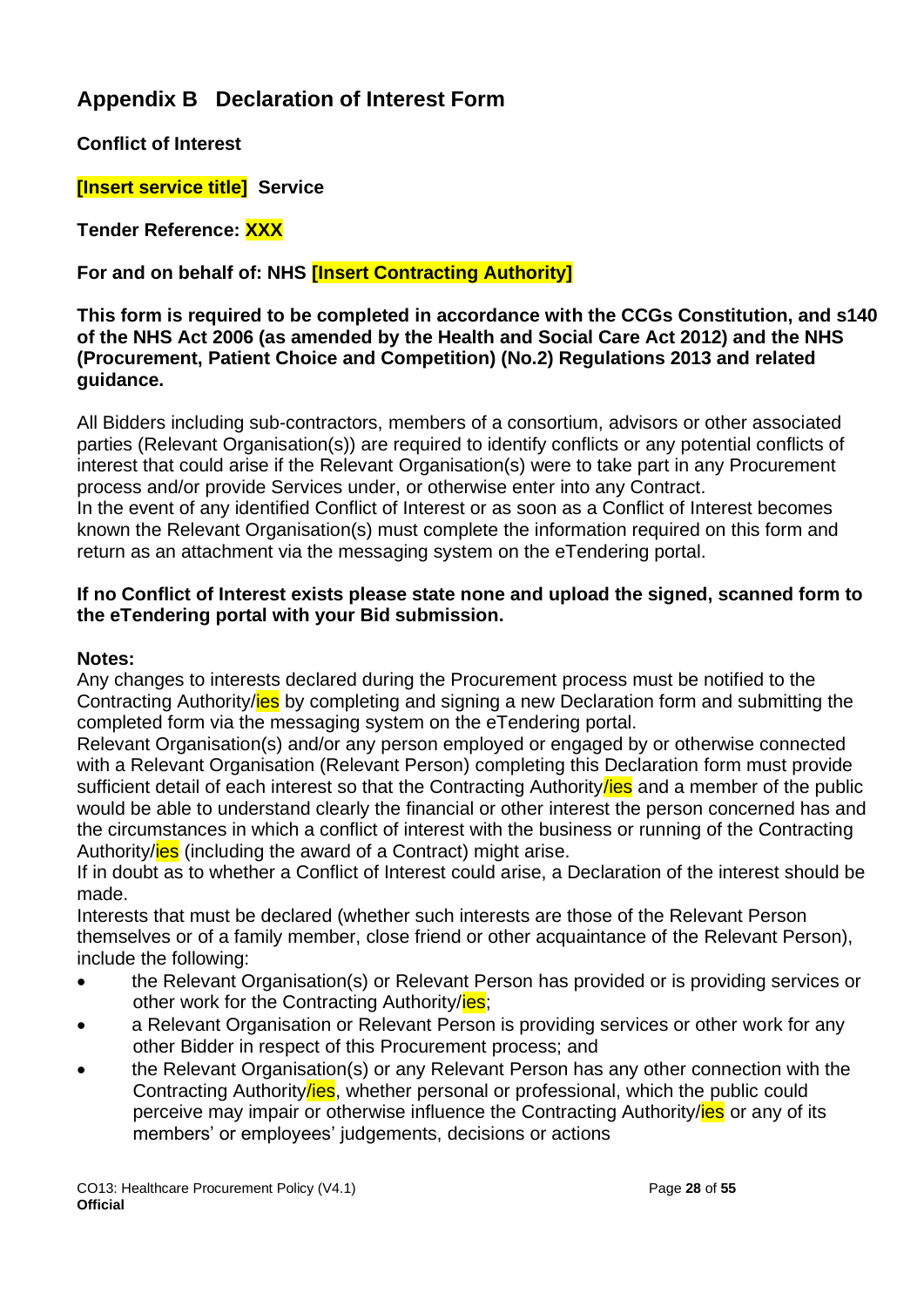## Appendix B Declaration of Interest Form

**Conflict of Interest**

**[Insert service title] Service**

**Tender Reference: XXX**

**For and on behalf of: NHS [Insert Contracting Authority]**

**This form is required to be completed in accordance with the CCGs Constitution, and s140 of the NHS Act 2006 (as amended by the Health and Social Care Act 2012) and the NHS (Procurement, Patient Choice and Competition) (No.2) Regulations 2013 and related guidance.**

All Bidders including sub-contractors, members of a consortium, advisors or other associated parties (Relevant Organisation(s)) are required to identify conflicts or any potential conflicts of interest that could arise if the Relevant Organisation(s) were to take part in any Procurement process and/or provide Services under, or otherwise enter into any Contract.
In the event of any identified Conflict of Interest or as soon as a Conflict of Interest becomes known the Relevant Organisation(s) must complete the information required on this form and return as an attachment via the messaging system on the eTendering portal.

**If no Conflict of Interest exists please state none and upload the signed, scanned form to the eTendering portal with your Bid submission.**

**Notes:**
Any changes to interests declared during the Procurement process must be notified to the Contracting Authority/ies by completing and signing a new Declaration form and submitting the completed form via the messaging system on the eTendering portal.
Relevant Organisation(s) and/or any person employed or engaged by or otherwise connected with a Relevant Organisation (Relevant Person) completing this Declaration form must provide sufficient detail of each interest so that the Contracting Authority/ies and a member of the public would be able to understand clearly the financial or other interest the person concerned has and the circumstances in which a conflict of interest with the business or running of the Contracting Authority/ies (including the award of a Contract) might arise.
If in doubt as to whether a Conflict of Interest could arise, a Declaration of the interest should be made.
Interests that must be declared (whether such interests are those of the Relevant Person themselves or of a family member, close friend or other acquaintance of the Relevant Person), include the following:

- the Relevant Organisation(s) or Relevant Person has provided or is providing services or other work for the Contracting Authority/ies;
- a Relevant Organisation or Relevant Person is providing services or other work for any other Bidder in respect of this Procurement process; and
- the Relevant Organisation(s) or any Relevant Person has any other connection with the Contracting Authority/ies, whether personal or professional, which the public could perceive may impair or otherwise influence the Contracting Authority/ies or any of its members' or employees' judgements, decisions or actions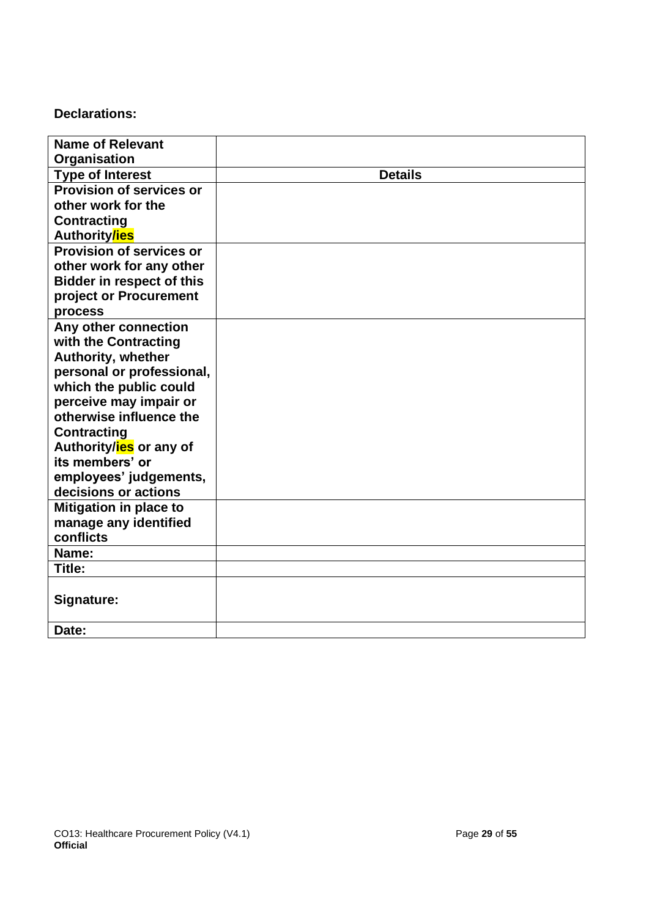**Declarations:**

| **Name of Relevant Organisation** | |
|---|---|
| **Type of Interest** | **Details** |
| **Provision of services or other work for the Contracting Authority/ies** | |
| **Provision of services or other work for any other Bidder in respect of this project or Procurement process** | |
| **Any other connection with the Contracting Authority, whether personal or professional, which the public could perceive may impair or otherwise influence the Contracting Authority/ies or any of its members' or employees' judgements, decisions or actions** | |
| **Mitigation in place to manage any identified conflicts** | |
| **Name:** | |
| **Title:** | |
| **Signature:** | |
| **Date:** | |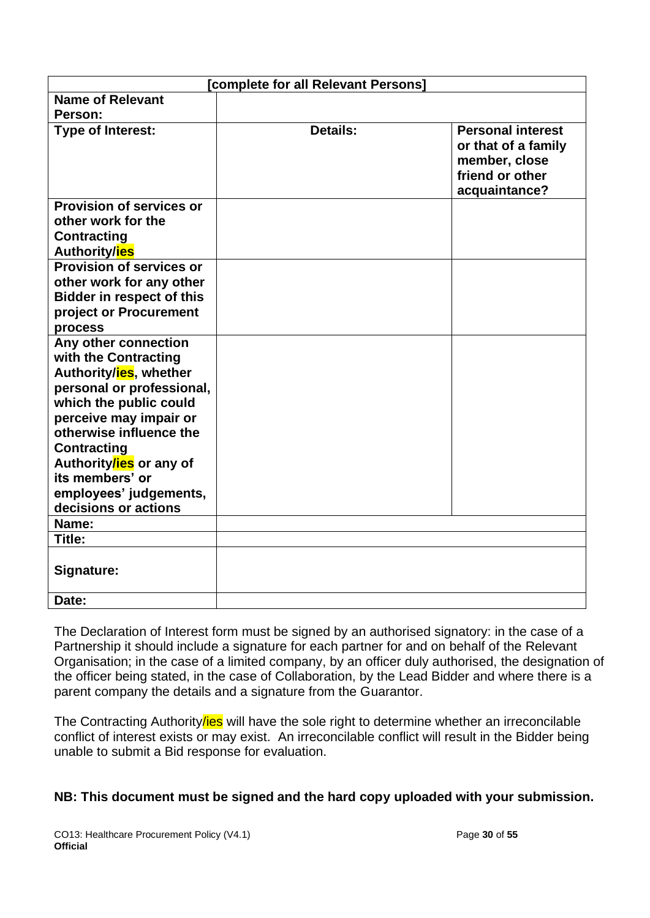| [complete for all Relevant Persons] | | |
|---|---|---|
| **Name of Relevant Person:** | | |
| **Type of Interest:** | **Details:** | **Personal interest or that of a family member, close friend or other acquaintance?** |
| **Provision of services or other work for the Contracting Authority/ies** | | |
| **Provision of services or other work for any other Bidder in respect of this project or Procurement process** | | |
| **Any other connection with the Contracting Authority/ies, whether personal or professional, which the public could perceive may impair or otherwise influence the Contracting Authority/ies or any of its members' or employees' judgements, decisions or actions** | | |
| **Name:** | | |
| **Title:** | | |
| **Signature:** | | |
| **Date:** | | |

The Declaration of Interest form must be signed by an authorised signatory: in the case of a Partnership it should include a signature for each partner for and on behalf of the Relevant Organisation; in the case of a limited company, by an officer duly authorised, the designation of the officer being stated, in the case of Collaboration, by the Lead Bidder and where there is a parent company the details and a signature from the Guarantor.

The Contracting Authority/ies will have the sole right to determine whether an irreconcilable conflict of interest exists or may exist. An irreconcilable conflict will result in the Bidder being unable to submit a Bid response for evaluation.

**NB: This document must be signed and the hard copy uploaded with your submission.**

CO13: Healthcare Procurement Policy (V4.1)
**Official**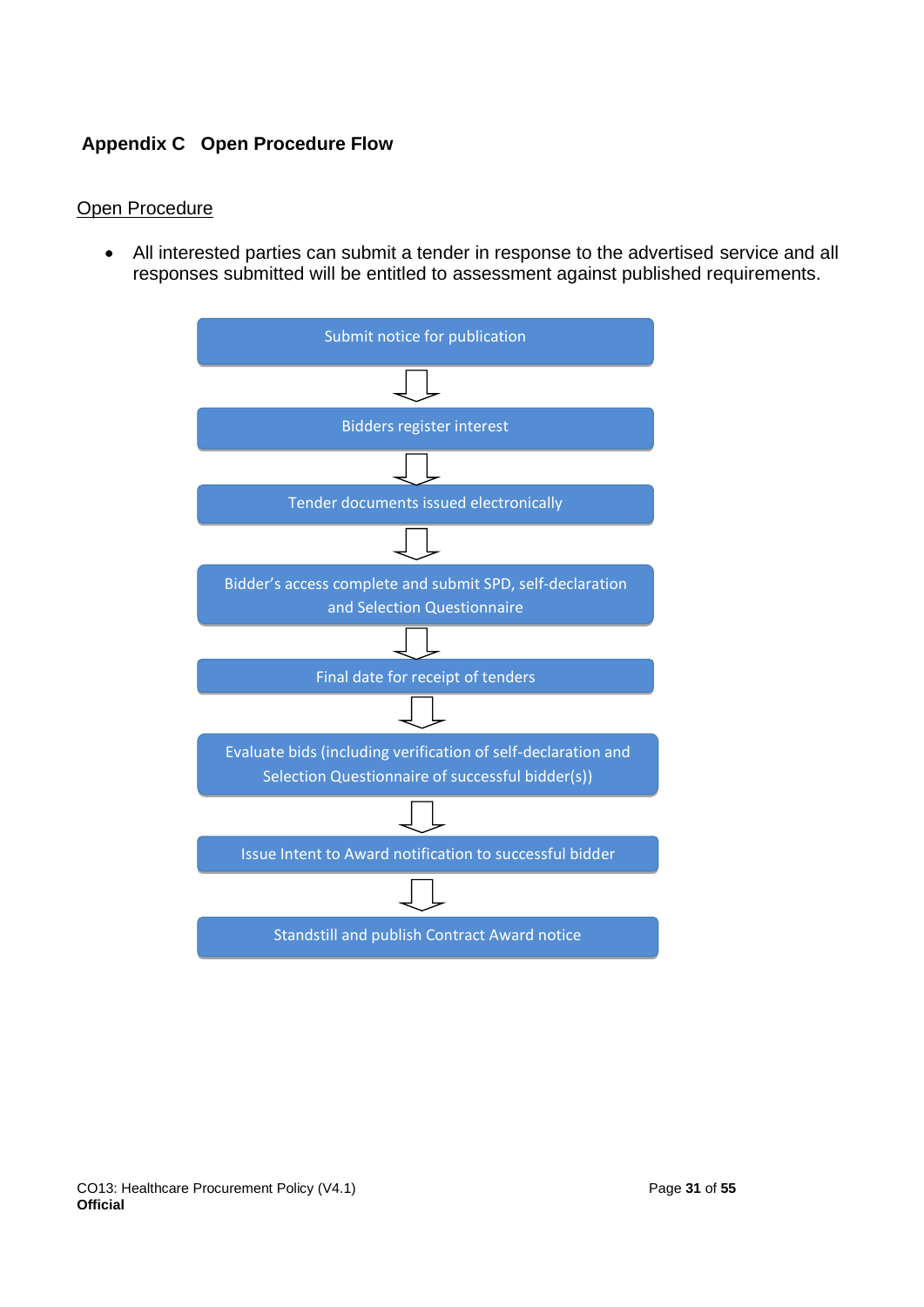## Appendix C   Open Procedure Flow

Open Procedure

- All interested parties can submit a tender in response to the advertised service and all responses submitted will be entitled to assessment against published requirements.

Submit notice for publication

↓

Bidders register interest

↓

Tender documents issued electronically

↓

Bidder's access complete and submit SPD, self-declaration and Selection Questionnaire

↓

Final date for receipt of tenders

↓

Evaluate bids (including verification of self-declaration and Selection Questionnaire of successful bidder(s))

↓

Issue Intent to Award notification to successful bidder

↓

Standstill and publish Contract Award notice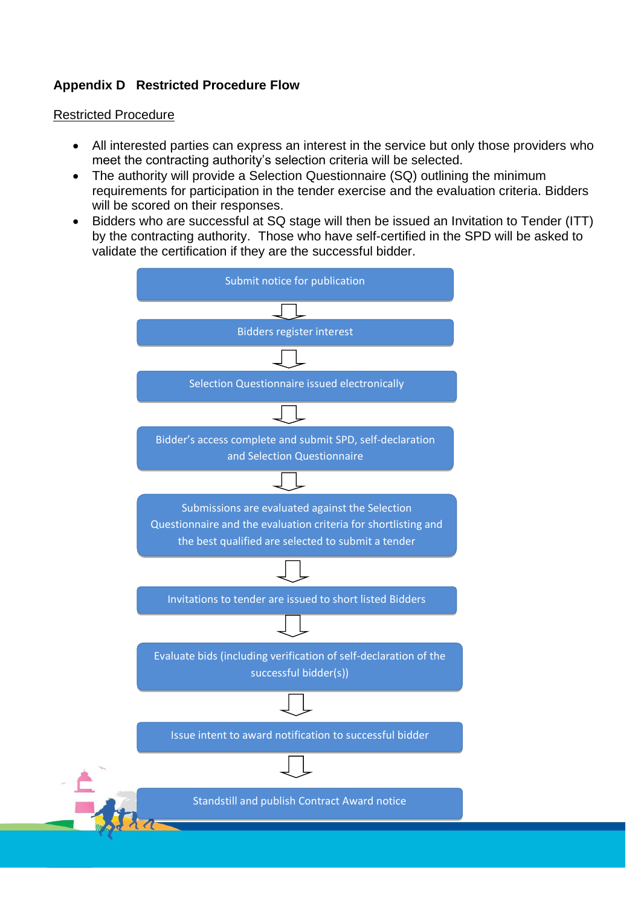## Appendix D Restricted Procedure Flow

<u>Restricted Procedure</u>

- All interested parties can express an interest in the service but only those providers who meet the contracting authority's selection criteria will be selected.
- The authority will provide a Selection Questionnaire (SQ) outlining the minimum requirements for participation in the tender exercise and the evaluation criteria. Bidders will be scored on their responses.
- Bidders who are successful at SQ stage will then be issued an Invitation to Tender (ITT) by the contracting authority. Those who have self-certified in the SPD will be asked to validate the certification if they are the successful bidder.

Submit notice for publication

↓

Bidders register interest

↓

Selection Questionnaire issued electronically

↓

Bidder's access complete and submit SPD, self-declaration and Selection Questionnaire

↓

Submissions are evaluated against the Selection Questionnaire and the evaluation criteria for shortlisting and the best qualified are selected to submit a tender

↓

Invitations to tender are issued to short listed Bidders

↓

Evaluate bids (including verification of self-declaration of the successful bidder(s))

↓

Issue intent to award notification to successful bidder

↓

Standstill and publish Contract Award notice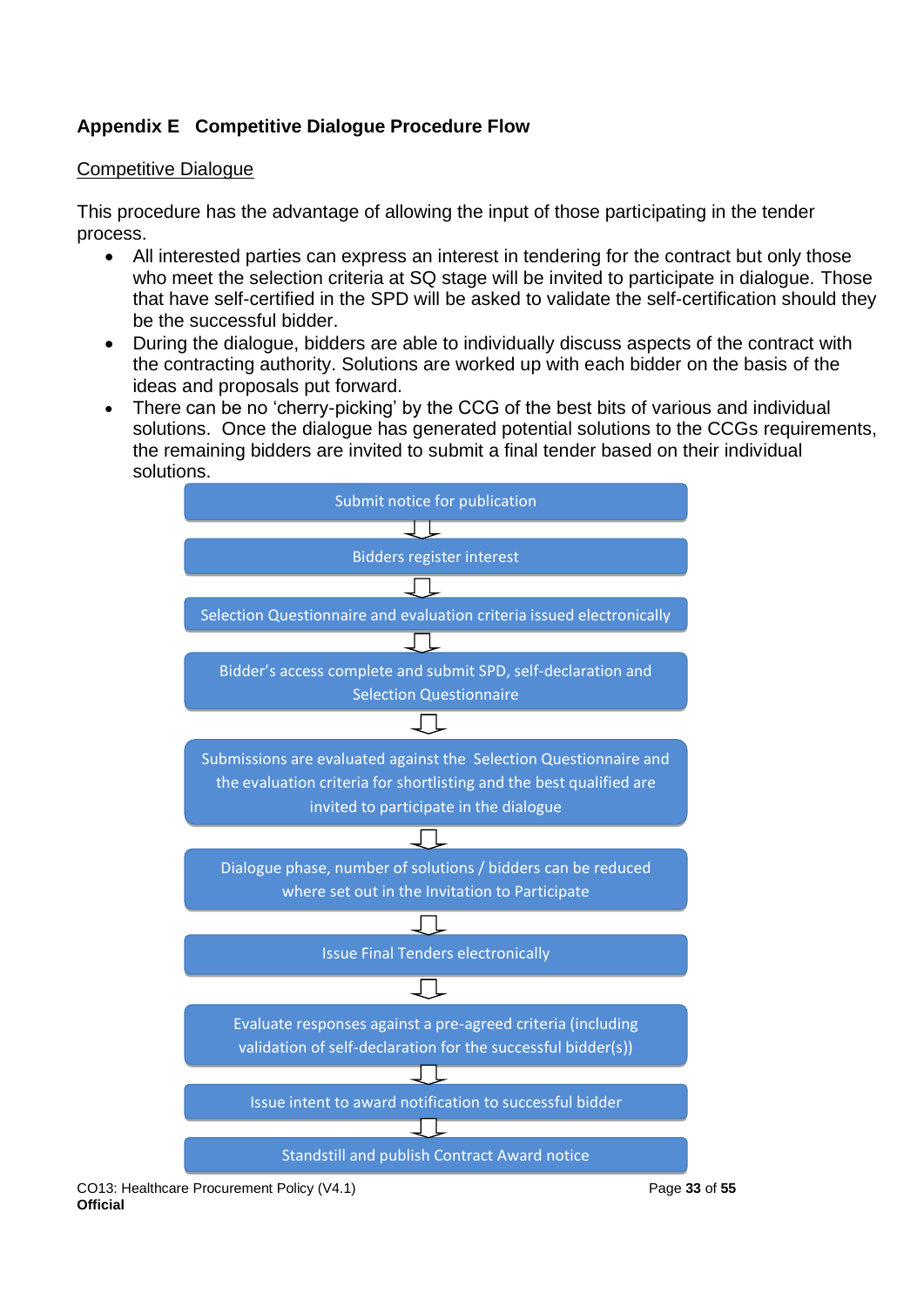## Appendix E Competitive Dialogue Procedure Flow

<u>Competitive Dialogue</u>

This procedure has the advantage of allowing the input of those participating in the tender process.

- All interested parties can express an interest in tendering for the contract but only those who meet the selection criteria at SQ stage will be invited to participate in dialogue. Those that have self-certified in the SPD will be asked to validate the self-certification should they be the successful bidder.
- During the dialogue, bidders are able to individually discuss aspects of the contract with the contracting authority. Solutions are worked up with each bidder on the basis of the ideas and proposals put forward.
- There can be no 'cherry-picking' by the CCG of the best bits of various and individual solutions. Once the dialogue has generated potential solutions to the CCGs requirements, the remaining bidders are invited to submit a final tender based on their individual solutions.

Submit notice for publication

⇩

Bidders register interest

⇩

Selection Questionnaire and evaluation criteria issued electronically

⇩

Bidder's access complete and submit SPD, self-declaration and Selection Questionnaire

⇩

Submissions are evaluated against the Selection Questionnaire and the evaluation criteria for shortlisting and the best qualified are invited to participate in the dialogue

⇩

Dialogue phase, number of solutions / bidders can be reduced where set out in the Invitation to Participate

⇩

Issue Final Tenders electronically

⇩

Evaluate responses against a pre-agreed criteria (including validation of self-declaration for the successful bidder(s))

⇩

Issue intent to award notification to successful bidder

⇩

Standstill and publish Contract Award notice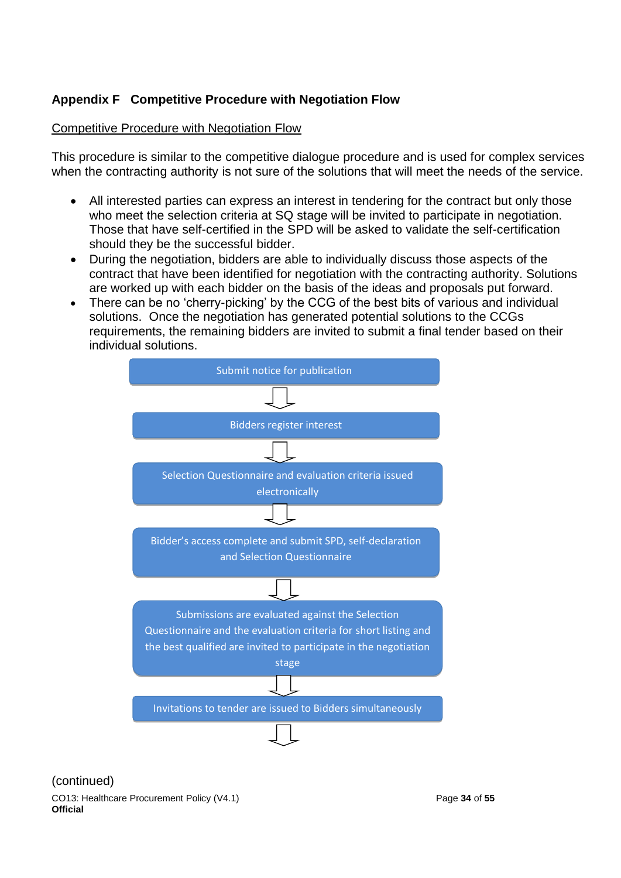## Appendix F Competitive Procedure with Negotiation Flow

Competitive Procedure with Negotiation Flow

This procedure is similar to the competitive dialogue procedure and is used for complex services when the contracting authority is not sure of the solutions that will meet the needs of the service.

- All interested parties can express an interest in tendering for the contract but only those who meet the selection criteria at SQ stage will be invited to participate in negotiation. Those that have self-certified in the SPD will be asked to validate the self-certification should they be the successful bidder.
- During the negotiation, bidders are able to individually discuss those aspects of the contract that have been identified for negotiation with the contracting authority. Solutions are worked up with each bidder on the basis of the ideas and proposals put forward.
- There can be no 'cherry-picking' by the CCG of the best bits of various and individual solutions. Once the negotiation has generated potential solutions to the CCGs requirements, the remaining bidders are invited to submit a final tender based on their individual solutions.

Submit notice for publication

↓

Bidders register interest

↓

Selection Questionnaire and evaluation criteria issued electronically

↓

Bidder's access complete and submit SPD, self-declaration and Selection Questionnaire

↓

Submissions are evaluated against the Selection Questionnaire and the evaluation criteria for short listing and the best qualified are invited to participate in the negotiation stage

↓

Invitations to tender are issued to Bidders simultaneously

↓

(continued)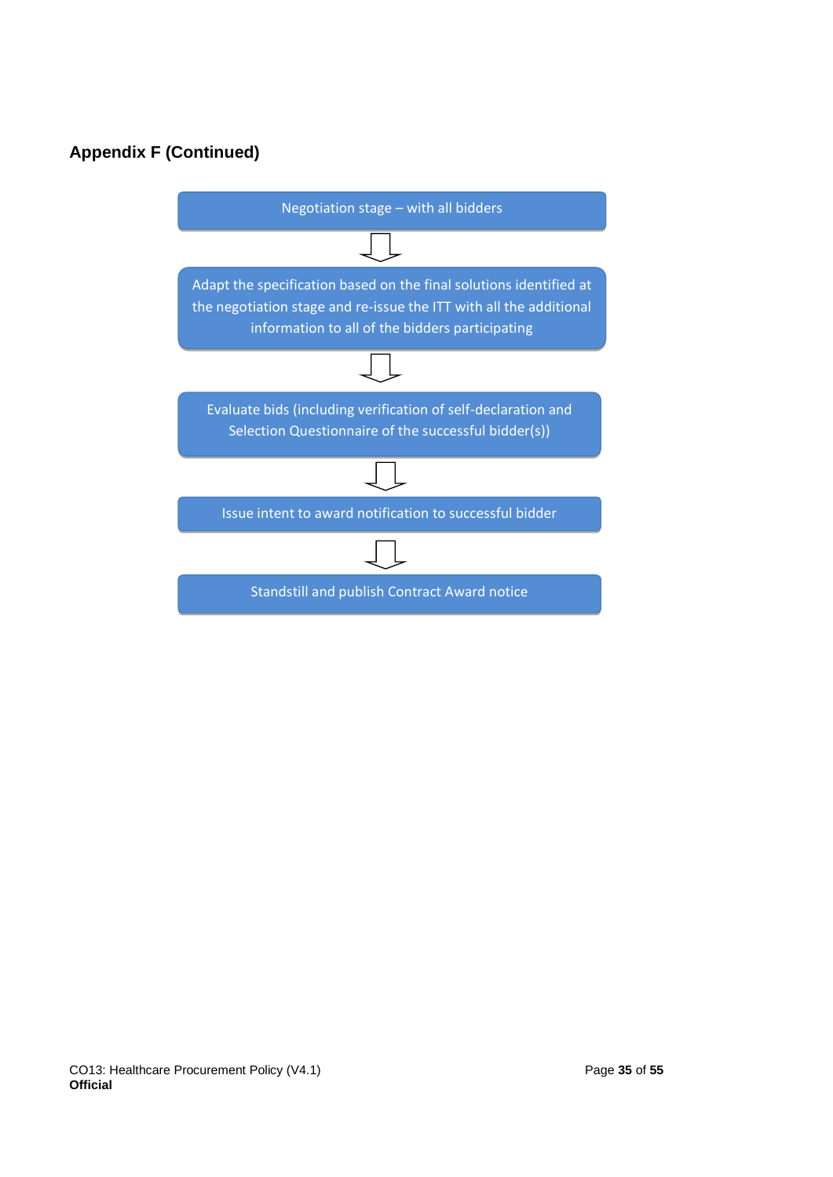## Appendix F (Continued)

Negotiation stage – with all bidders

↓

Adapt the specification based on the final solutions identified at the negotiation stage and re-issue the ITT with all the additional information to all of the bidders participating

↓

Evaluate bids (including verification of self-declaration and Selection Questionnaire of the successful bidder(s))

↓

Issue intent to award notification to successful bidder

↓

Standstill and publish Contract Award notice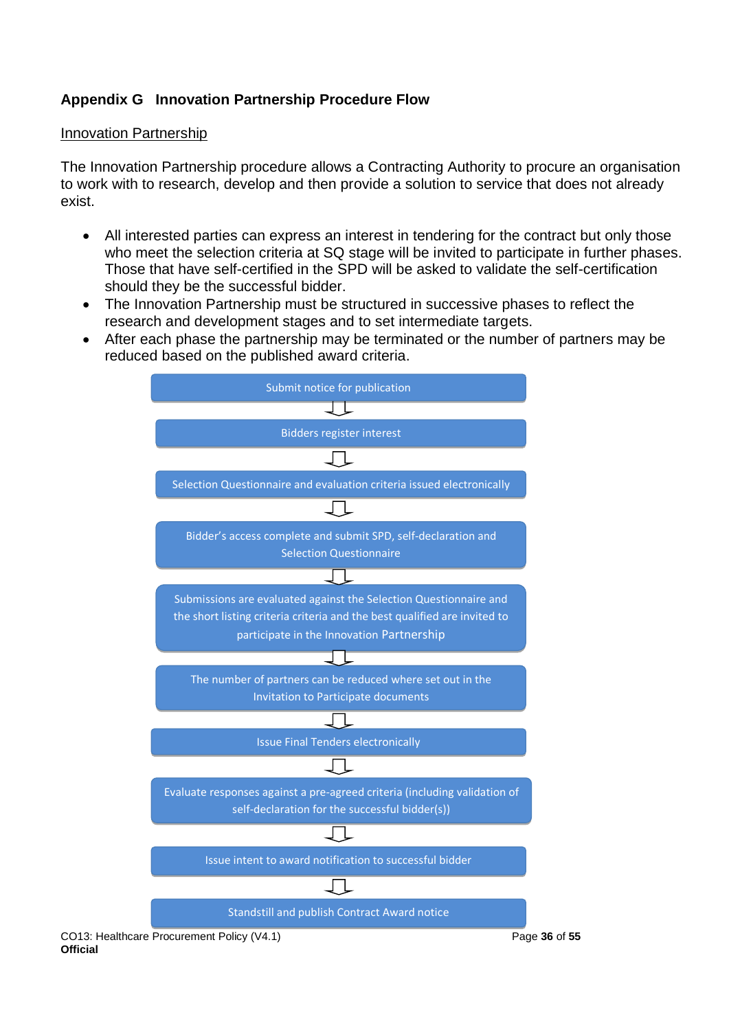## Appendix G Innovation Partnership Procedure Flow

<u>Innovation Partnership</u>

The Innovation Partnership procedure allows a Contracting Authority to procure an organisation to work with to research, develop and then provide a solution to service that does not already exist.

- All interested parties can express an interest in tendering for the contract but only those who meet the selection criteria at SQ stage will be invited to participate in further phases. Those that have self-certified in the SPD will be asked to validate the self-certification should they be the successful bidder.
- The Innovation Partnership must be structured in successive phases to reflect the research and development stages and to set intermediate targets.
- After each phase the partnership may be terminated or the number of partners may be reduced based on the published award criteria.

Submit notice for publication

↓

Bidders register interest

↓

Selection Questionnaire and evaluation criteria issued electronically

↓

Bidder's access complete and submit SPD, self-declaration and Selection Questionnaire

↓

Submissions are evaluated against the Selection Questionnaire and the short listing criteria criteria and the best qualified are invited to participate in the Innovation Partnership

↓

The number of partners can be reduced where set out in the Invitation to Participate documents

↓

Issue Final Tenders electronically

↓

Evaluate responses against a pre-agreed criteria (including validation of self-declaration for the successful bidder(s))

↓

Issue intent to award notification to successful bidder

↓

Standstill and publish Contract Award notice

CO13: Healthcare Procurement Policy (V4.1)

**Official**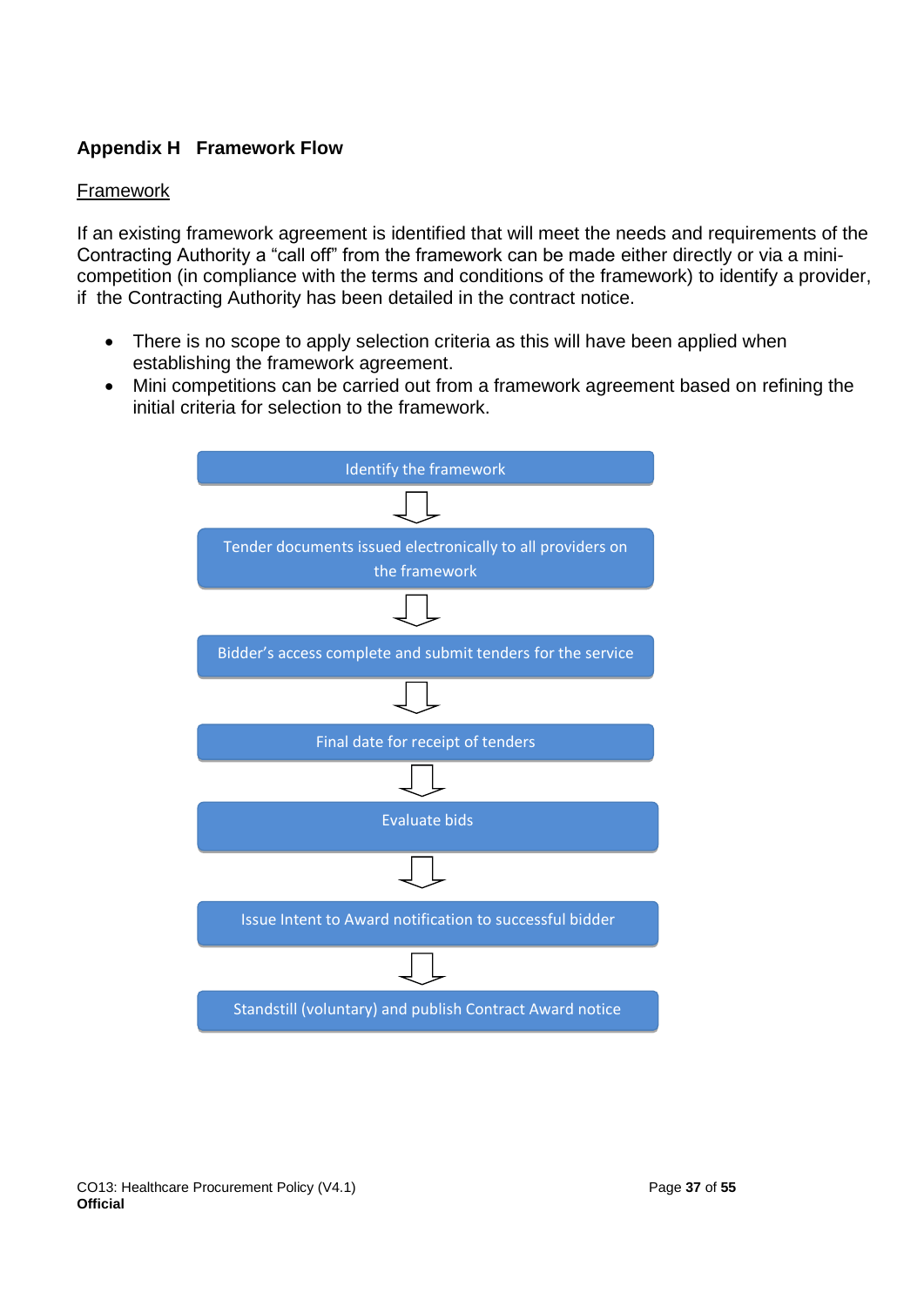## Appendix H Framework Flow

Framework

If an existing framework agreement is identified that will meet the needs and requirements of the Contracting Authority a "call off" from the framework can be made either directly or via a mini-competition (in compliance with the terms and conditions of the framework) to identify a provider, if the Contracting Authority has been detailed in the contract notice.

- There is no scope to apply selection criteria as this will have been applied when establishing the framework agreement.
- Mini competitions can be carried out from a framework agreement based on refining the initial criteria for selection to the framework.

Identify the framework

↓

Tender documents issued electronically to all providers on the framework

↓

Bidder's access complete and submit tenders for the service

↓

Final date for receipt of tenders

↓

Evaluate bids

↓

Issue Intent to Award notification to successful bidder

↓

Standstill (voluntary) and publish Contract Award notice

CO13: Healthcare Procurement Policy (V4.1)
**Official**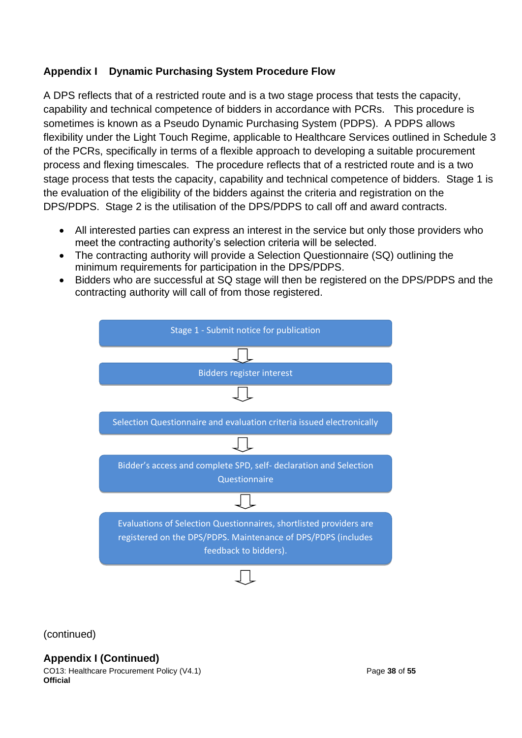## Appendix I Dynamic Purchasing System Procedure Flow

A DPS reflects that of a restricted route and is a two stage process that tests the capacity, capability and technical competence of bidders in accordance with PCRs. This procedure is sometimes is known as a Pseudo Dynamic Purchasing System (PDPS). A PDPS allows flexibility under the Light Touch Regime, applicable to Healthcare Services outlined in Schedule 3 of the PCRs, specifically in terms of a flexible approach to developing a suitable procurement process and flexing timescales. The procedure reflects that of a restricted route and is a two stage process that tests the capacity, capability and technical competence of bidders. Stage 1 is the evaluation of the eligibility of the bidders against the criteria and registration on the DPS/PDPS. Stage 2 is the utilisation of the DPS/PDPS to call off and award contracts.

- All interested parties can express an interest in the service but only those providers who meet the contracting authority's selection criteria will be selected.
- The contracting authority will provide a Selection Questionnaire (SQ) outlining the minimum requirements for participation in the DPS/PDPS.
- Bidders who are successful at SQ stage will then be registered on the DPS/PDPS and the contracting authority will call of from those registered.

Stage 1 - Submit notice for publication

⇩

Bidders register interest

⇩

Selection Questionnaire and evaluation criteria issued electronically

⇩

Bidder's access and complete SPD, self- declaration and Selection Questionnaire

⇩

Evaluations of Selection Questionnaires, shortlisted providers are registered on the DPS/PDPS. Maintenance of DPS/PDPS (includes feedback to bidders).

⇩

(continued)

## Appendix I (Continued)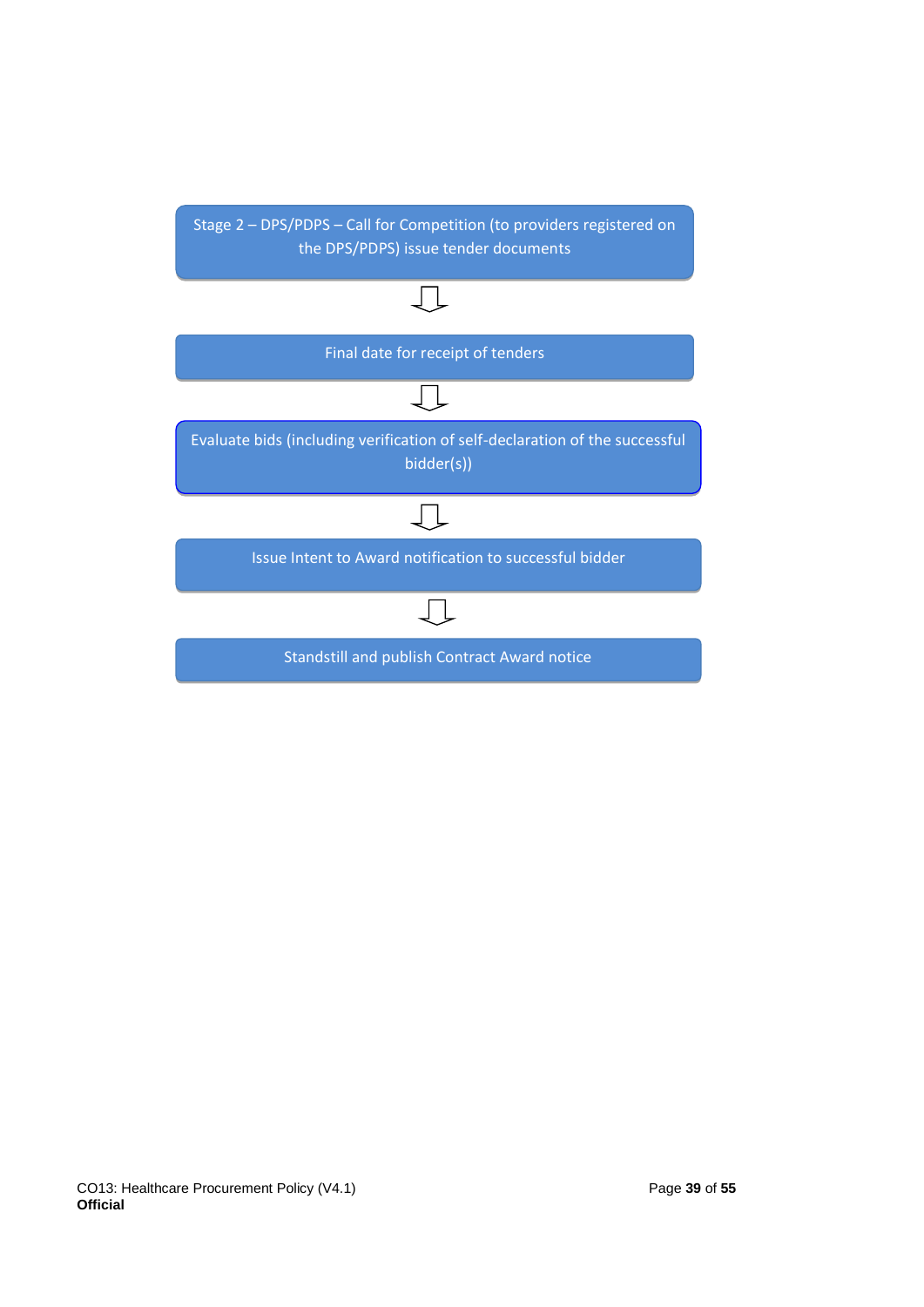Stage 2 – DPS/PDPS – Call for Competition (to providers registered on the DPS/PDPS) issue tender documents

⇩

Final date for receipt of tenders

⇩

Evaluate bids (including verification of self-declaration of the successful bidder(s))

⇩

Issue Intent to Award notification to successful bidder

⇩

Standstill and publish Contract Award notice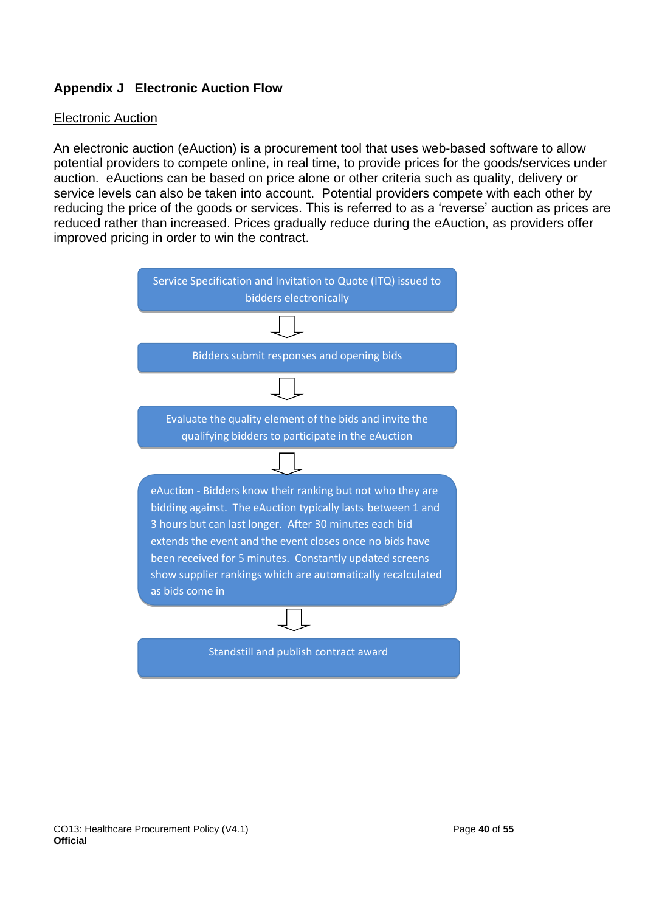## Appendix J Electronic Auction Flow

Electronic Auction

An electronic auction (eAuction) is a procurement tool that uses web-based software to allow potential providers to compete online, in real time, to provide prices for the goods/services under auction. eAuctions can be based on price alone or other criteria such as quality, delivery or service levels can also be taken into account. Potential providers compete with each other by reducing the price of the goods or services. This is referred to as a 'reverse' auction as prices are reduced rather than increased. Prices gradually reduce during the eAuction, as providers offer improved pricing in order to win the contract.

Service Specification and Invitation to Quote (ITQ) issued to bidders electronically

⇩

Bidders submit responses and opening bids

⇩

Evaluate the quality element of the bids and invite the qualifying bidders to participate in the eAuction

⇩

eAuction - Bidders know their ranking but not who they are bidding against. The eAuction typically lasts between 1 and 3 hours but can last longer. After 30 minutes each bid extends the event and the event closes once no bids have been received for 5 minutes. Constantly updated screens show supplier rankings which are automatically recalculated as bids come in

⇩

Standstill and publish contract award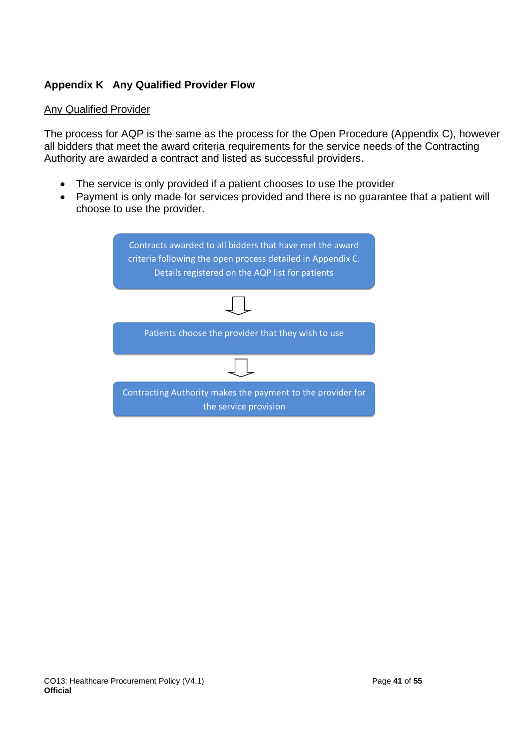## Appendix K   Any Qualified Provider Flow

Any Qualified Provider

The process for AQP is the same as the process for the Open Procedure (Appendix C), however all bidders that meet the award criteria requirements for the service needs of the Contracting Authority are awarded a contract and listed as successful providers.

- The service is only provided if a patient chooses to use the provider
- Payment is only made for services provided and there is no guarantee that a patient will choose to use the provider.

Contracts awarded to all bidders that have met the award criteria following the open process detailed in Appendix C. Details registered on the AQP list for patients

↓

Patients choose the provider that they wish to use

↓

Contracting Authority makes the payment to the provider for the service provision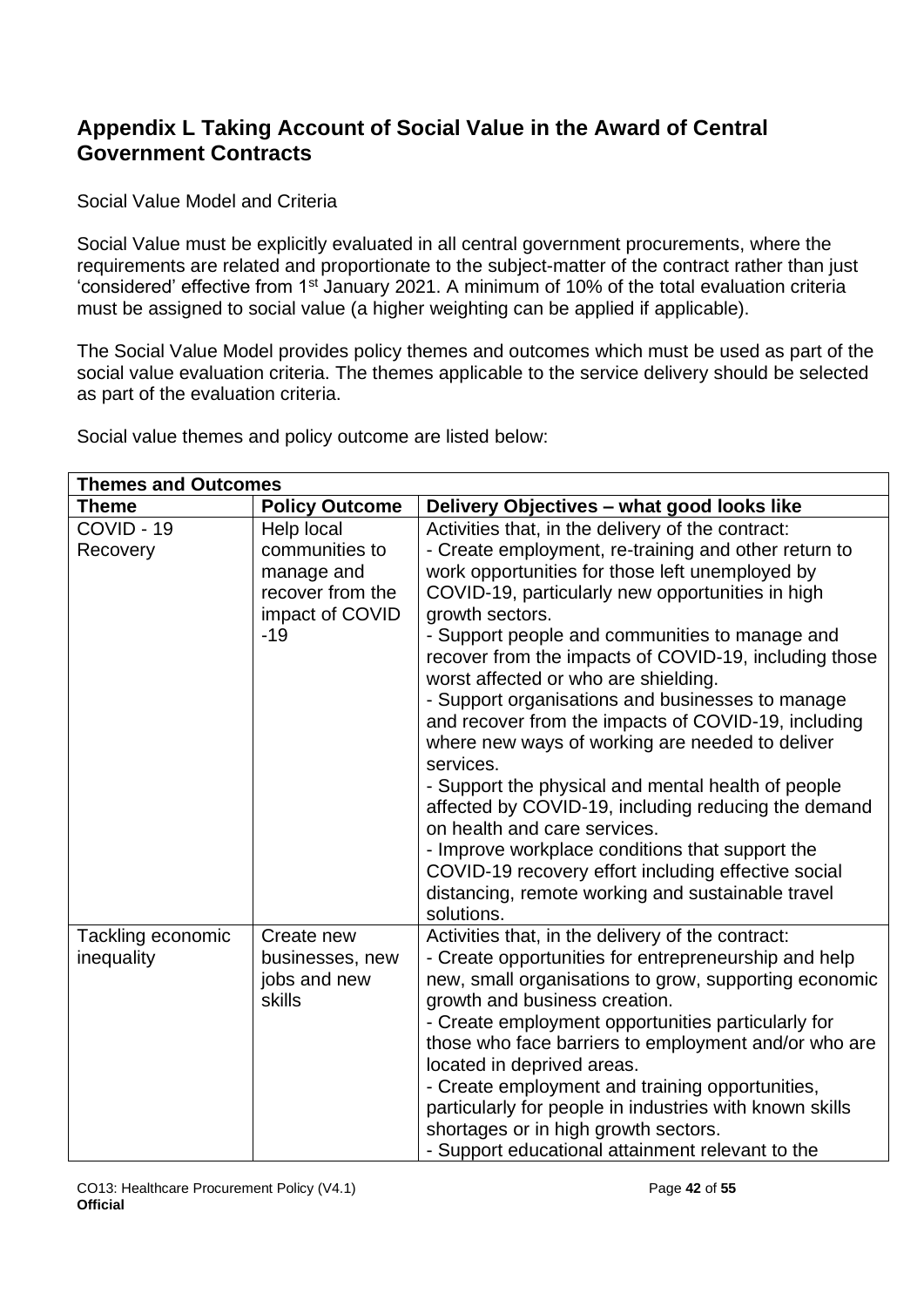## Appendix L Taking Account of Social Value in the Award of Central Government Contracts

Social Value Model and Criteria

Social Value must be explicitly evaluated in all central government procurements, where the requirements are related and proportionate to the subject-matter of the contract rather than just 'considered' effective from 1st January 2021. A minimum of 10% of the total evaluation criteria must be assigned to social value (a higher weighting can be applied if applicable).

The Social Value Model provides policy themes and outcomes which must be used as part of the social value evaluation criteria. The themes applicable to the service delivery should be selected as part of the evaluation criteria.

Social value themes and policy outcome are listed below:

| **Themes and Outcomes** | | |
|---|---|---|
| **Theme** | **Policy Outcome** | **Delivery Objectives – what good looks like** |
| COVID - 19 Recovery | Help local communities to manage and recover from the impact of COVID -19 | Activities that, in the delivery of the contract:<br>- Create employment, re-training and other return to work opportunities for those left unemployed by COVID-19, particularly new opportunities in high growth sectors.<br>- Support people and communities to manage and recover from the impacts of COVID-19, including those worst affected or who are shielding.<br>- Support organisations and businesses to manage and recover from the impacts of COVID-19, including where new ways of working are needed to deliver services.<br>- Support the physical and mental health of people affected by COVID-19, including reducing the demand on health and care services.<br>- Improve workplace conditions that support the COVID-19 recovery effort including effective social distancing, remote working and sustainable travel solutions. |
| Tackling economic inequality | Create new businesses, new jobs and new skills | Activities that, in the delivery of the contract:<br>- Create opportunities for entrepreneurship and help new, small organisations to grow, supporting economic growth and business creation.<br>- Create employment opportunities particularly for those who face barriers to employment and/or who are located in deprived areas.<br>- Create employment and training opportunities, particularly for people in industries with known skills shortages or in high growth sectors.<br>- Support educational attainment relevant to the |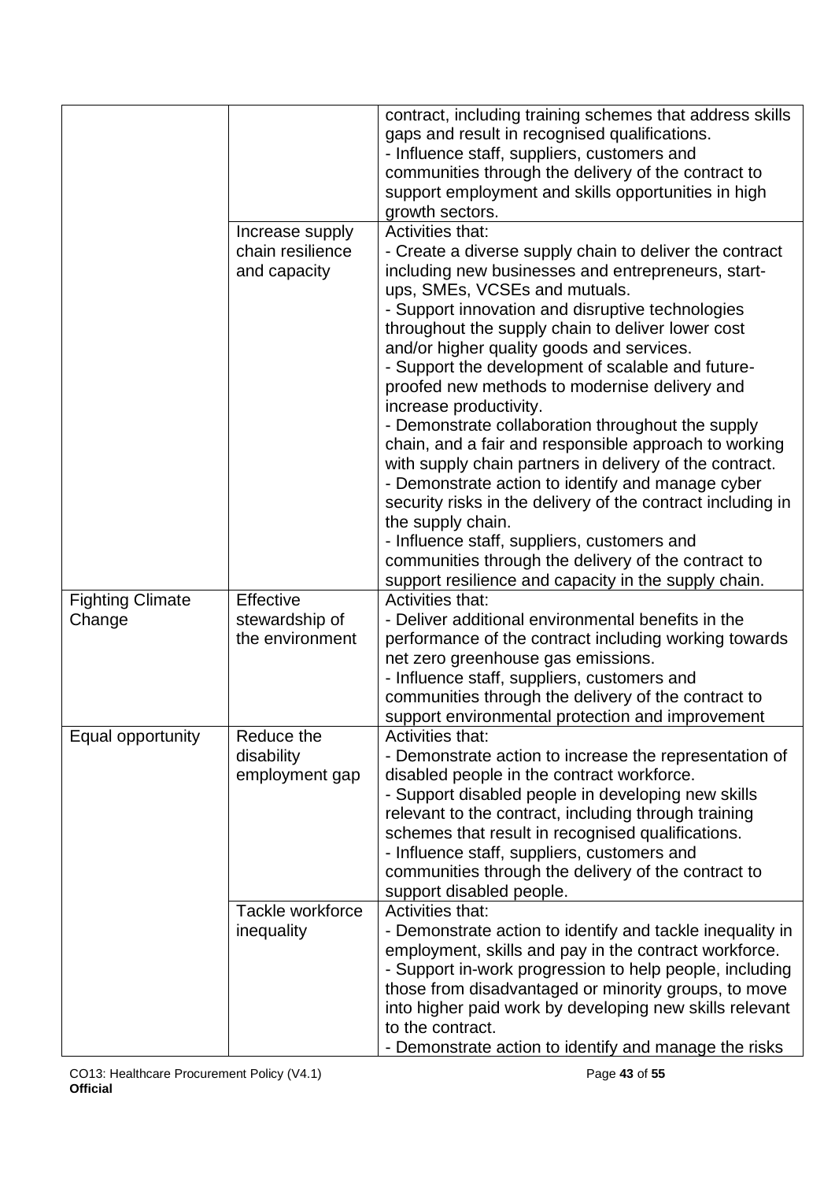| | | |
|---|---|---|
| | | contract, including training schemes that address skills gaps and result in recognised qualifications.<br>- Influence staff, suppliers, customers and communities through the delivery of the contract to support employment and skills opportunities in high growth sectors. |
| | Increase supply chain resilience and capacity | Activities that:<br>- Create a diverse supply chain to deliver the contract including new businesses and entrepreneurs, start-ups, SMEs, VCSEs and mutuals.<br>- Support innovation and disruptive technologies throughout the supply chain to deliver lower cost and/or higher quality goods and services.<br>- Support the development of scalable and future-proofed new methods to modernise delivery and increase productivity.<br>- Demonstrate collaboration throughout the supply chain, and a fair and responsible approach to working with supply chain partners in delivery of the contract.<br>- Demonstrate action to identify and manage cyber security risks in the delivery of the contract including in the supply chain.<br>- Influence staff, suppliers, customers and communities through the delivery of the contract to support resilience and capacity in the supply chain. |
| Fighting Climate Change | Effective stewardship of the environment | Activities that:<br>- Deliver additional environmental benefits in the performance of the contract including working towards net zero greenhouse gas emissions.<br>- Influence staff, suppliers, customers and communities through the delivery of the contract to support environmental protection and improvement |
| Equal opportunity | Reduce the disability employment gap | Activities that:<br>- Demonstrate action to increase the representation of disabled people in the contract workforce.<br>- Support disabled people in developing new skills relevant to the contract, including through training schemes that result in recognised qualifications.<br>- Influence staff, suppliers, customers and communities through the delivery of the contract to support disabled people. |
| | Tackle workforce inequality | Activities that:<br>- Demonstrate action to identify and tackle inequality in employment, skills and pay in the contract workforce.<br>- Support in-work progression to help people, including those from disadvantaged or minority groups, to move into higher paid work by developing new skills relevant to the contract.<br>- Demonstrate action to identify and manage the risks |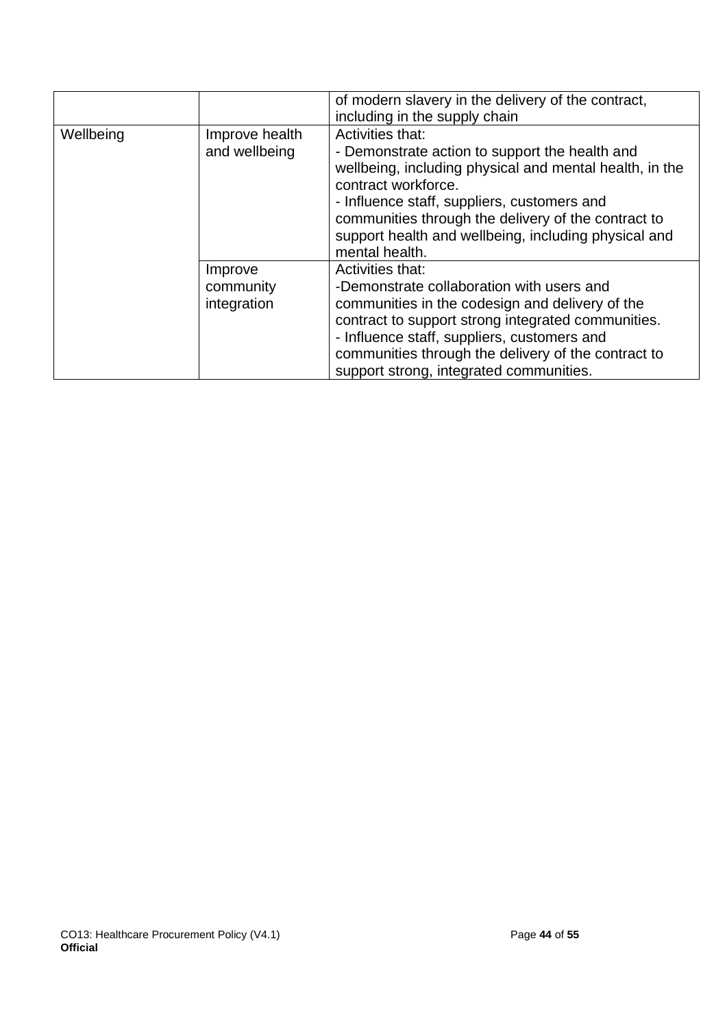| | | |
|---|---|---|
| | | of modern slavery in the delivery of the contract, including in the supply chain |
| Wellbeing | Improve health and wellbeing | Activities that:<br>- Demonstrate action to support the health and wellbeing, including physical and mental health, in the contract workforce.<br>- Influence staff, suppliers, customers and communities through the delivery of the contract to support health and wellbeing, including physical and mental health. |
| | Improve community integration | Activities that:<br>-Demonstrate collaboration with users and communities in the codesign and delivery of the contract to support strong integrated communities.<br>- Influence staff, suppliers, customers and communities through the delivery of the contract to support strong, integrated communities. |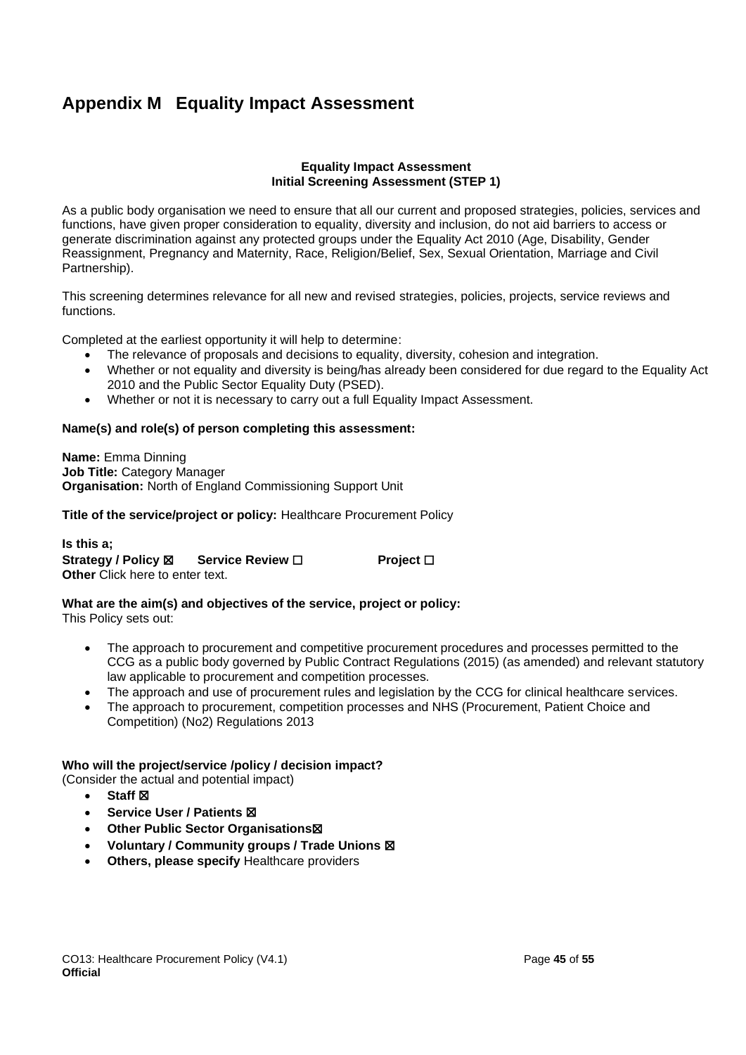# Appendix M Equality Impact Assessment

**Equality Impact Assessment**
**Initial Screening Assessment (STEP 1)**

As a public body organisation we need to ensure that all our current and proposed strategies, policies, services and functions, have given proper consideration to equality, diversity and inclusion, do not aid barriers to access or generate discrimination against any protected groups under the Equality Act 2010 (Age, Disability, Gender Reassignment, Pregnancy and Maternity, Race, Religion/Belief, Sex, Sexual Orientation, Marriage and Civil Partnership).

This screening determines relevance for all new and revised strategies, policies, projects, service reviews and functions.

Completed at the earliest opportunity it will help to determine:

- The relevance of proposals and decisions to equality, diversity, cohesion and integration.
- Whether or not equality and diversity is being/has already been considered for due regard to the Equality Act 2010 and the Public Sector Equality Duty (PSED).
- Whether or not it is necessary to carry out a full Equality Impact Assessment.

**Name(s) and role(s) of person completing this assessment:**

**Name:** Emma Dinning
**Job Title:** Category Manager
**Organisation:** North of England Commissioning Support Unit

**Title of the service/project or policy:** Healthcare Procurement Policy

**Is this a;**
**Strategy / Policy** ☒ **Service Review** ☐ **Project** ☐
**Other** Click here to enter text.

**What are the aim(s) and objectives of the service, project or policy:**
This Policy sets out:

- The approach to procurement and competitive procurement procedures and processes permitted to the CCG as a public body governed by Public Contract Regulations (2015) (as amended) and relevant statutory law applicable to procurement and competition processes.
- The approach and use of procurement rules and legislation by the CCG for clinical healthcare services.
- The approach to procurement, competition processes and NHS (Procurement, Patient Choice and Competition) (No2) Regulations 2013

**Who will the project/service /policy / decision impact?**
(Consider the actual and potential impact)

- **Staff** ☒
- **Service User / Patients** ☒
- **Other Public Sector Organisations**☒
- **Voluntary / Community groups / Trade Unions** ☒
- **Others, please specify** Healthcare providers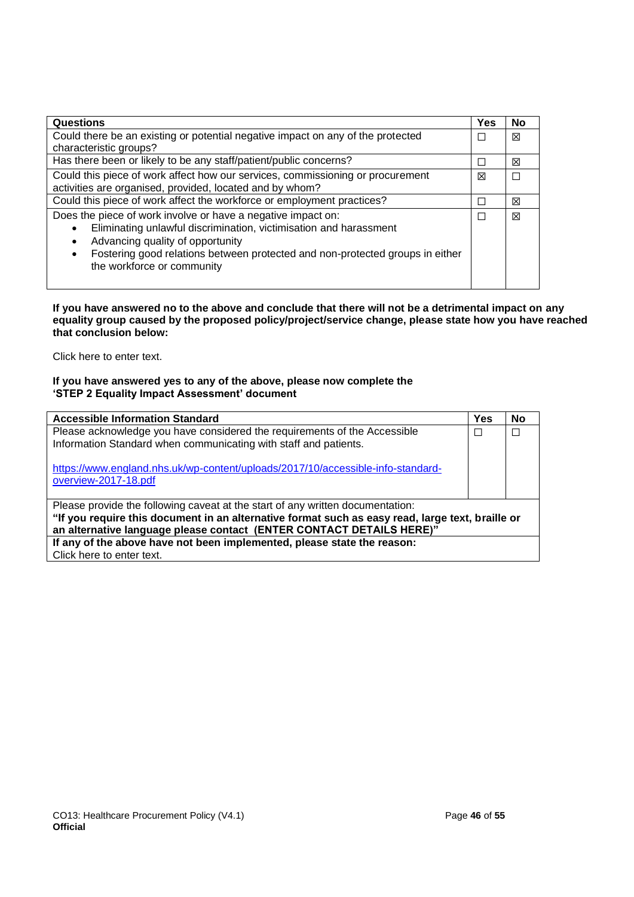| Questions | Yes | No |
|---|---|---|
| Could there be an existing or potential negative impact on any of the protected characteristic groups? | ☐ | ☒ |
| Has there been or likely to be any staff/patient/public concerns? | ☐ | ☒ |
| Could this piece of work affect how our services, commissioning or procurement activities are organised, provided, located and by whom? | ☒ | ☐ |
| Could this piece of work affect the workforce or employment practices? | ☐ | ☒ |
| Does the piece of work involve or have a negative impact on:<br>• Eliminating unlawful discrimination, victimisation and harassment<br>• Advancing quality of opportunity<br>• Fostering good relations between protected and non-protected groups in either the workforce or community | ☐ | ☒ |

**If you have answered no to the above and conclude that there will not be a detrimental impact on any equality group caused by the proposed policy/project/service change, please state how you have reached that conclusion below:**

Click here to enter text.

**If you have answered yes to any of the above, please now complete the 'STEP 2 Equality Impact Assessment' document**

| Accessible Information Standard | Yes | No |
|---|---|---|
| Please acknowledge you have considered the requirements of the Accessible Information Standard when communicating with staff and patients.<br><br>https://www.england.nhs.uk/wp-content/uploads/2017/10/accessible-info-standard-overview-2017-18.pdf | ☐ | ☐ |
| Please provide the following caveat at the start of any written documentation:<br>**"If you require this document in an alternative format such as easy read, large text, braille or an alternative language please contact (ENTER CONTACT DETAILS HERE)"** | | |
| **If any of the above have not been implemented, please state the reason:**<br>Click here to enter text. | | |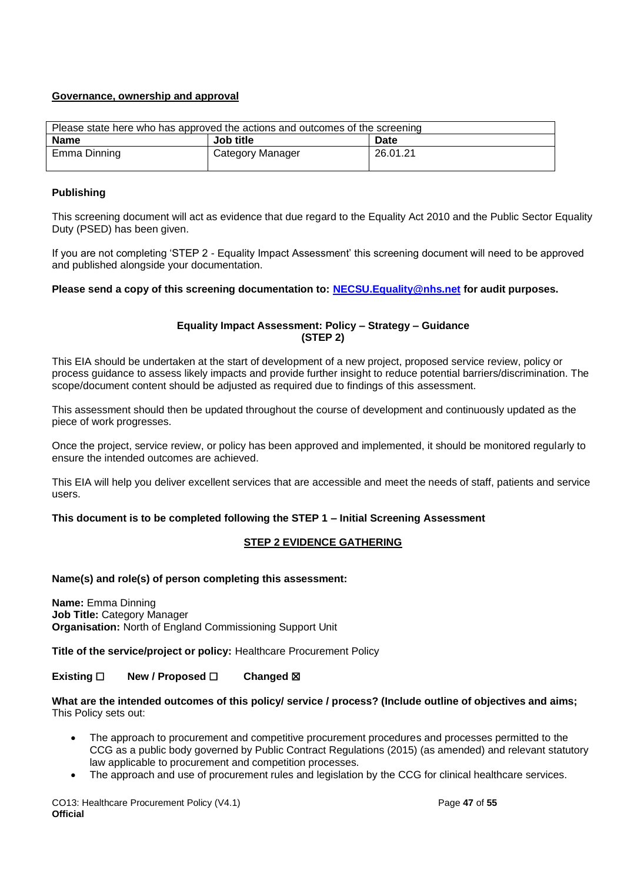**Governance, ownership and approval**

| Please state here who has approved the actions and outcomes of the screening | | |
|---|---|---|
| **Name** | **Job title** | **Date** |
| Emma Dinning | Category Manager | 26.01.21 |

**Publishing**

This screening document will act as evidence that due regard to the Equality Act 2010 and the Public Sector Equality Duty (PSED) has been given.

If you are not completing 'STEP 2 - Equality Impact Assessment' this screening document will need to be approved and published alongside your documentation.

**Please send a copy of this screening documentation to: [NECSU.Equality@nhs.net](mailto:NECSU.Equality@nhs.net) for audit purposes.**

**Equality Impact Assessment: Policy – Strategy – Guidance (STEP 2)**

This EIA should be undertaken at the start of development of a new project, proposed service review, policy or process guidance to assess likely impacts and provide further insight to reduce potential barriers/discrimination. The scope/document content should be adjusted as required due to findings of this assessment.

This assessment should then be updated throughout the course of development and continuously updated as the piece of work progresses.

Once the project, service review, or policy has been approved and implemented, it should be monitored regularly to ensure the intended outcomes are achieved.

This EIA will help you deliver excellent services that are accessible and meet the needs of staff, patients and service users.

**This document is to be completed following the STEP 1 – Initial Screening Assessment**

**STEP 2 EVIDENCE GATHERING**

**Name(s) and role(s) of person completing this assessment:**

**Name:** Emma Dinning
**Job Title:** Category Manager
**Organisation:** North of England Commissioning Support Unit

**Title of the service/project or policy:** Healthcare Procurement Policy

**Existing** ☐ **New / Proposed** ☐ **Changed** ☒

**What are the intended outcomes of this policy/ service / process? (Include outline of objectives and aims;**
This Policy sets out:

- The approach to procurement and competitive procurement procedures and processes permitted to the CCG as a public body governed by Public Contract Regulations (2015) (as amended) and relevant statutory law applicable to procurement and competition processes.
- The approach and use of procurement rules and legislation by the CCG for clinical healthcare services.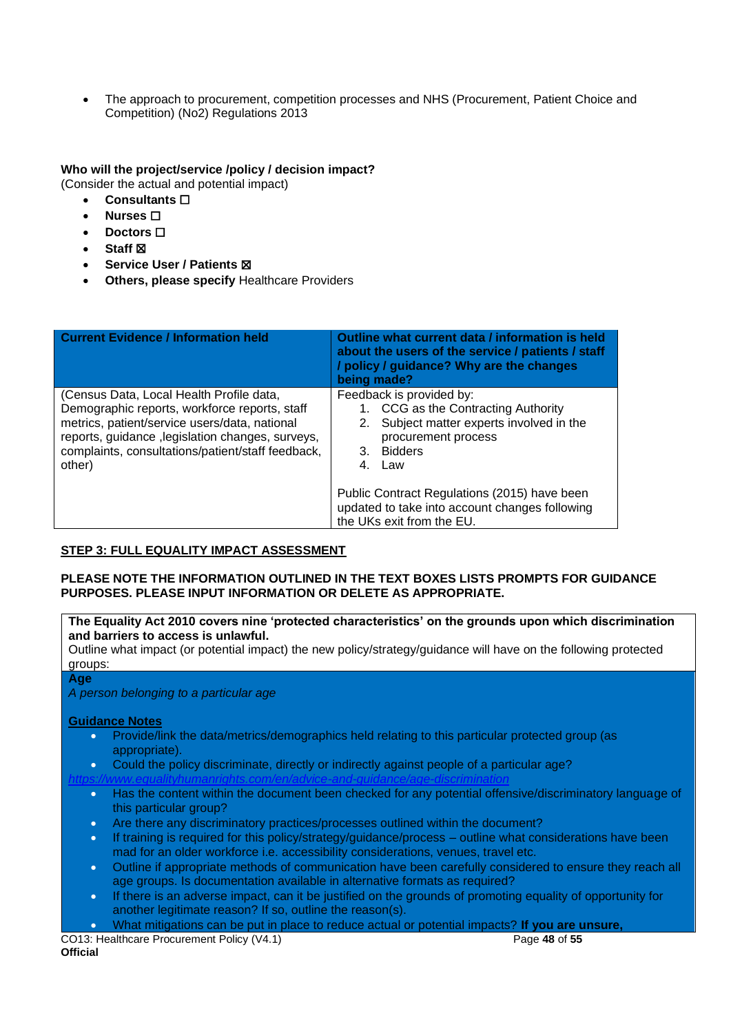- The approach to procurement, competition processes and NHS (Procurement, Patient Choice and Competition) (No2) Regulations 2013

**Who will the project/service /policy / decision impact?**
(Consider the actual and potential impact)

- **Consultants** ☐
- **Nurses** ☐
- **Doctors** ☐
- **Staff** ☒
- **Service User / Patients** ☒
- **Others, please specify** Healthcare Providers

| Current Evidence / Information held | Outline what current data / information is held about the users of the service / patients / staff / policy / guidance? Why are the changes being made? |
|---|---|
| (Census Data, Local Health Profile data, Demographic reports, workforce reports, staff metrics, patient/service users/data, national reports, guidance ,legislation changes, surveys, complaints, consultations/patient/staff feedback, other) | Feedback is provided by:<br>1. CCG as the Contracting Authority<br>2. Subject matter experts involved in the procurement process<br>3. Bidders<br>4. Law<br><br>Public Contract Regulations (2015) have been updated to take into account changes following the UKs exit from the EU. |

**STEP 3: FULL EQUALITY IMPACT ASSESSMENT**

**PLEASE NOTE THE INFORMATION OUTLINED IN THE TEXT BOXES LISTS PROMPTS FOR GUIDANCE PURPOSES. PLEASE INPUT INFORMATION OR DELETE AS APPROPRIATE.**

**The Equality Act 2010 covers nine 'protected characteristics' on the grounds upon which discrimination and barriers to access is unlawful.**
Outline what impact (or potential impact) the new policy/strategy/guidance will have on the following protected groups:

**Age**
*A person belonging to a particular age*

**Guidance Notes**

- Provide/link the data/metrics/demographics held relating to this particular protected group (as appropriate).
- Could the policy discriminate, directly or indirectly against people of a particular age?
  https://www.equalityhumanrights.com/en/advice-and-guidance/age-discrimination
- Has the content within the document been checked for any potential offensive/discriminatory language of this particular group?
- Are there any discriminatory practices/processes outlined within the document?
- If training is required for this policy/strategy/guidance/process – outline what considerations have been mad for an older workforce i.e. accessibility considerations, venues, travel etc.
- Outline if appropriate methods of communication have been carefully considered to ensure they reach all age groups. Is documentation available in alternative formats as required?
- If there is an adverse impact, can it be justified on the grounds of promoting equality of opportunity for another legitimate reason? If so, outline the reason(s).
- What mitigations can be put in place to reduce actual or potential impacts? **If you are unsure,**

CO13: Healthcare Procurement Policy (V4.1)
**Official**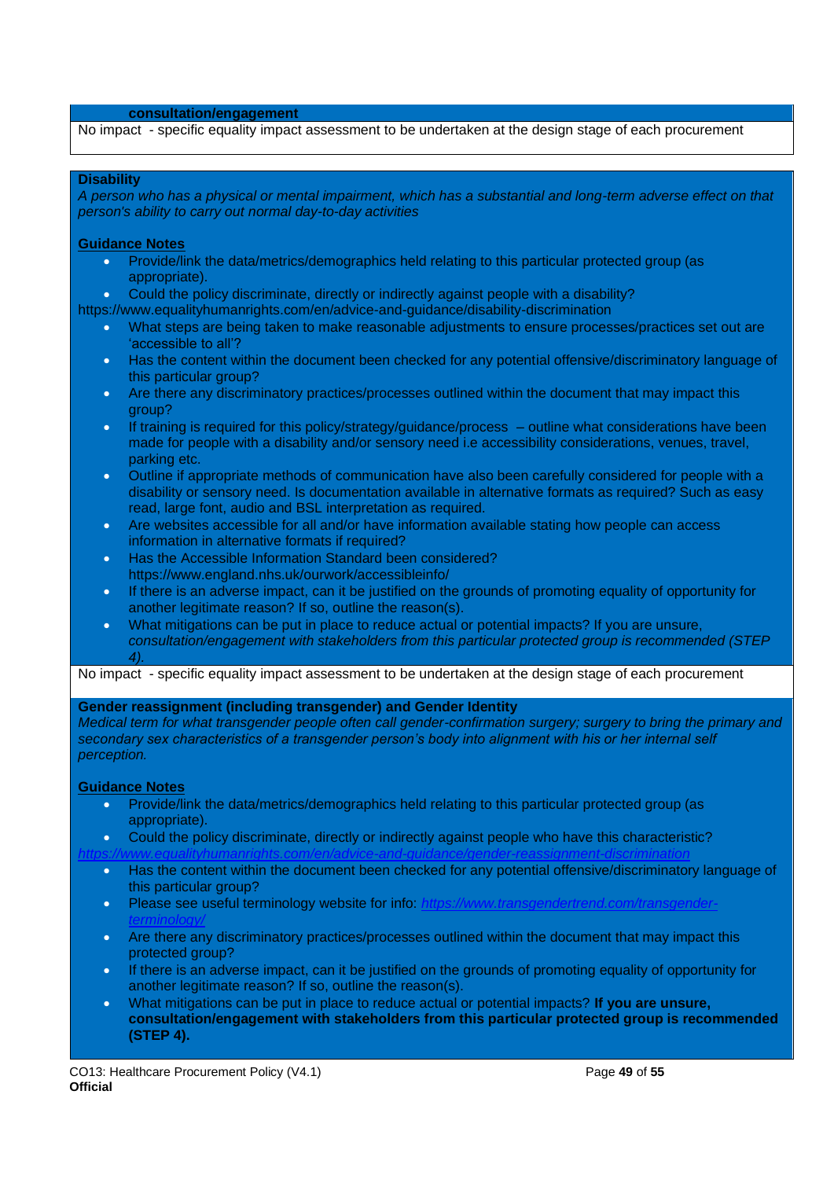**consultation/engagement**

No impact - specific equality impact assessment to be undertaken at the design stage of each procurement

**Disability**

*A person who has a physical or mental impairment, which has a substantial and long-term adverse effect on that person's ability to carry out normal day-to-day activities*

**Guidance Notes**

- Provide/link the data/metrics/demographics held relating to this particular protected group (as appropriate).
- Could the policy discriminate, directly or indirectly against people with a disability?

https://www.equalityhumanrights.com/en/advice-and-guidance/disability-discrimination

- What steps are being taken to make reasonable adjustments to ensure processes/practices set out are 'accessible to all'?
- Has the content within the document been checked for any potential offensive/discriminatory language of this particular group?
- Are there any discriminatory practices/processes outlined within the document that may impact this group?
- If training is required for this policy/strategy/guidance/process – outline what considerations have been made for people with a disability and/or sensory need i.e accessibility considerations, venues, travel, parking etc.
- Outline if appropriate methods of communication have also been carefully considered for people with a disability or sensory need. Is documentation available in alternative formats as required? Such as easy read, large font, audio and BSL interpretation as required.
- Are websites accessible for all and/or have information available stating how people can access information in alternative formats if required?
- Has the Accessible Information Standard been considered? https://www.england.nhs.uk/ourwork/accessibleinfo/
- If there is an adverse impact, can it be justified on the grounds of promoting equality of opportunity for another legitimate reason? If so, outline the reason(s).
- What mitigations can be put in place to reduce actual or potential impacts? If you are unsure, *consultation/engagement with stakeholders from this particular protected group is recommended (STEP 4).*

No impact - specific equality impact assessment to be undertaken at the design stage of each procurement

**Gender reassignment (including transgender) and Gender Identity**

*Medical term for what transgender people often call gender-confirmation surgery; surgery to bring the primary and secondary sex characteristics of a transgender person's body into alignment with his or her internal self perception.*

**Guidance Notes**

- Provide/link the data/metrics/demographics held relating to this particular protected group (as appropriate).
- Could the policy discriminate, directly or indirectly against people who have this characteristic?

*https://www.equalityhumanrights.com/en/advice-and-guidance/gender-reassignment-discrimination*

- Has the content within the document been checked for any potential offensive/discriminatory language of this particular group?
- Please see useful terminology website for info: *https://www.transgendertrend.com/transgender-terminology/*
- Are there any discriminatory practices/processes outlined within the document that may impact this protected group?
- If there is an adverse impact, can it be justified on the grounds of promoting equality of opportunity for another legitimate reason? If so, outline the reason(s).
- What mitigations can be put in place to reduce actual or potential impacts? **If you are unsure, consultation/engagement with stakeholders from this particular protected group is recommended (STEP 4).**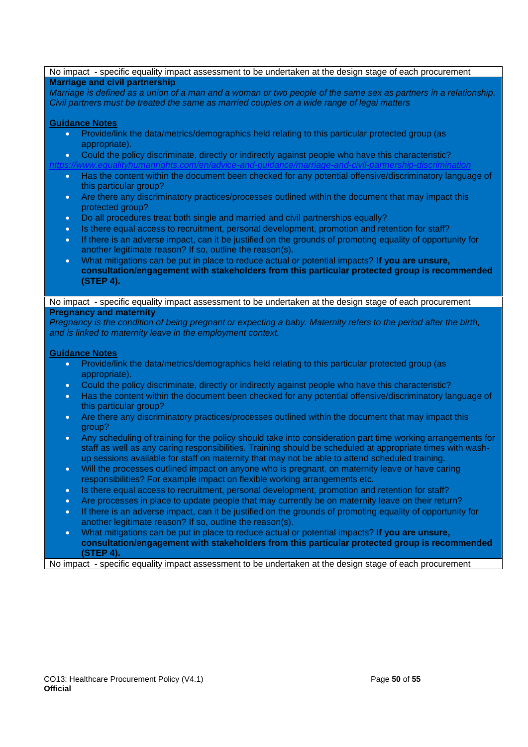No impact - specific equality impact assessment to be undertaken at the design stage of each procurement

**Marriage and civil partnership**

*Marriage is defined as a union of a man and a woman or two people of the same sex as partners in a relationship. Civil partners must be treated the same as married couples on a wide range of legal matters*

**Guidance Notes**

- Provide/link the data/metrics/demographics held relating to this particular protected group (as appropriate).
- Could the policy discriminate, directly or indirectly against people who have this characteristic?

*https://www.equalityhumanrights.com/en/advice-and-guidance/marriage-and-civil-partnership-discrimination*

- Has the content within the document been checked for any potential offensive/discriminatory language of this particular group?
- Are there any discriminatory practices/processes outlined within the document that may impact this protected group?
- Do all procedures treat both single and married and civil partnerships equally?
- Is there equal access to recruitment, personal development, promotion and retention for staff?
- If there is an adverse impact, can it be justified on the grounds of promoting equality of opportunity for another legitimate reason? If so, outline the reason(s).
- What mitigations can be put in place to reduce actual or potential impacts? **If you are unsure, consultation/engagement with stakeholders from this particular protected group is recommended (STEP 4).**

No impact - specific equality impact assessment to be undertaken at the design stage of each procurement

**Pregnancy and maternity**

*Pregnancy is the condition of being pregnant or expecting a baby. Maternity refers to the period after the birth, and is linked to maternity leave in the employment context.*

**Guidance Notes**

- Provide/link the data/metrics/demographics held relating to this particular protected group (as appropriate).
- Could the policy discriminate, directly or indirectly against people who have this characteristic?
- Has the content within the document been checked for any potential offensive/discriminatory language of this particular group?
- Are there any discriminatory practices/processes outlined within the document that may impact this group?
- Any scheduling of training for the policy should take into consideration part time working arrangements for staff as well as any caring responsibilities. Training should be scheduled at appropriate times with wash-up sessions available for staff on maternity that may not be able to attend scheduled training.
- Will the processes outlined impact on anyone who is pregnant, on maternity leave or have caring responsibilities? For example impact on flexible working arrangements etc.
- Is there equal access to recruitment, personal development, promotion and retention for staff?
- Are processes in place to update people that may currently be on maternity leave on their return?
- If there is an adverse impact, can it be justified on the grounds of promoting equality of opportunity for another legitimate reason? If so, outline the reason(s).
- What mitigations can be put in place to reduce actual or potential impacts? **If you are unsure, consultation/engagement with stakeholders from this particular protected group is recommended (STEP 4).**

No impact - specific equality impact assessment to be undertaken at the design stage of each procurement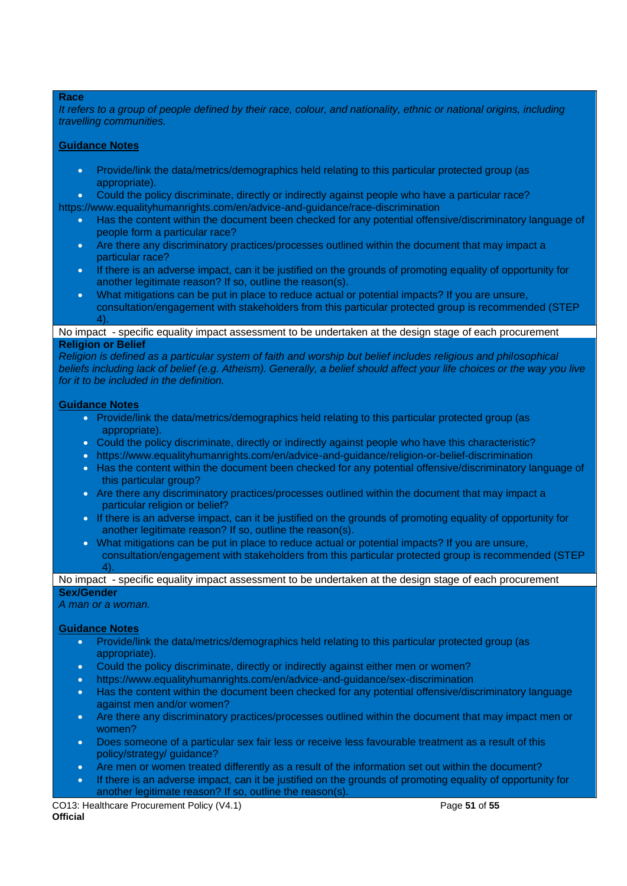**Race**

*It refers to a group of people defined by their race, colour, and nationality, ethnic or national origins, including travelling communities.*

**Guidance Notes**

- Provide/link the data/metrics/demographics held relating to this particular protected group (as appropriate).
- Could the policy discriminate, directly or indirectly against people who have a particular race?

https://www.equalityhumanrights.com/en/advice-and-guidance/race-discrimination

- Has the content within the document been checked for any potential offensive/discriminatory language of people form a particular race?
- Are there any discriminatory practices/processes outlined within the document that may impact a particular race?
- If there is an adverse impact, can it be justified on the grounds of promoting equality of opportunity for another legitimate reason? If so, outline the reason(s).
- What mitigations can be put in place to reduce actual or potential impacts? If you are unsure, consultation/engagement with stakeholders from this particular protected group is recommended (STEP 4).

No impact - specific equality impact assessment to be undertaken at the design stage of each procurement

**Religion or Belief**

*Religion is defined as a particular system of faith and worship but belief includes religious and philosophical beliefs including lack of belief (e.g. Atheism). Generally, a belief should affect your life choices or the way you live for it to be included in the definition.*

**Guidance Notes**

- Provide/link the data/metrics/demographics held relating to this particular protected group (as appropriate).
- Could the policy discriminate, directly or indirectly against people who have this characteristic?
- https://www.equalityhumanrights.com/en/advice-and-guidance/religion-or-belief-discrimination
- Has the content within the document been checked for any potential offensive/discriminatory language of this particular group?
- Are there any discriminatory practices/processes outlined within the document that may impact a particular religion or belief?
- If there is an adverse impact, can it be justified on the grounds of promoting equality of opportunity for another legitimate reason? If so, outline the reason(s).
- What mitigations can be put in place to reduce actual or potential impacts? If you are unsure, consultation/engagement with stakeholders from this particular protected group is recommended (STEP 4).

No impact - specific equality impact assessment to be undertaken at the design stage of each procurement

**Sex/Gender**

*A man or a woman.*

**Guidance Notes**

- Provide/link the data/metrics/demographics held relating to this particular protected group (as appropriate).
- Could the policy discriminate, directly or indirectly against either men or women?
- https://www.equalityhumanrights.com/en/advice-and-guidance/sex-discrimination
- Has the content within the document been checked for any potential offensive/discriminatory language against men and/or women?
- Are there any discriminatory practices/processes outlined within the document that may impact men or women?
- Does someone of a particular sex fair less or receive less favourable treatment as a result of this policy/strategy/ guidance?
- Are men or women treated differently as a result of the information set out within the document?
- If there is an adverse impact, can it be justified on the grounds of promoting equality of opportunity for another legitimate reason? If so, outline the reason(s).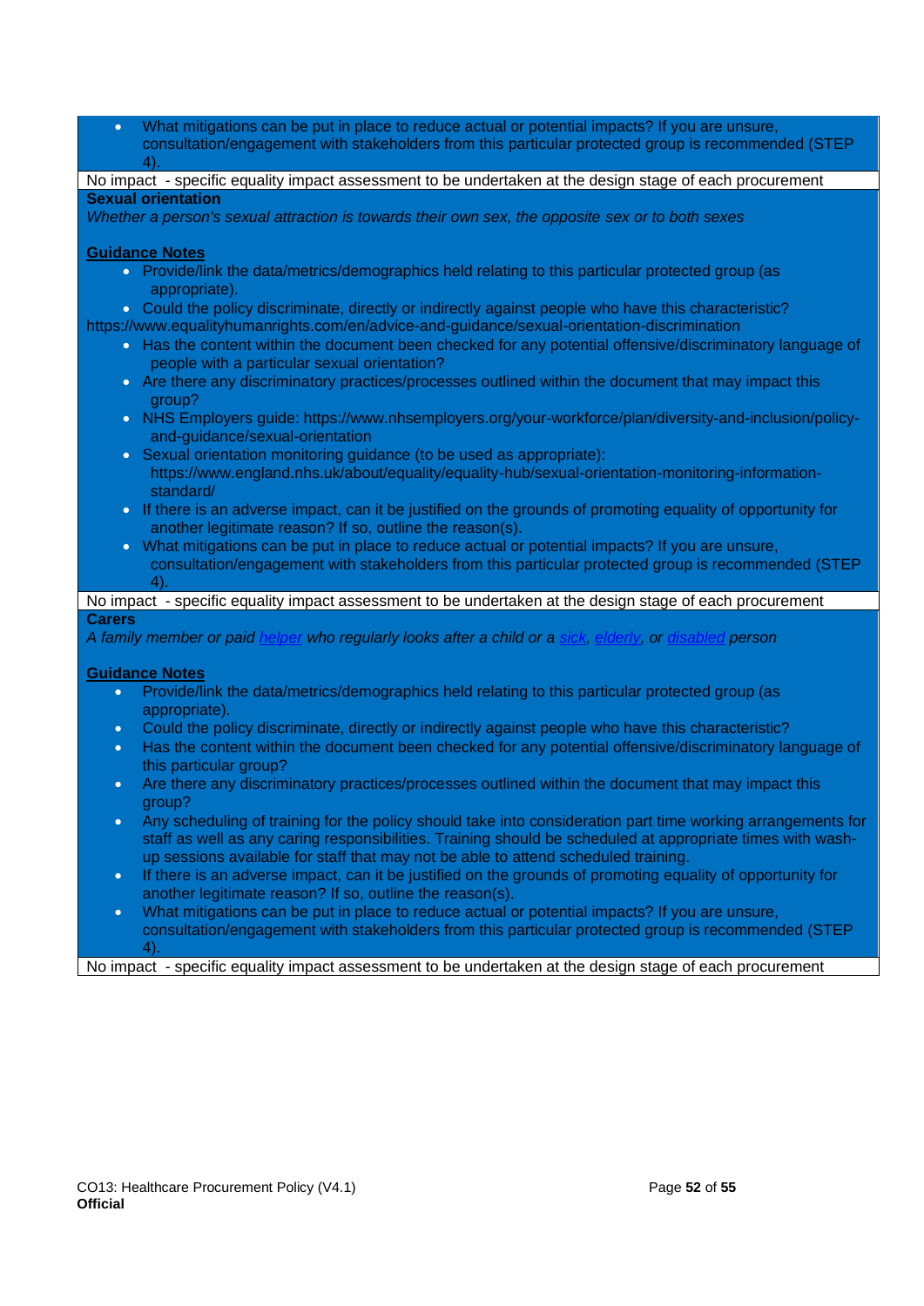- What mitigations can be put in place to reduce actual or potential impacts? If you are unsure, consultation/engagement with stakeholders from this particular protected group is recommended (STEP 4).

No impact - specific equality impact assessment to be undertaken at the design stage of each procurement

**Sexual orientation**

*Whether a person's sexual attraction is towards their own sex, the opposite sex or to both sexes*

**Guidance Notes**

- Provide/link the data/metrics/demographics held relating to this particular protected group (as appropriate).
- Could the policy discriminate, directly or indirectly against people who have this characteristic?

https://www.equalityhumanrights.com/en/advice-and-guidance/sexual-orientation-discrimination

- Has the content within the document been checked for any potential offensive/discriminatory language of people with a particular sexual orientation?
- Are there any discriminatory practices/processes outlined within the document that may impact this group?
- NHS Employers guide: https://www.nhsemployers.org/your-workforce/plan/diversity-and-inclusion/policy-and-guidance/sexual-orientation
- Sexual orientation monitoring guidance (to be used as appropriate): https://www.england.nhs.uk/about/equality/equality-hub/sexual-orientation-monitoring-information-standard/
- If there is an adverse impact, can it be justified on the grounds of promoting equality of opportunity for another legitimate reason? If so, outline the reason(s).
- What mitigations can be put in place to reduce actual or potential impacts? If you are unsure, consultation/engagement with stakeholders from this particular protected group is recommended (STEP 4).

No impact - specific equality impact assessment to be undertaken at the design stage of each procurement

**Carers**

*A family member or paid helper who regularly looks after a child or a sick, elderly, or disabled person*

**Guidance Notes**

- Provide/link the data/metrics/demographics held relating to this particular protected group (as appropriate).
- Could the policy discriminate, directly or indirectly against people who have this characteristic?
- Has the content within the document been checked for any potential offensive/discriminatory language of this particular group?
- Are there any discriminatory practices/processes outlined within the document that may impact this group?
- Any scheduling of training for the policy should take into consideration part time working arrangements for staff as well as any caring responsibilities. Training should be scheduled at appropriate times with wash-up sessions available for staff that may not be able to attend scheduled training.
- If there is an adverse impact, can it be justified on the grounds of promoting equality of opportunity for another legitimate reason? If so, outline the reason(s).
- What mitigations can be put in place to reduce actual or potential impacts? If you are unsure, consultation/engagement with stakeholders from this particular protected group is recommended (STEP 4).

No impact - specific equality impact assessment to be undertaken at the design stage of each procurement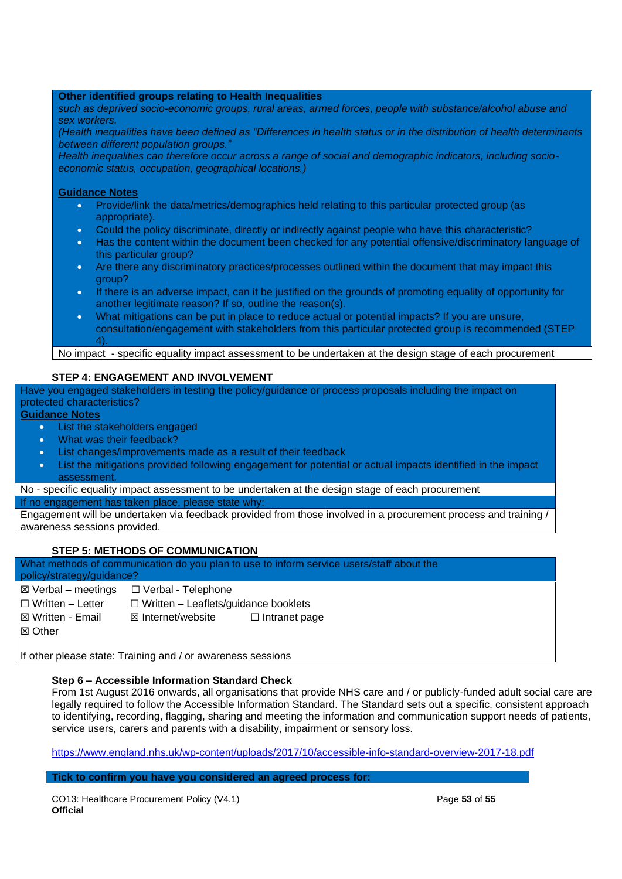**Other identified groups relating to Health Inequalities**

*such as deprived socio-economic groups, rural areas, armed forces, people with substance/alcohol abuse and sex workers.*

*(Health inequalities have been defined as "Differences in health status or in the distribution of health determinants between different population groups."*

*Health inequalities can therefore occur across a range of social and demographic indicators, including socio-economic status, occupation, geographical locations.)*

**Guidance Notes**

- Provide/link the data/metrics/demographics held relating to this particular protected group (as appropriate).
- Could the policy discriminate, directly or indirectly against people who have this characteristic?
- Has the content within the document been checked for any potential offensive/discriminatory language of this particular group?
- Are there any discriminatory practices/processes outlined within the document that may impact this group?
- If there is an adverse impact, can it be justified on the grounds of promoting equality of opportunity for another legitimate reason? If so, outline the reason(s).
- What mitigations can be put in place to reduce actual or potential impacts? If you are unsure, consultation/engagement with stakeholders from this particular protected group is recommended (STEP 4).

No impact - specific equality impact assessment to be undertaken at the design stage of each procurement

## STEP 4: ENGAGEMENT AND INVOLVEMENT

Have you engaged stakeholders in testing the policy/guidance or process proposals including the impact on protected characteristics?

**Guidance Notes**

- List the stakeholders engaged
- What was their feedback?
- List changes/improvements made as a result of their feedback
- List the mitigations provided following engagement for potential or actual impacts identified in the impact assessment.

No - specific equality impact assessment to be undertaken at the design stage of each procurement

If no engagement has taken place, please state why:

Engagement will be undertaken via feedback provided from those involved in a procurement process and training / awareness sessions provided.

## STEP 5: METHODS OF COMMUNICATION

What methods of communication do you plan to use to inform service users/staff about the policy/strategy/guidance?

☒ Verbal – meetings ☐ Verbal - Telephone

☐ Written – Letter ☐ Written – Leaflets/guidance booklets

☒ Written - Email ☒ Internet/website ☐ Intranet page

☒ Other

If other please state: Training and / or awareness sessions

### Step 6 – Accessible Information Standard Check

From 1st August 2016 onwards, all organisations that provide NHS care and / or publicly-funded adult social care are legally required to follow the Accessible Information Standard. The Standard sets out a specific, consistent approach to identifying, recording, flagging, sharing and meeting the information and communication support needs of patients, service users, carers and parents with a disability, impairment or sensory loss.

https://www.england.nhs.uk/wp-content/uploads/2017/10/accessible-info-standard-overview-2017-18.pdf

**Tick to confirm you have you considered an agreed process for:**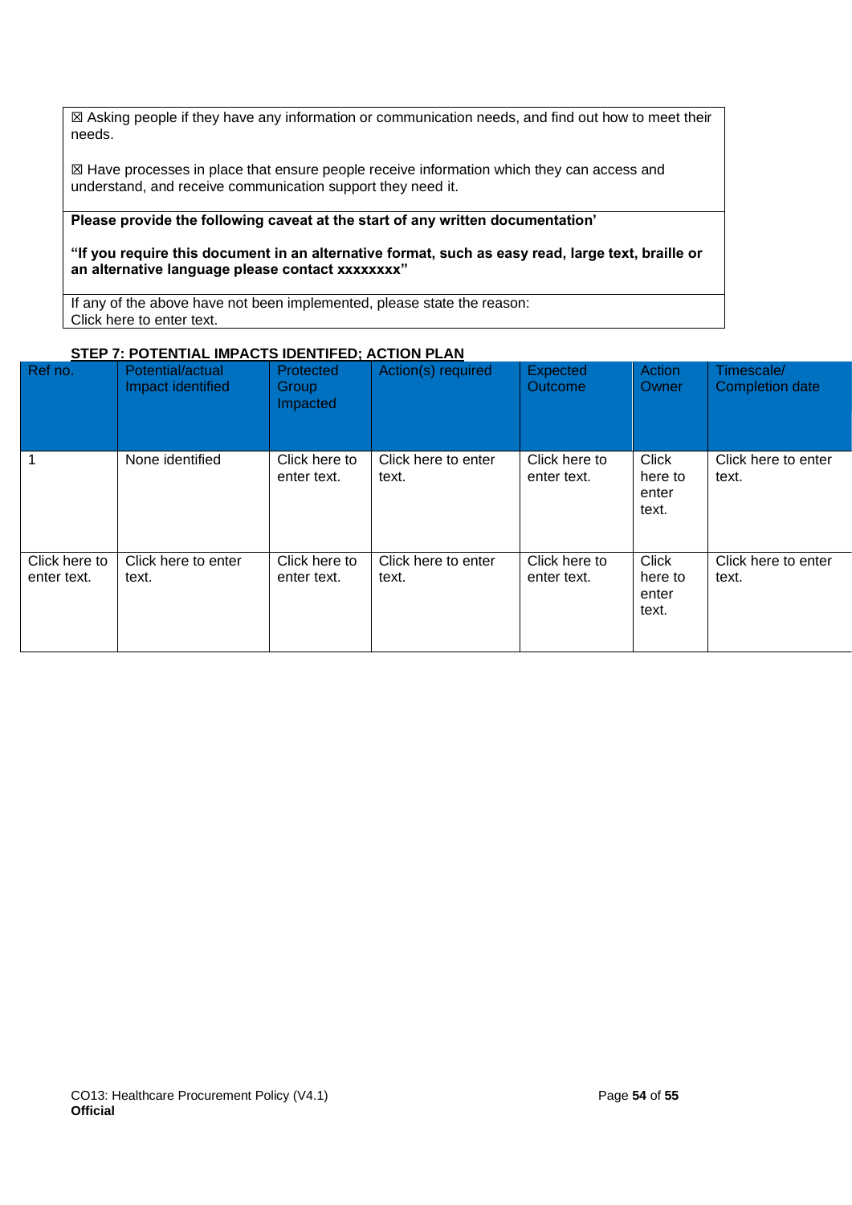☒ Asking people if they have any information or communication needs, and find out how to meet their needs.

☒ Have processes in place that ensure people receive information which they can access and understand, and receive communication support they need it.

**Please provide the following caveat at the start of any written documentation'**

**"If you require this document in an alternative format, such as easy read, large text, braille or an alternative language please contact xxxxxxxx"**

If any of the above have not been implemented, please state the reason:
Click here to enter text.

**STEP 7: POTENTIAL IMPACTS IDENTIFED; ACTION PLAN**

| Ref no. | Potential/actual Impact identified | Protected Group Impacted | Action(s) required | Expected Outcome | Action Owner | Timescale/ Completion date |
|---|---|---|---|---|---|---|
| 1 | None identified | Click here to enter text. | Click here to enter text. | Click here to enter text. | Click here to enter text. | Click here to enter text. |
| Click here to enter text. | Click here to enter text. | Click here to enter text. | Click here to enter text. | Click here to enter text. | Click here to enter text. | Click here to enter text. |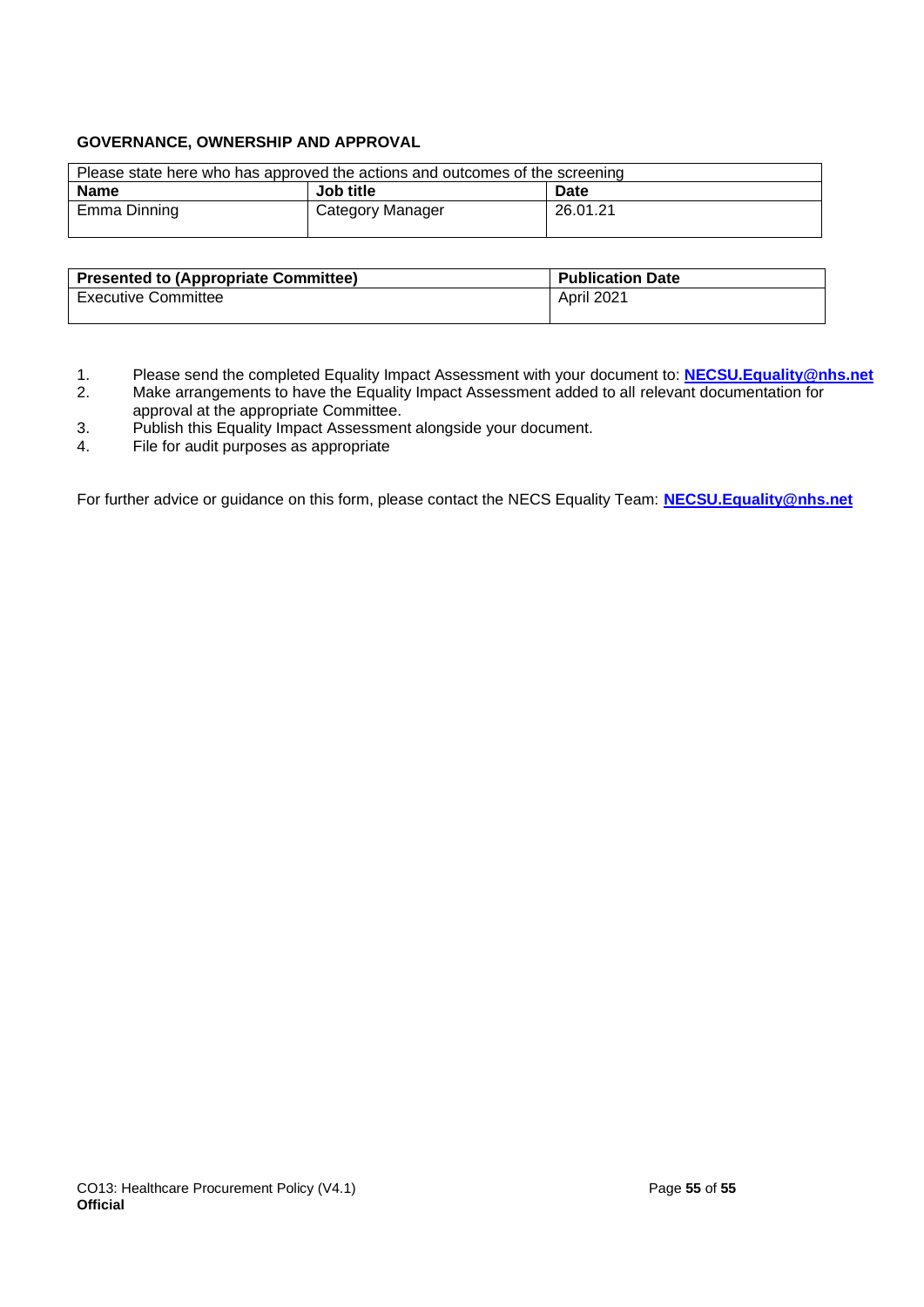**GOVERNANCE, OWNERSHIP AND APPROVAL**

| Please state here who has approved the actions and outcomes of the screening | | |
|---|---|---|
| **Name** | **Job title** | **Date** |
| Emma Dinning | Category Manager | 26.01.21 |

| **Presented to (Appropriate Committee)** | **Publication Date** |
|---|---|
| Executive Committee | April 2021 |

1. Please send the completed Equality Impact Assessment with your document to: **NECSU.Equality@nhs.net**
2. Make arrangements to have the Equality Impact Assessment added to all relevant documentation for approval at the appropriate Committee.
3. Publish this Equality Impact Assessment alongside your document.
4. File for audit purposes as appropriate

For further advice or guidance on this form, please contact the NECS Equality Team: **NECSU.Equality@nhs.net**